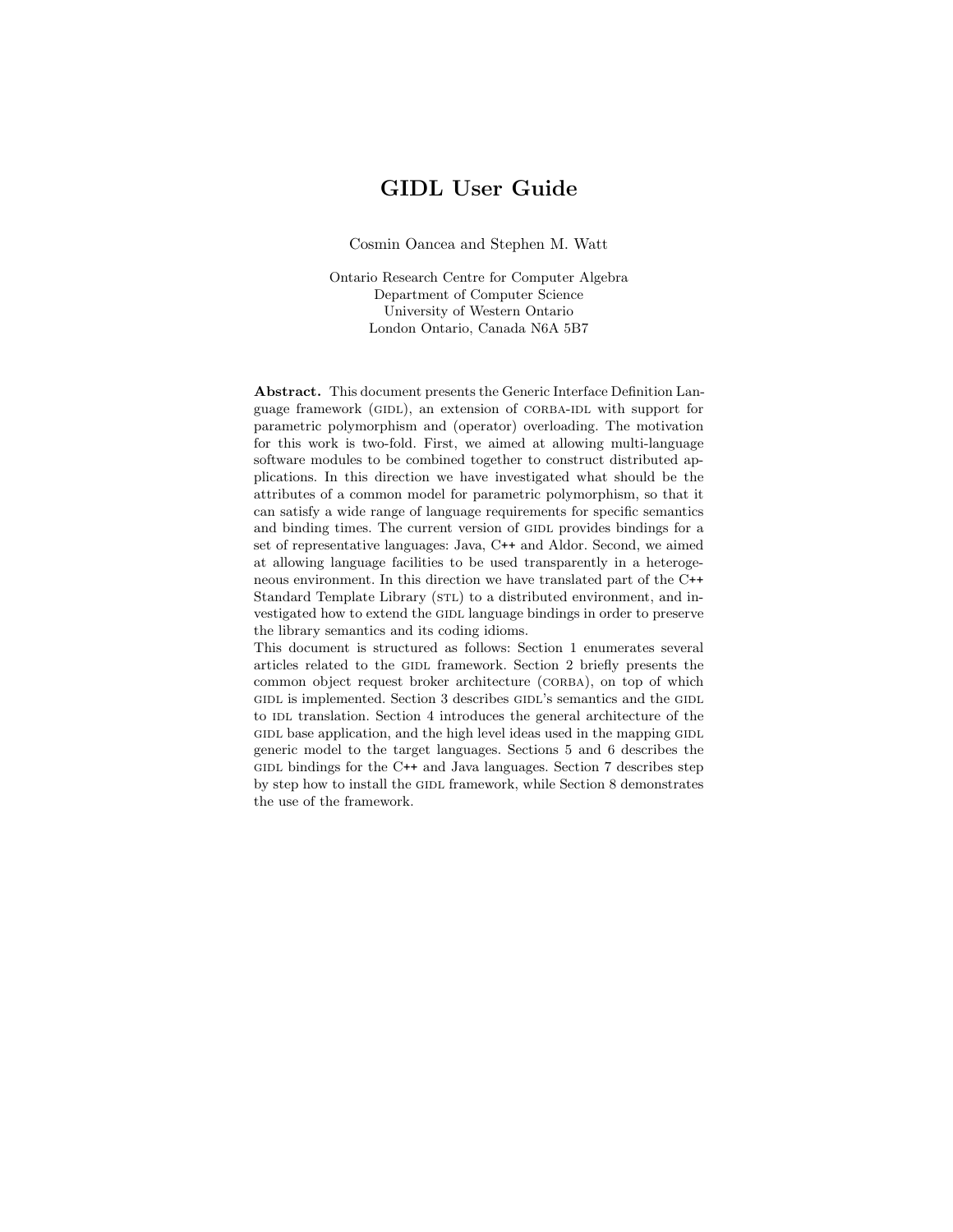# GIDL User Guide

Cosmin Oancea and Stephen M. Watt

Ontario Research Centre for Computer Algebra
Department of Computer Science
University of Western Ontario
London Ontario, Canada N6A 5B7

**Abstract.** This document presents the Generic Interface Definition Language framework (GIDL), an extension of CORBA-IDL with support for parametric polymorphism and (operator) overloading. The motivation for this work is two-fold. First, we aimed at allowing multi-language software modules to be combined together to construct distributed applications. In this direction we have investigated what should be the attributes of a common model for parametric polymorphism, so that it can satisfy a wide range of language requirements for specific semantics and binding times. The current version of GIDL provides bindings for a set of representative languages: Java, C++ and Aldor. Second, we aimed at allowing language facilities to be used transparently in a heterogeneous environment. In this direction we have translated part of the C++ Standard Template Library (STL) to a distributed environment, and investigated how to extend the GIDL language bindings in order to preserve the library semantics and its coding idioms.
This document is structured as follows: Section 1 enumerates several articles related to the GIDL framework. Section 2 briefly presents the common object request broker architecture (CORBA), on top of which GIDL is implemented. Section 3 describes GIDL's semantics and the GIDL to IDL translation. Section 4 introduces the general architecture of the GIDL base application, and the high level ideas used in the mapping GIDL generic model to the target languages. Sections 5 and 6 describes the GIDL bindings for the C++ and Java languages. Section 7 describes step by step how to install the GIDL framework, while Section 8 demonstrates the use of the framework.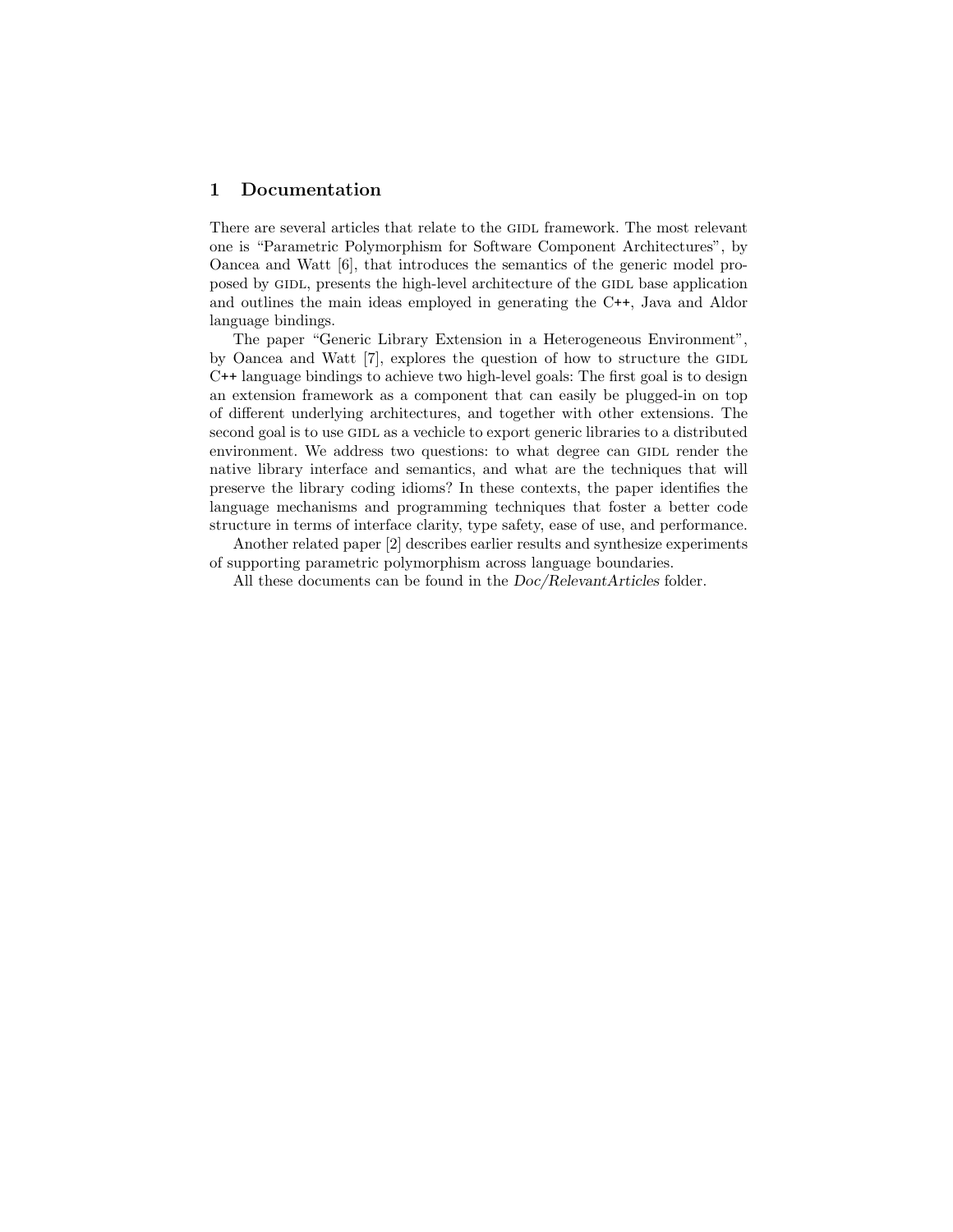# 1 Documentation

There are several articles that relate to the GIDL framework. The most relevant one is "Parametric Polymorphism for Software Component Architectures", by Oancea and Watt [6], that introduces the semantics of the generic model proposed by GIDL, presents the high-level architecture of the GIDL base application and outlines the main ideas employed in generating the C++, Java and Aldor language bindings.

The paper "Generic Library Extension in a Heterogeneous Environment", by Oancea and Watt [7], explores the question of how to structure the GIDL C++ language bindings to achieve two high-level goals: The first goal is to design an extension framework as a component that can easily be plugged-in on top of different underlying architectures, and together with other extensions. The second goal is to use GIDL as a vechicle to export generic libraries to a distributed environment. We address two questions: to what degree can GIDL render the native library interface and semantics, and what are the techniques that will preserve the library coding idioms? In these contexts, the paper identifies the language mechanisms and programming techniques that foster a better code structure in terms of interface clarity, type safety, ease of use, and performance.

Another related paper [2] describes earlier results and synthesize experiments of supporting parametric polymorphism across language boundaries.

All these documents can be found in the *Doc/RelevantArticles* folder.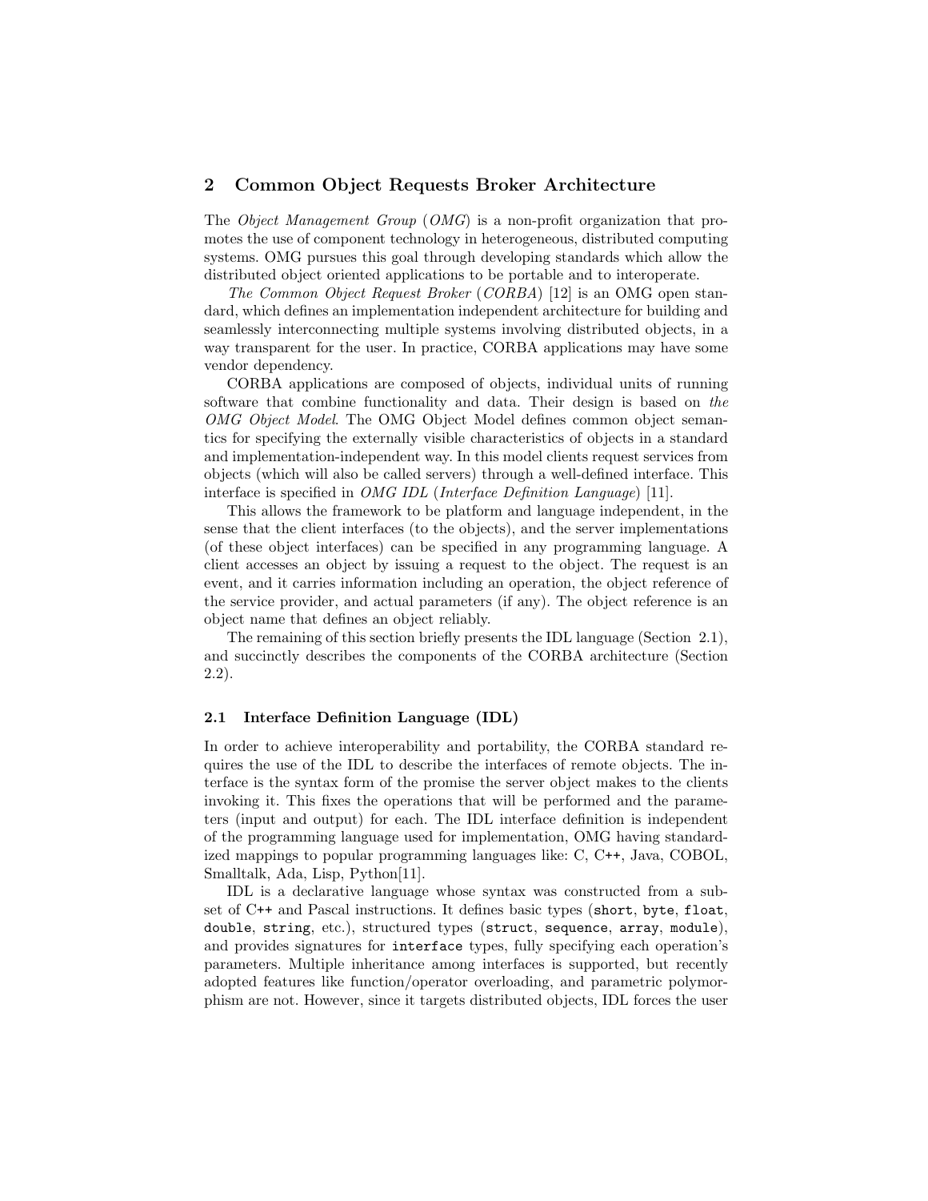## 2 Common Object Requests Broker Architecture

The *Object Management Group* (*OMG*) is a non-profit organization that promotes the use of component technology in heterogeneous, distributed computing systems. OMG pursues this goal through developing standards which allow the distributed object oriented applications to be portable and to interoperate.

*The Common Object Request Broker* (*CORBA*) [12] is an OMG open standard, which defines an implementation independent architecture for building and seamlessly interconnecting multiple systems involving distributed objects, in a way transparent for the user. In practice, CORBA applications may have some vendor dependency.

CORBA applications are composed of objects, individual units of running software that combine functionality and data. Their design is based on *the OMG Object Model*. The OMG Object Model defines common object semantics for specifying the externally visible characteristics of objects in a standard and implementation-independent way. In this model clients request services from objects (which will also be called servers) through a well-defined interface. This interface is specified in *OMG IDL* (*Interface Definition Language*) [11].

This allows the framework to be platform and language independent, in the sense that the client interfaces (to the objects), and the server implementations (of these object interfaces) can be specified in any programming language. A client accesses an object by issuing a request to the object. The request is an event, and it carries information including an operation, the object reference of the service provider, and actual parameters (if any). The object reference is an object name that defines an object reliably.

The remaining of this section briefly presents the IDL language (Section 2.1), and succinctly describes the components of the CORBA architecture (Section 2.2).

### 2.1 Interface Definition Language (IDL)

In order to achieve interoperability and portability, the CORBA standard requires the use of the IDL to describe the interfaces of remote objects. The interface is the syntax form of the promise the server object makes to the clients invoking it. This fixes the operations that will be performed and the parameters (input and output) for each. The IDL interface definition is independent of the programming language used for implementation, OMG having standardized mappings to popular programming languages like: C, C++, Java, COBOL, Smalltalk, Ada, Lisp, Python[11].

IDL is a declarative language whose syntax was constructed from a subset of C++ and Pascal instructions. It defines basic types (`short`, `byte`, `float`, `double`, `string`, etc.), structured types (`struct`, `sequence`, `array`, `module`), and provides signatures for `interface` types, fully specifying each operation's parameters. Multiple inheritance among interfaces is supported, but recently adopted features like function/operator overloading, and parametric polymorphism are not. However, since it targets distributed objects, IDL forces the user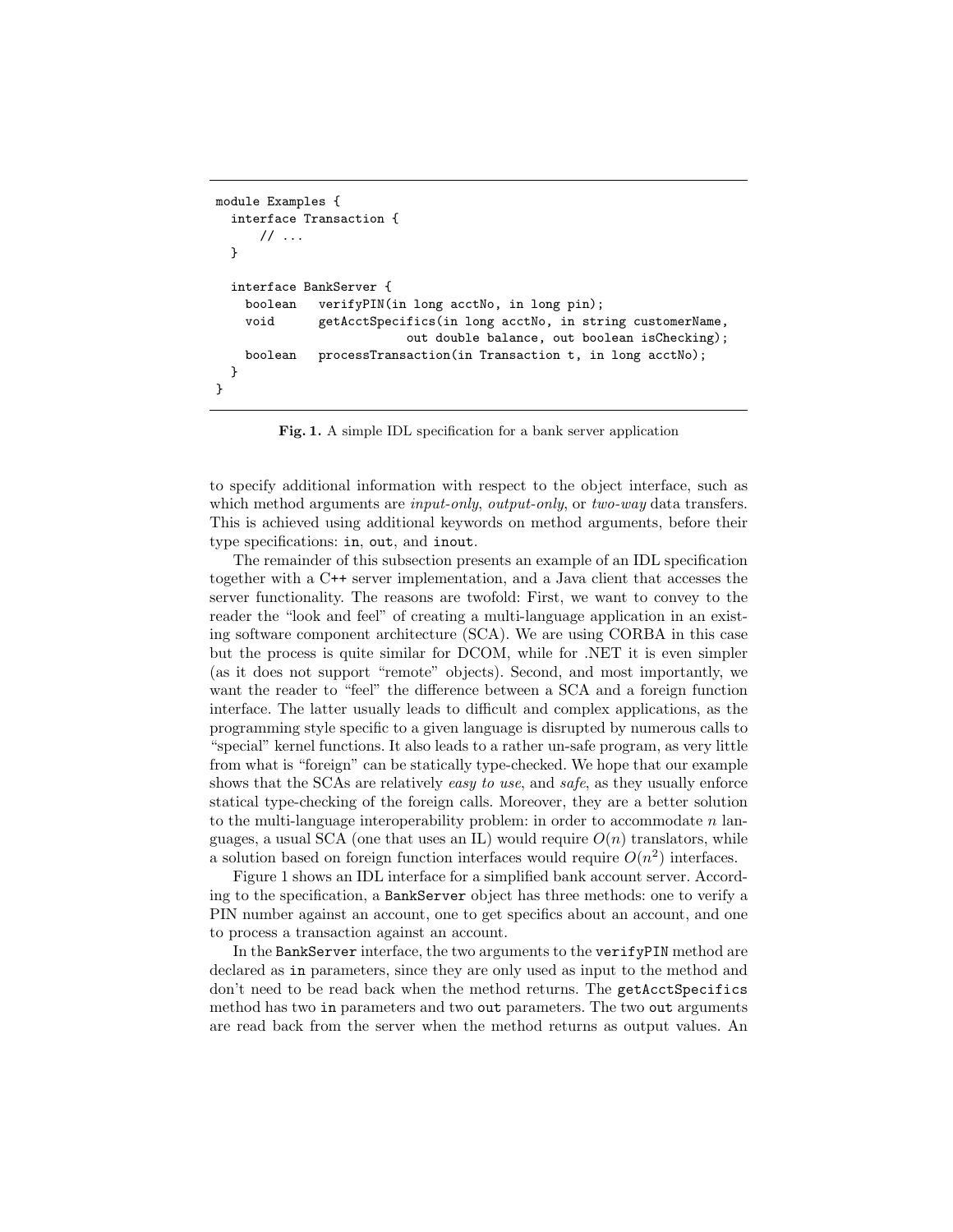```
module Examples {
  interface Transaction {
      // ...
  }

  interface BankServer {
    boolean   verifyPIN(in long acctNo, in long pin);
    void      getAcctSpecifics(in long acctNo, in string customerName,
                          out double balance, out boolean isChecking);
    boolean   processTransaction(in Transaction t, in long acctNo);
  }
}
```

**Fig. 1.** A simple IDL specification for a bank server application

to specify additional information with respect to the object interface, such as which method arguments are *input-only*, *output-only*, or *two-way* data transfers. This is achieved using additional keywords on method arguments, before their type specifications: `in`, `out`, and `inout`.

The remainder of this subsection presents an example of an IDL specification together with a C++ server implementation, and a Java client that accesses the server functionality. The reasons are twofold: First, we want to convey to the reader the "look and feel" of creating a multi-language application in an existing software component architecture (SCA). We are using CORBA in this case but the process is quite similar for DCOM, while for .NET it is even simpler (as it does not support "remote" objects). Second, and most importantly, we want the reader to "feel" the difference between a SCA and a foreign function interface. The latter usually leads to difficult and complex applications, as the programming style specific to a given language is disrupted by numerous calls to "special" kernel functions. It also leads to a rather un-safe program, as very little from what is "foreign" can be statically type-checked. We hope that our example shows that the SCAs are relatively *easy to use*, and *safe*, as they usually enforce statical type-checking of the foreign calls. Moreover, they are a better solution to the multi-language interoperability problem: in order to accommodate $n$ languages, a usual SCA (one that uses an IL) would require $O(n)$ translators, while a solution based on foreign function interfaces would require $O(n^2)$ interfaces.

Figure 1 shows an IDL interface for a simplified bank account server. According to the specification, a `BankServer` object has three methods: one to verify a PIN number against an account, one to get specifics about an account, and one to process a transaction against an account.

In the `BankServer` interface, the two arguments to the `verifyPIN` method are declared as `in` parameters, since they are only used as input to the method and don't need to be read back when the method returns. The `getAcctSpecifics` method has two `in` parameters and two `out` parameters. The two `out` arguments are read back from the server when the method returns as output values. An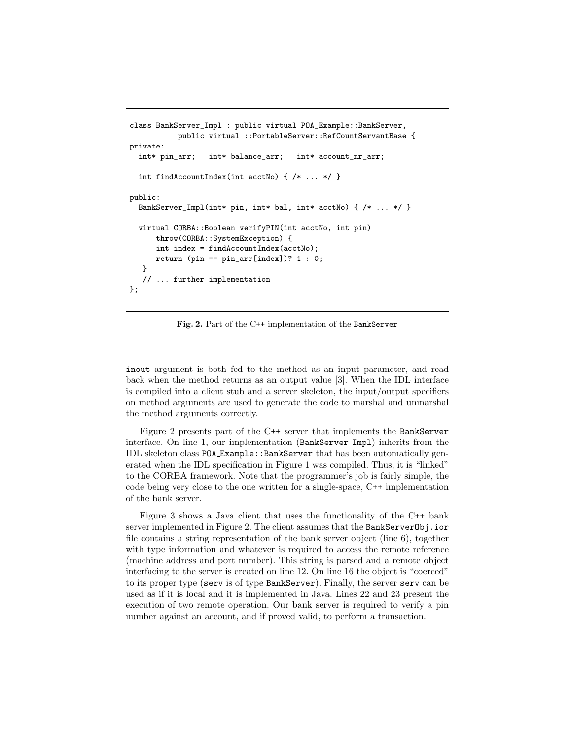```
class BankServer_Impl : public virtual POA_Example::BankServer,
           public virtual ::PortableServer::RefCountServantBase {
private:
  int* pin_arr;   int* balance_arr;   int* account_nr_arr;

  int findAccountIndex(int acctNo) { /* ... */ }

public:
  BankServer_Impl(int* pin, int* bal, int* acctNo) { /* ... */ }

  virtual CORBA::Boolean verifyPIN(int acctNo, int pin)
      throw(CORBA::SystemException) {
      int index = findAccountIndex(acctNo);
      return (pin == pin_arr[index])? 1 : 0;
   }
   // ... further implementation
};
```

**Fig. 2.** Part of the C++ implementation of the `BankServer`

`inout` argument is both fed to the method as an input parameter, and read back when the method returns as an output value [3]. When the IDL interface is compiled into a client stub and a server skeleton, the input/output specifiers on method arguments are used to generate the code to marshal and unmarshal the method arguments correctly.

Figure 2 presents part of the C++ server that implements the `BankServer` interface. On line 1, our implementation (`BankServer_Impl`) inherits from the IDL skeleton class `POA_Example::BankServer` that has been automatically generated when the IDL specification in Figure 1 was compiled. Thus, it is "linked" to the CORBA framework. Note that the programmer's job is fairly simple, the code being very close to the one written for a single-space, C++ implementation of the bank server.

Figure 3 shows a Java client that uses the functionality of the C++ bank server implemented in Figure 2. The client assumes that the `BankServerObj.ior` file contains a string representation of the bank server object (line 6), together with type information and whatever is required to access the remote reference (machine address and port number). This string is parsed and a remote object interfacing to the server is created on line 12. On line 16 the object is "coerced" to its proper type (`serv` is of type `BankServer`). Finally, the server `serv` can be used as if it is local and it is implemented in Java. Lines 22 and 23 present the execution of two remote operation. Our bank server is required to verify a pin number against an account, and if proved valid, to perform a transaction.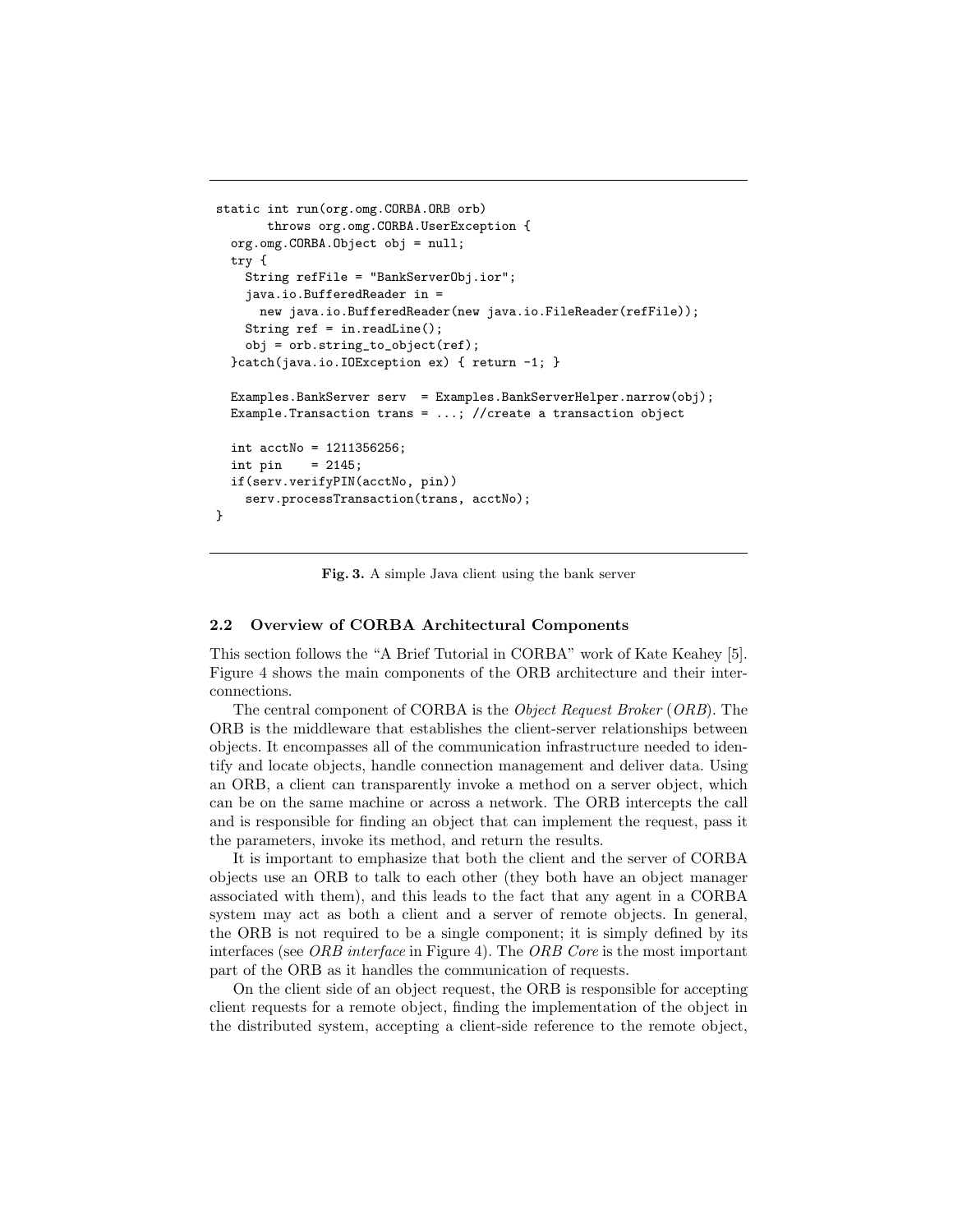```
static int run(org.omg.CORBA.ORB orb)
       throws org.omg.CORBA.UserException {
  org.omg.CORBA.Object obj = null;
  try {
    String refFile = "BankServerObj.ior";
    java.io.BufferedReader in =
      new java.io.BufferedReader(new java.io.FileReader(refFile));
    String ref = in.readLine();
    obj = orb.string_to_object(ref);
  }catch(java.io.IOException ex) { return -1; }

  Examples.BankServer serv  = Examples.BankServerHelper.narrow(obj);
  Example.Transaction trans = ...; //create a transaction object

  int acctNo = 1211356256;
  int pin    = 2145;
  if(serv.verifyPIN(acctNo, pin))
    serv.processTransaction(trans, acctNo);
}
```

**Fig. 3.** A simple Java client using the bank server

### 2.2 Overview of CORBA Architectural Components

This section follows the "A Brief Tutorial in CORBA" work of Kate Keahey [5]. Figure 4 shows the main components of the ORB architecture and their interconnections.

The central component of CORBA is the *Object Request Broker* (*ORB*). The ORB is the middleware that establishes the client-server relationships between objects. It encompasses all of the communication infrastructure needed to identify and locate objects, handle connection management and deliver data. Using an ORB, a client can transparently invoke a method on a server object, which can be on the same machine or across a network. The ORB intercepts the call and is responsible for finding an object that can implement the request, pass it the parameters, invoke its method, and return the results.

It is important to emphasize that both the client and the server of CORBA objects use an ORB to talk to each other (they both have an object manager associated with them), and this leads to the fact that any agent in a CORBA system may act as both a client and a server of remote objects. In general, the ORB is not required to be a single component; it is simply defined by its interfaces (see *ORB interface* in Figure 4). The *ORB Core* is the most important part of the ORB as it handles the communication of requests.

On the client side of an object request, the ORB is responsible for accepting client requests for a remote object, finding the implementation of the object in the distributed system, accepting a client-side reference to the remote object,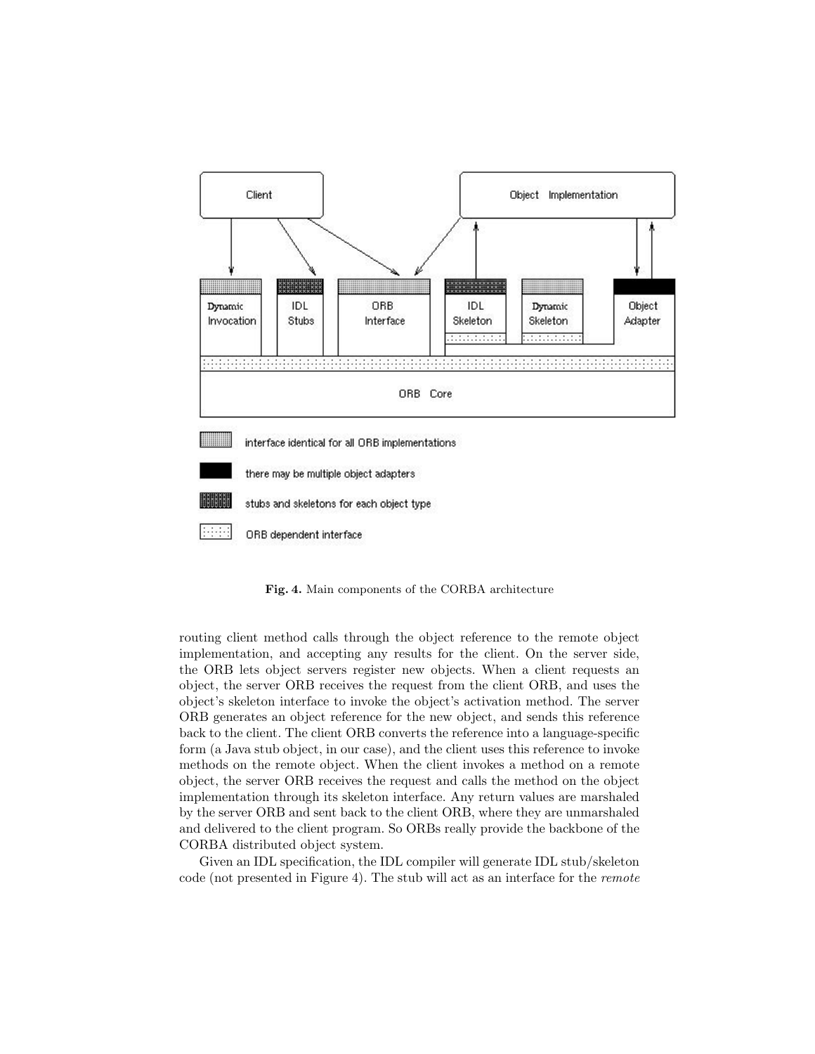**Fig. 4.** Main components of the CORBA architecture

routing client method calls through the object reference to the remote object implementation, and accepting any results for the client. On the server side, the ORB lets object servers register new objects. When a client requests an object, the server ORB receives the request from the client ORB, and uses the object's skeleton interface to invoke the object's activation method. The server ORB generates an object reference for the new object, and sends this reference back to the client. The client ORB converts the reference into a language-specific form (a Java stub object, in our case), and the client uses this reference to invoke methods on the remote object. When the client invokes a method on a remote object, the server ORB receives the request and calls the method on the object implementation through its skeleton interface. Any return values are marshaled by the server ORB and sent back to the client ORB, where they are unmarshaled and delivered to the client program. So ORBs really provide the backbone of the CORBA distributed object system.

Given an IDL specification, the IDL compiler will generate IDL stub/skeleton code (not presented in Figure 4). The stub will act as an interface for the *remote*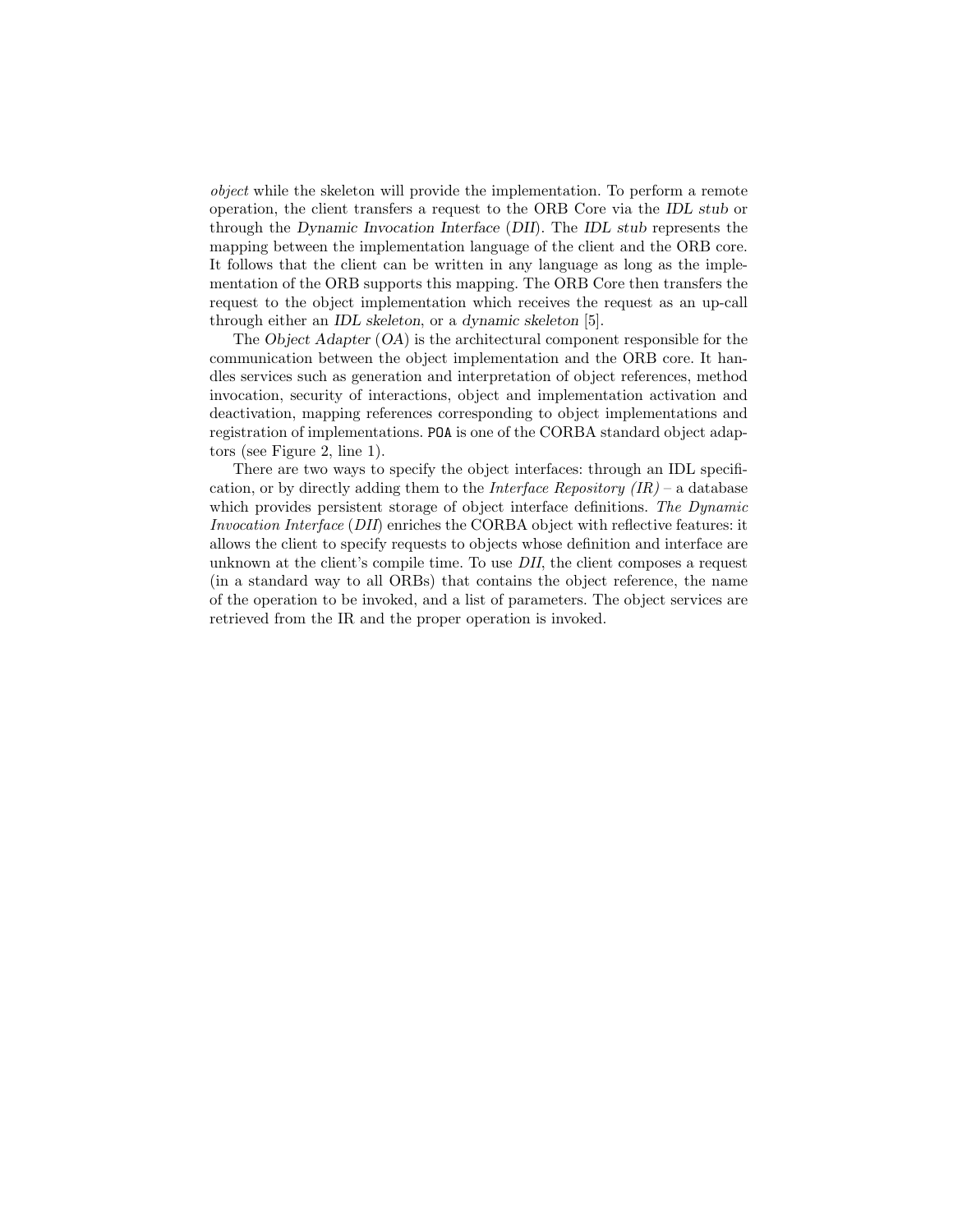*object* while the skeleton will provide the implementation. To perform a remote operation, the client transfers a request to the ORB Core via the *IDL stub* or through the *Dynamic Invocation Interface* (*DII*). The *IDL stub* represents the mapping between the implementation language of the client and the ORB core. It follows that the client can be written in any language as long as the implementation of the ORB supports this mapping. The ORB Core then transfers the request to the object implementation which receives the request as an up-call through either an *IDL skeleton*, or a *dynamic skeleton* [5].

The *Object Adapter* (*OA*) is the architectural component responsible for the communication between the object implementation and the ORB core. It handles services such as generation and interpretation of object references, method invocation, security of interactions, object and implementation activation and deactivation, mapping references corresponding to object implementations and registration of implementations. `POA` is one of the CORBA standard object adaptors (see Figure 2, line 1).

There are two ways to specify the object interfaces: through an IDL specification, or by directly adding them to the *Interface Repository (IR)* – a database which provides persistent storage of object interface definitions. *The Dynamic Invocation Interface* (*DII*) enriches the CORBA object with reflective features: it allows the client to specify requests to objects whose definition and interface are unknown at the client's compile time. To use *DII*, the client composes a request (in a standard way to all ORBs) that contains the object reference, the name of the operation to be invoked, and a list of parameters. The object services are retrieved from the IR and the proper operation is invoked.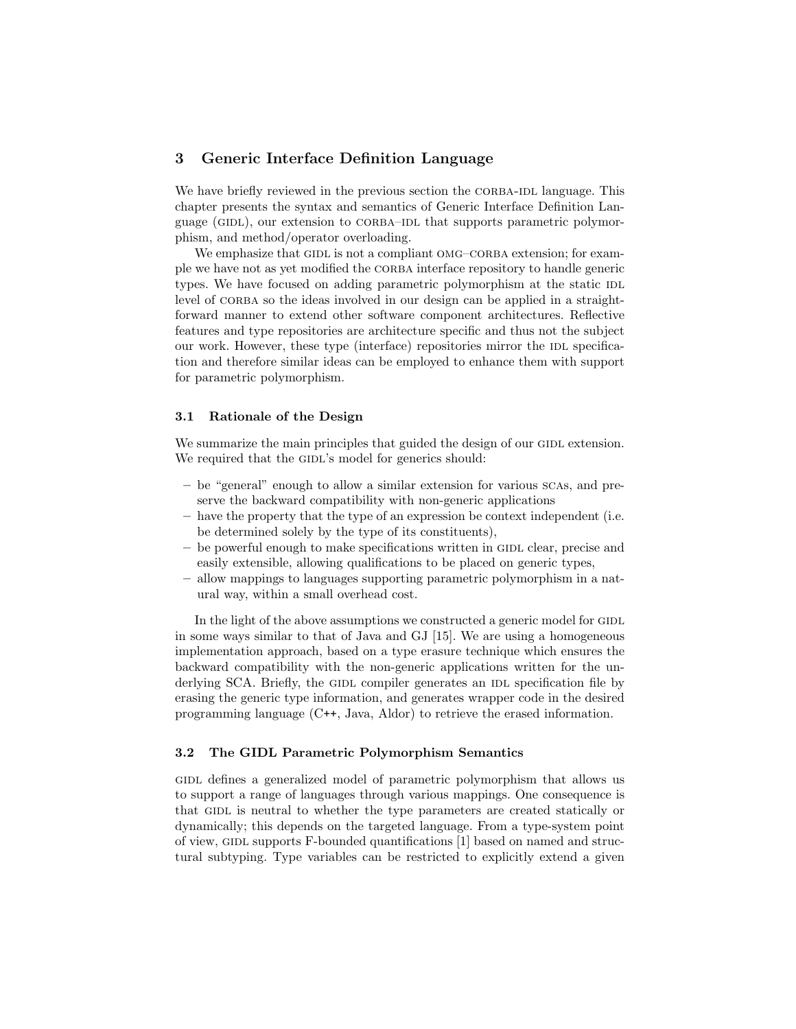## 3 Generic Interface Definition Language

We have briefly reviewed in the previous section the CORBA-IDL language. This chapter presents the syntax and semantics of Generic Interface Definition Language (GIDL), our extension to CORBA–IDL that supports parametric polymorphism, and method/operator overloading.

We emphasize that GIDL is not a compliant OMG–CORBA extension; for example we have not as yet modified the CORBA interface repository to handle generic types. We have focused on adding parametric polymorphism at the static IDL level of CORBA so the ideas involved in our design can be applied in a straightforward manner to extend other software component architectures. Reflective features and type repositories are architecture specific and thus not the subject our work. However, these type (interface) repositories mirror the IDL specification and therefore similar ideas can be employed to enhance them with support for parametric polymorphism.

### 3.1 Rationale of the Design

We summarize the main principles that guided the design of our GIDL extension. We required that the GIDL's model for generics should:

- be "general" enough to allow a similar extension for various SCAs, and preserve the backward compatibility with non-generic applications
- have the property that the type of an expression be context independent (i.e. be determined solely by the type of its constituents),
- be powerful enough to make specifications written in GIDL clear, precise and easily extensible, allowing qualifications to be placed on generic types,
- allow mappings to languages supporting parametric polymorphism in a natural way, within a small overhead cost.

In the light of the above assumptions we constructed a generic model for GIDL in some ways similar to that of Java and GJ [15]. We are using a homogeneous implementation approach, based on a type erasure technique which ensures the backward compatibility with the non-generic applications written for the underlying SCA. Briefly, the GIDL compiler generates an IDL specification file by erasing the generic type information, and generates wrapper code in the desired programming language (C++, Java, Aldor) to retrieve the erased information.

### 3.2 The GIDL Parametric Polymorphism Semantics

GIDL defines a generalized model of parametric polymorphism that allows us to support a range of languages through various mappings. One consequence is that GIDL is neutral to whether the type parameters are created statically or dynamically; this depends on the targeted language. From a type-system point of view, GIDL supports F-bounded quantifications [1] based on named and structural subtyping. Type variables can be restricted to explicitly extend a given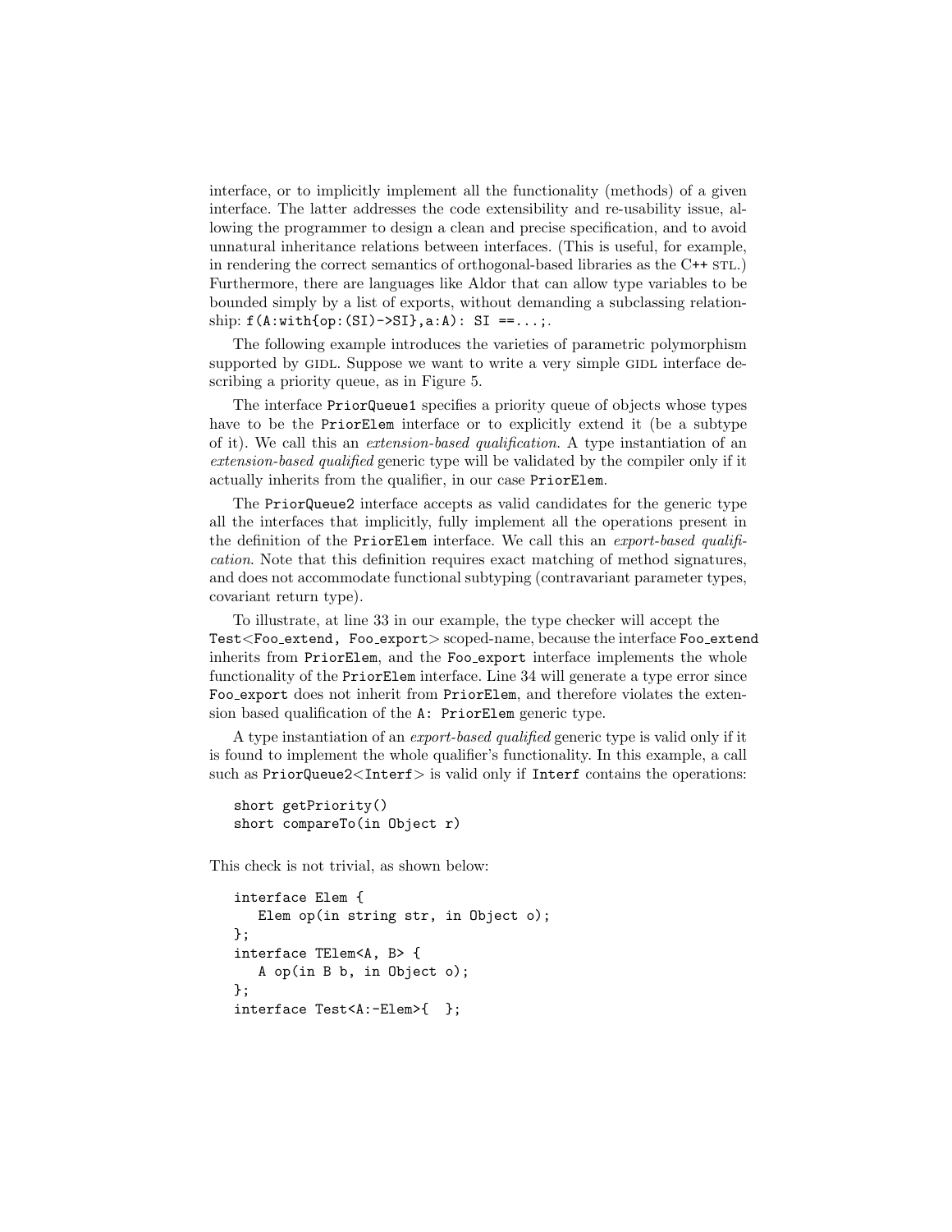interface, or to implicitly implement all the functionality (methods) of a given interface. The latter addresses the code extensibility and re-usability issue, allowing the programmer to design a clean and precise specification, and to avoid unnatural inheritance relations between interfaces. (This is useful, for example, in rendering the correct semantics of orthogonal-based libraries as the C++ STL.) Furthermore, there are languages like Aldor that can allow type variables to be bounded simply by a list of exports, without demanding a subclassing relationship: `f(A:with{op:(SI)->SI},a:A): SI ==...;`.

The following example introduces the varieties of parametric polymorphism supported by GIDL. Suppose we want to write a very simple GIDL interface describing a priority queue, as in Figure 5.

The interface `PriorQueue1` specifies a priority queue of objects whose types have to be the `PriorElem` interface or to explicitly extend it (be a subtype of it). We call this an *extension-based qualification*. A type instantiation of an *extension-based qualified* generic type will be validated by the compiler only if it actually inherits from the qualifier, in our case `PriorElem`.

The `PriorQueue2` interface accepts as valid candidates for the generic type all the interfaces that implicitly, fully implement all the operations present in the definition of the `PriorElem` interface. We call this an *export-based qualification*. Note that this definition requires exact matching of method signatures, and does not accommodate functional subtyping (contravariant parameter types, covariant return type).

To illustrate, at line 33 in our example, the type checker will accept the `Test<Foo_extend, Foo_export>` scoped-name, because the interface `Foo_extend` inherits from `PriorElem`, and the `Foo_export` interface implements the whole functionality of the `PriorElem` interface. Line 34 will generate a type error since `Foo_export` does not inherit from `PriorElem`, and therefore violates the extension based qualification of the `A: PriorElem` generic type.

A type instantiation of an *export-based qualified* generic type is valid only if it is found to implement the whole qualifier's functionality. In this example, a call such as `PriorQueue2<Interf>` is valid only if `Interf` contains the operations:

```
short getPriority()
short compareTo(in Object r)
```

This check is not trivial, as shown below:

```
interface Elem {
   Elem op(in string str, in Object o);
};
interface TElem<A, B> {
   A op(in B b, in Object o);
};
interface Test<A:-Elem>{  };
```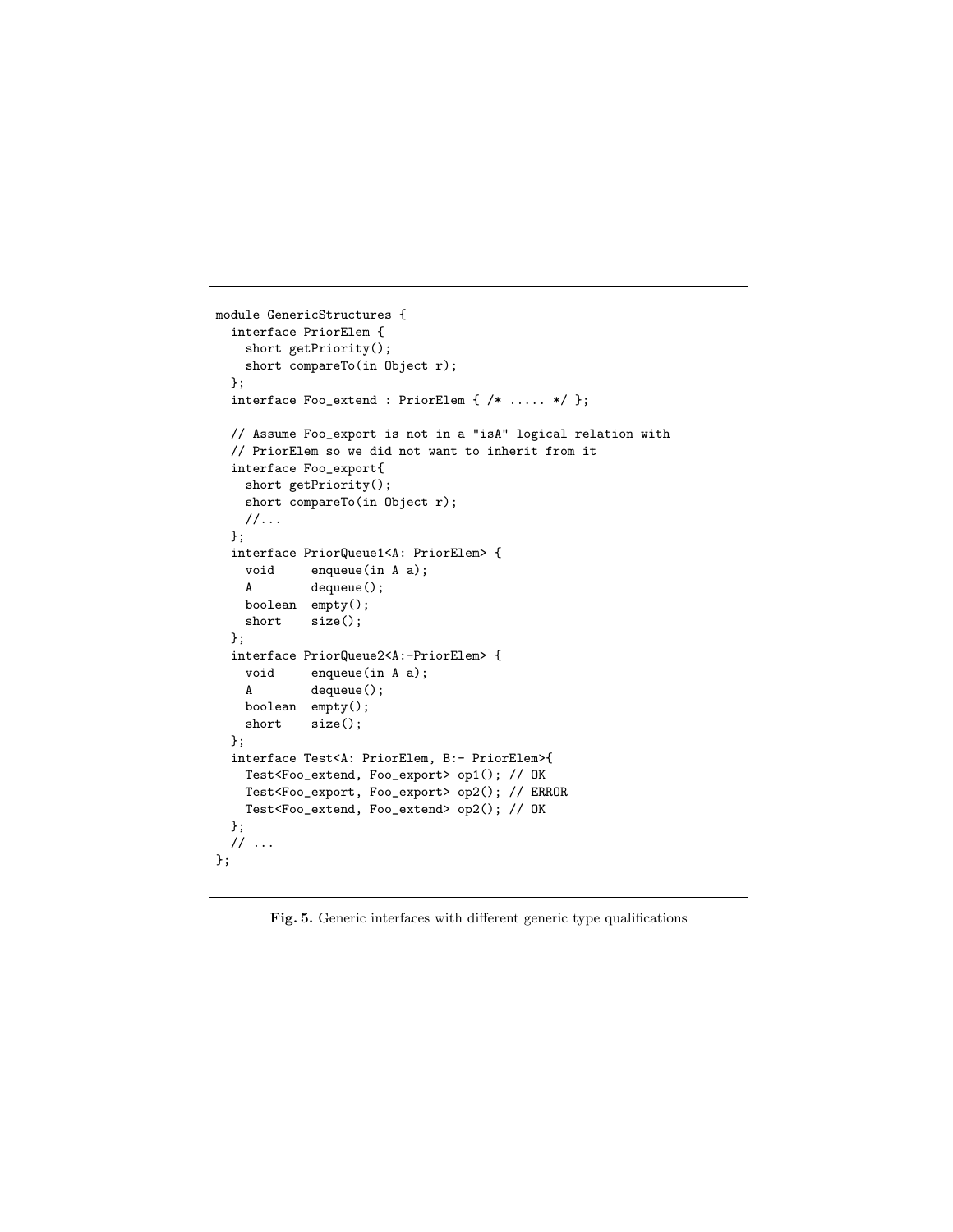```
module GenericStructures {
  interface PriorElem {
    short getPriority();
    short compareTo(in Object r);
  };
  interface Foo_extend : PriorElem { /* ..... */ };

  // Assume Foo_export is not in a "isA" logical relation with
  // PriorElem so we did not want to inherit from it
  interface Foo_export{
    short getPriority();
    short compareTo(in Object r);
    //...
  };
  interface PriorQueue1<A: PriorElem> {
    void     enqueue(in A a);
    A        dequeue();
    boolean  empty();
    short    size();
  };
  interface PriorQueue2<A:-PriorElem> {
    void     enqueue(in A a);
    A        dequeue();
    boolean  empty();
    short    size();
  };
  interface Test<A: PriorElem, B:- PriorElem>{
    Test<Foo_extend, Foo_export> op1(); // OK
    Test<Foo_export, Foo_export> op2(); // ERROR
    Test<Foo_extend, Foo_extend> op2(); // OK
  };
  // ...
};
```

**Fig. 5.** Generic interfaces with different generic type qualifications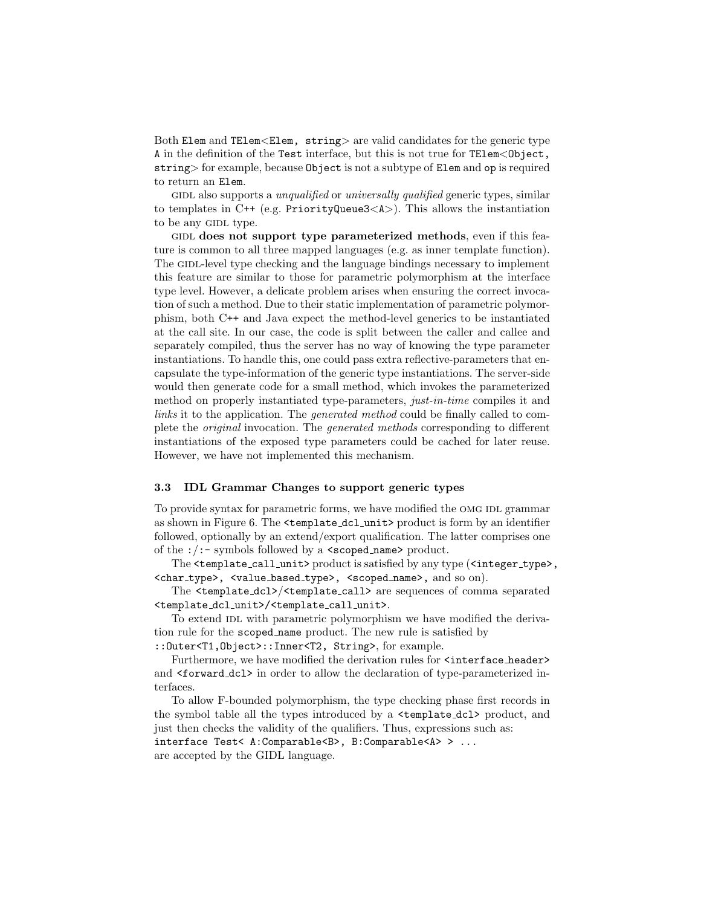Both `Elem` and `TElem<Elem, string>` are valid candidates for the generic type `A` in the definition of the `Test` interface, but this is not true for `TElem<Object, string>` for example, because `Object` is not a subtype of `Elem` and `op` is required to return an `Elem`.

GIDL also supports a *unqualified* or *universally qualified* generic types, similar to templates in C++ (e.g. `PriorityQueue3<A>`). This allows the instantiation to be any GIDL type.

GIDL **does not support type parameterized methods**, even if this feature is common to all three mapped languages (e.g. as inner template function). The GIDL-level type checking and the language bindings necessary to implement this feature are similar to those for parametric polymorphism at the interface type level. However, a delicate problem arises when ensuring the correct invocation of such a method. Due to their static implementation of parametric polymorphism, both C++ and Java expect the method-level generics to be instantiated at the call site. In our case, the code is split between the caller and callee and separately compiled, thus the server has no way of knowing the type parameter instantiations. To handle this, one could pass extra reflective-parameters that encapsulate the type-information of the generic type instantiations. The server-side would then generate code for a small method, which invokes the parameterized method on properly instantiated type-parameters, *just-in-time* compiles it and *links* it to the application. The *generated method* could be finally called to complete the *original* invocation. The *generated methods* corresponding to different instantiations of the exposed type parameters could be cached for later reuse. However, we have not implemented this mechanism.

### 3.3 IDL Grammar Changes to support generic types

To provide syntax for parametric forms, we have modified the OMG IDL grammar as shown in Figure 6. The `<template_dcl_unit>` product is form by an identifier followed, optionally by an extend/export qualification. The latter comprises one of the `:/:-` symbols followed by a `<scoped_name>` product.

The `<template_call_unit>` product is satisfied by any type (`<integer_type>`, `<char_type>`, `<value_based_type>`, `<scoped_name>`, and so on).

The `<template_dcl>`/`<template_call>` are sequences of comma separated `<template_dcl_unit>`/`<template_call_unit>`.

To extend IDL with parametric polymorphism we have modified the derivation rule for the `scoped_name` product. The new rule is satisfied by `::Outer<T1,Object>::Inner<T2, String>`, for example.

Furthermore, we have modified the derivation rules for `<interface_header>` and `<forward_dcl>` in order to allow the declaration of type-parameterized interfaces.

To allow F-bounded polymorphism, the type checking phase first records in the symbol table all the types introduced by a `<template_dcl>` product, and just then checks the validity of the qualifiers. Thus, expressions such as:

```
interface Test< A:Comparable<B>, B:Comparable<A> > ...
```

are accepted by the GIDL language.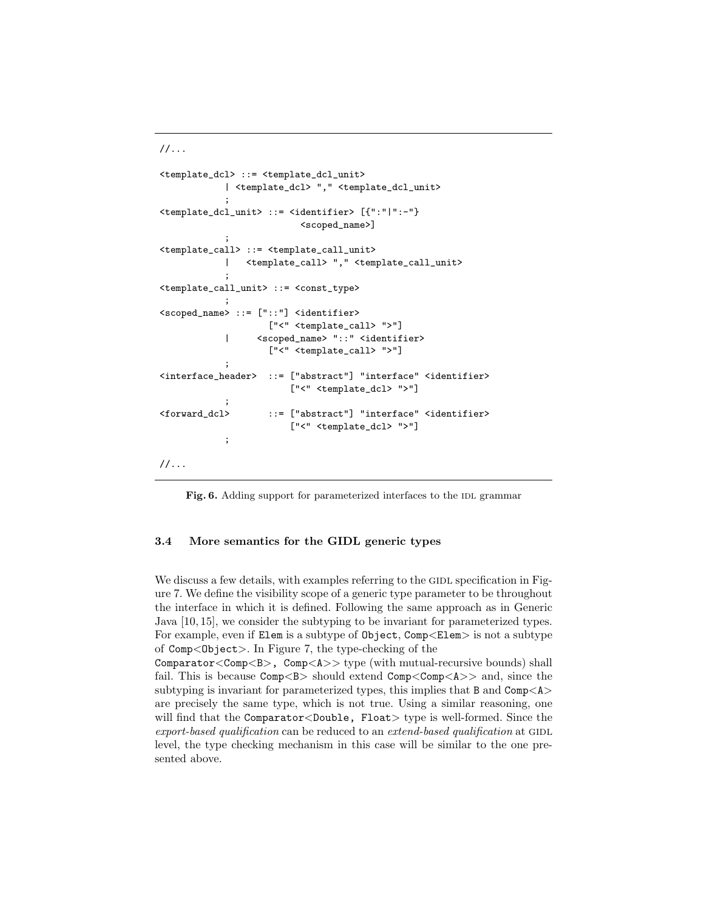```
//...

<template_dcl> ::= <template_dcl_unit>
            | <template_dcl> "," <template_dcl_unit>
            ;
<template_dcl_unit> ::= <identifier> [{":"|":-"}
                            <scoped_name>]
            ;
<template_call> ::= <template_call_unit>
            |   <template_call> "," <template_call_unit>
            ;
<template_call_unit> ::= <const_type>
            ;
<scoped_name> ::= ["::"] <identifier>
                    ["<" <template_call> ">"]
            |     <scoped_name> "::" <identifier>
                    ["<" <template_call> ">"]
            ;
<interface_header>  ::= ["abstract"] "interface" <identifier>
                        ["<" <template_dcl> ">"]
            ;
<forward_dcl>       ::= ["abstract"] "interface" <identifier>
                        ["<" <template_dcl> ">"]
            ;

//...
```

**Fig. 6.** Adding support for parameterized interfaces to the IDL grammar

### 3.4 More semantics for the GIDL generic types

We discuss a few details, with examples referring to the GIDL specification in Figure 7. We define the visibility scope of a generic type parameter to be throughout the interface in which it is defined. Following the same approach as in Generic Java [10, 15], we consider the subtyping to be invariant for parameterized types. For example, even if `Elem` is a subtype of `Object`, `Comp<Elem>` is not a subtype of `Comp<Object>`. In Figure 7, the type-checking of the `Comparator<Comp<B>, Comp<A>>` type (with mutual-recursive bounds) shall fail. This is because `Comp<B>` should extend `Comp<Comp<A>>` and, since the subtyping is invariant for parameterized types, this implies that `B` and `Comp<A>` are precisely the same type, which is not true. Using a similar reasoning, one will find that the `Comparator<Double, Float>` type is well-formed. Since the *export-based qualification* can be reduced to an *extend-based qualification* at GIDL level, the type checking mechanism in this case will be similar to the one presented above.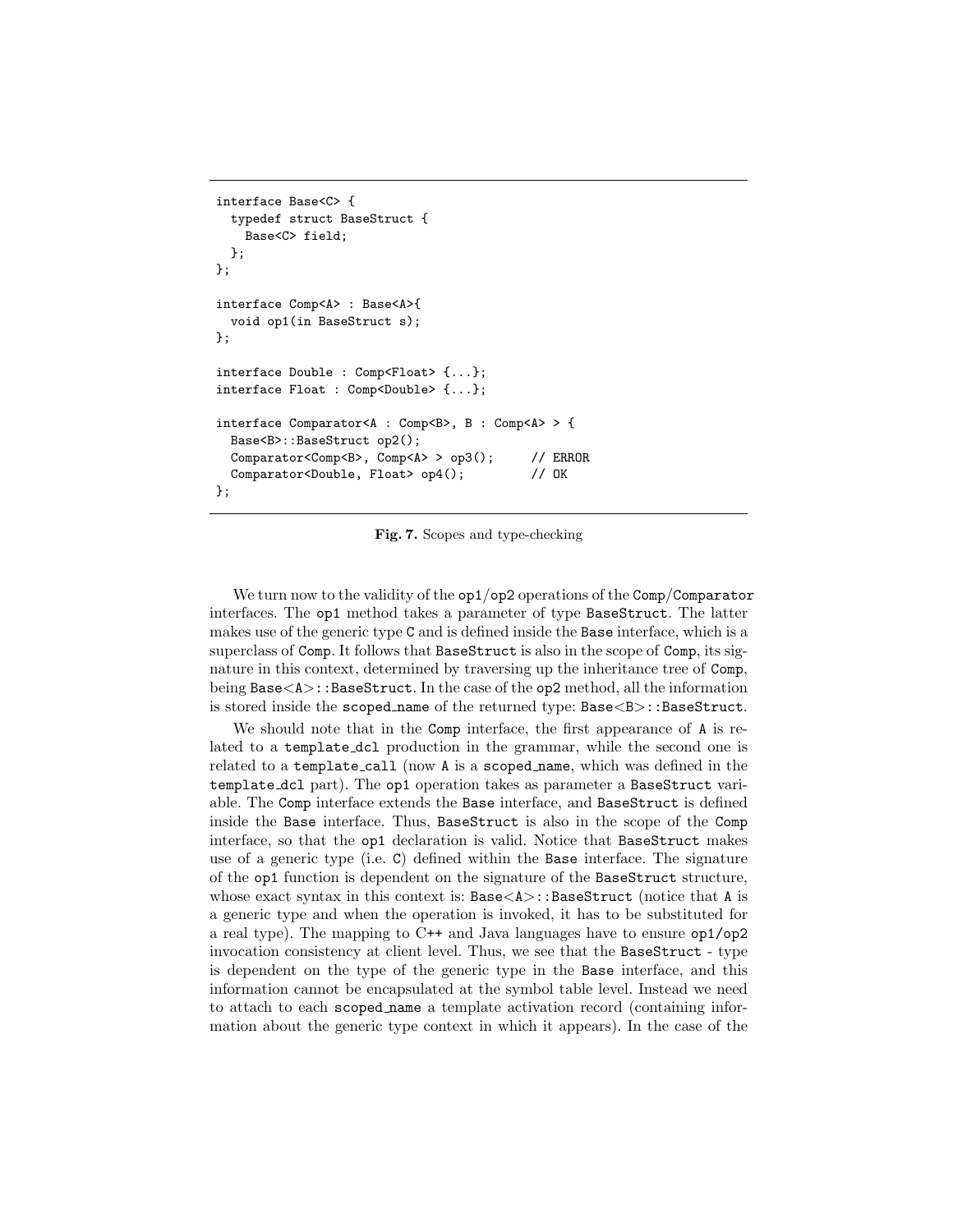```
interface Base<C> {
  typedef struct BaseStruct {
    Base<C> field;
  };
};

interface Comp<A> : Base<A>{
  void op1(in BaseStruct s);
};

interface Double : Comp<Float> {...};
interface Float : Comp<Double> {...};

interface Comparator<A : Comp<B>, B : Comp<A> > {
  Base<B>::BaseStruct op2();
  Comparator<Comp<B>, Comp<A> > op3();     // ERROR
  Comparator<Double, Float> op4();         // OK
};
```

**Fig. 7.** Scopes and type-checking

We turn now to the validity of the op1/op2 operations of the Comp/Comparator interfaces. The op1 method takes a parameter of type BaseStruct. The latter makes use of the generic type C and is defined inside the Base interface, which is a superclass of Comp. It follows that BaseStruct is also in the scope of Comp, its signature in this context, determined by traversing up the inheritance tree of Comp, being Base<A>::BaseStruct. In the case of the op2 method, all the information is stored inside the scoped_name of the returned type: Base<B>::BaseStruct.

We should note that in the Comp interface, the first appearance of A is related to a template_dcl production in the grammar, while the second one is related to a template_call (now A is a scoped_name, which was defined in the template_dcl part). The op1 operation takes as parameter a BaseStruct variable. The Comp interface extends the Base interface, and BaseStruct is defined inside the Base interface. Thus, BaseStruct is also in the scope of the Comp interface, so that the op1 declaration is valid. Notice that BaseStruct makes use of a generic type (i.e. C) defined within the Base interface. The signature of the op1 function is dependent on the signature of the BaseStruct structure, whose exact syntax in this context is: Base<A>::BaseStruct (notice that A is a generic type and when the operation is invoked, it has to be substituted for a real type). The mapping to C++ and Java languages have to ensure op1/op2 invocation consistency at client level. Thus, we see that the BaseStruct - type is dependent on the type of the generic type in the Base interface, and this information cannot be encapsulated at the symbol table level. Instead we need to attach to each scoped_name a template activation record (containing information about the generic type context in which it appears). In the case of the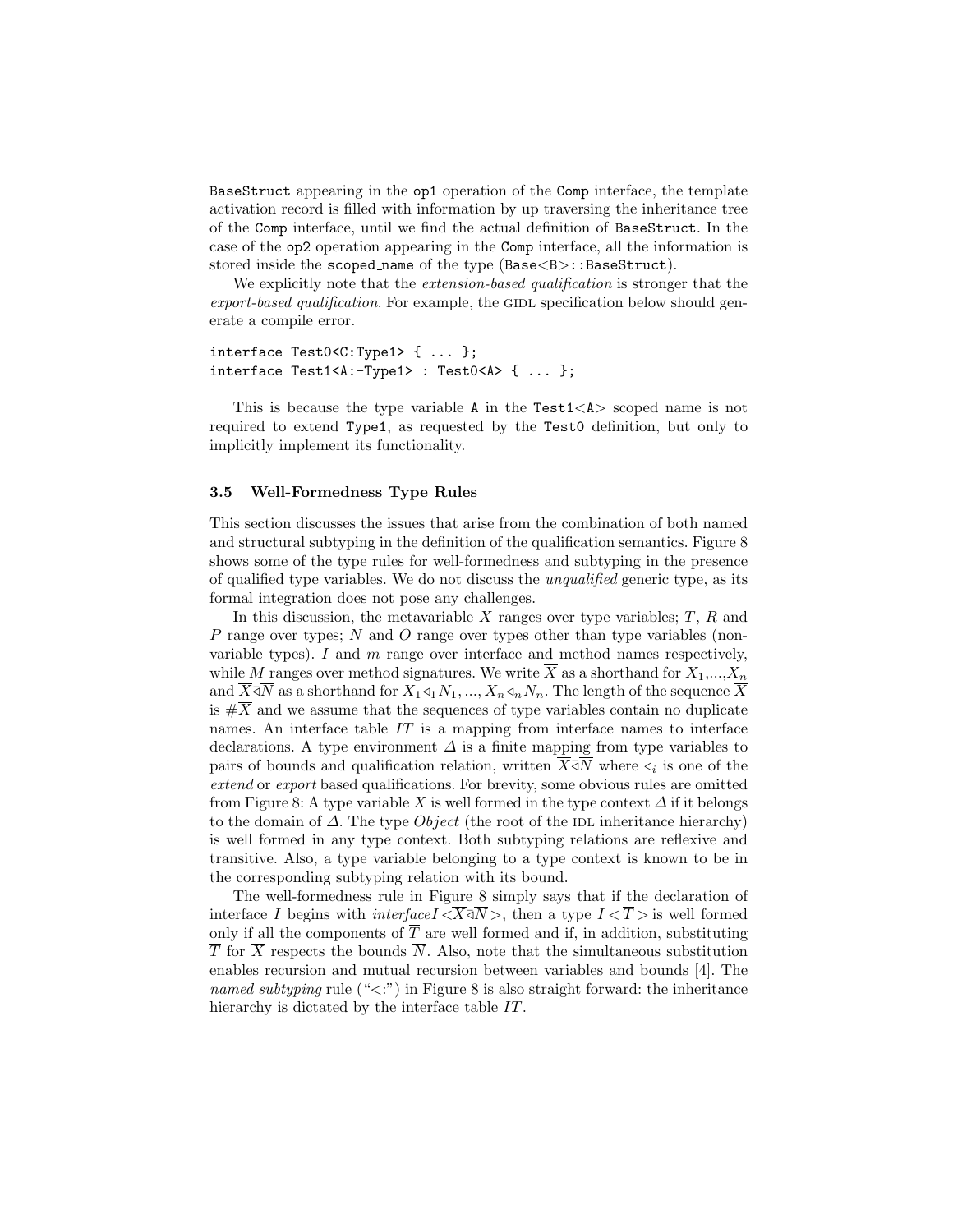BaseStruct appearing in the op1 operation of the Comp interface, the template activation record is filled with information by up traversing the inheritance tree of the Comp interface, until we find the actual definition of BaseStruct. In the case of the op2 operation appearing in the Comp interface, all the information is stored inside the scoped_name of the type (Base<B>::BaseStruct).

We explicitly note that the *extension-based qualification* is stronger that the *export-based qualification*. For example, the GIDL specification below should generate a compile error.

```
interface Test0<C:Type1> { ... };
interface Test1<A:-Type1> : Test0<A> { ... };
```

This is because the type variable A in the Test1<A> scoped name is not required to extend Type1, as requested by the Test0 definition, but only to implicitly implement its functionality.

### 3.5 Well-Formedness Type Rules

This section discusses the issues that arise from the combination of both named and structural subtyping in the definition of the qualification semantics. Figure 8 shows some of the type rules for well-formedness and subtyping in the presence of qualified type variables. We do not discuss the *unqualified* generic type, as its formal integration does not pose any challenges.

In this discussion, the metavariable $X$ ranges over type variables; $T$, $R$ and $P$ range over types; $N$ and $O$ range over types other than type variables (non-variable types). $I$ and $m$ range over interface and method names respectively, while $M$ ranges over method signatures. We write $\overline{X}$ as a shorthand for $X_1$,...,$X_n$ and $\overline{X}{\triangleleft}\overline{N}$ as a shorthand for $X_1 \triangleleft_1 N_1, ..., X_n \triangleleft_n N_n$. The length of the sequence $\overline{X}$ is $\#\overline{X}$ and we assume that the sequences of type variables contain no duplicate names. An interface table $IT$ is a mapping from interface names to interface declarations. A type environment $\Delta$ is a finite mapping from type variables to pairs of bounds and qualification relation, written $\overline{X}{\triangleleft}\overline{N}$ where $\triangleleft_i$ is one of the *extend* or *export* based qualifications. For brevity, some obvious rules are omitted from Figure 8: A type variable $X$ is well formed in the type context $\Delta$ if it belongs to the domain of $\Delta$. The type $Object$ (the root of the IDL inheritance hierarchy) is well formed in any type context. Both subtyping relations are reflexive and transitive. Also, a type variable belonging to a type context is known to be in the corresponding subtyping relation with its bound.

The well-formedness rule in Figure 8 simply says that if the declaration of interface $I$ begins with $interface I < \overline{X}{\triangleleft}\overline{N} >$, then a type $I < \overline{T} >$ is well formed only if all the components of $\overline{T}$ are well formed and if, in addition, substituting $\overline{T}$ for $\overline{X}$ respects the bounds $\overline{N}$. Also, note that the simultaneous substitution enables recursion and mutual recursion between variables and bounds [4]. The *named subtyping* rule ("<:") in Figure 8 is also straight forward: the inheritance hierarchy is dictated by the interface table $IT$.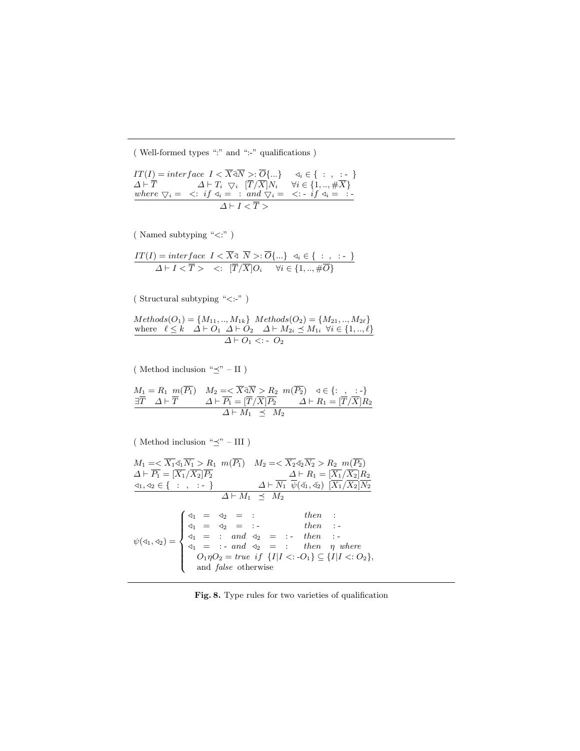( Well-formed types ":" and ":-" qualifications )

$$\frac{\begin{array}{lll} IT(I) = interface\ \ I < \overline{X \lhd N} >: \overline{O}\{...\} & \lhd_i \in \{\ :\ ,\ \ :\text{-}\ \} & \\ \Delta \vdash \overline{T} & \Delta \vdash T_i\ \ \triangledown_i\ \ [\overline{T}/\overline{X}]N_i & \forall i \in \{1,..,\#\overline{X}\} \\ where\ \triangledown_i =\ \ <:\ if\ \lhd_i =\ \ :\ and\ \triangledown_i =\ \ <:\text{-}\ if\ \lhd_i =\ \ :\text{-} & & \end{array}}{\Delta \vdash I < \overline{T} >}$$

( Named subtyping "<:" )

$$\frac{IT(I) = interface\ \ I < \overline{X \lhd}\ \overline{N} >: \overline{O}\{...\}\ \ \lhd_i \in \{\ :\ ,\ \ :\text{-}\ \}}{\Delta \vdash I < \overline{T} >\ \ <:\ \ [\overline{T}/\overline{X}]O_i \quad \forall i \in \{1,..,\#\overline{O}\}}$$

( Structural subtyping "<:-" )

$$\frac{\begin{array}{l} Methods(O_1) = \{M_{11},..,M_{1k}\}\ \ Methods(O_2) = \{M_{21},..,M_{2\ell}\} \\ \text{where}\quad \ell \leq k \quad \Delta \vdash O_1\ \ \Delta \vdash O_2 \quad \Delta \vdash M_{2i} \preceq M_{1i}\ \ \forall i \in \{1,..,\ell\} \end{array}}{\Delta \vdash O_1 <:\text{-}\ O_2}$$

( Method inclusion "$\preceq$" – II )

$$\frac{\begin{array}{lll} M_1 = R_1\ \ m(\overline{P_1}) & M_2 =< \overline{X \lhd N} > R_2\ \ m(\overline{P_2}) & \lhd \in \{:\ ,\ \ :\text{-}\} \\ \exists \overline{T} \quad \Delta \vdash \overline{T} & \Delta \vdash \overline{P_1} = [\overline{T}/\overline{X}]\overline{P_2} & \Delta \vdash R_1 = [\overline{T}/\overline{X}]R_2 \end{array}}{\Delta \vdash M_1\ \ \preceq\ \ M_2}$$

( Method inclusion "$\preceq$" – III )

$$\frac{\begin{array}{ll} M_1 =< \overline{X_1 \lhd_1 N_1} > R_1\ \ m(\overline{P_1}) & M_2 =< \overline{X_2 \lhd_2 N_2} > R_2\ \ m(\overline{P_2}) \\ \Delta \vdash \overline{P_1} = [\overline{X_1}/\overline{X_2}]\overline{P_2} & \Delta \vdash R_1 = [\overline{X_1}/\overline{X_2}]R_2 \\ \lhd_1, \lhd_2 \in \{\ :\ ,\ \ :\text{-}\ \} & \Delta \vdash \overline{N_1}\ \ \overline{\psi}(\bar{\lhd_1}, \bar{\lhd_2})\ \ [\overline{X_1}/\overline{X_2}]\overline{N_2} \end{array}}{\Delta \vdash M_1\ \ \preceq\ \ M_2}$$

$$\psi(\lhd_1, \lhd_2) = \begin{cases} \lhd_1\ =\ \lhd_2\ =\ : & then\ \ : \\ \lhd_1\ =\ \lhd_2\ =\ :\text{-} & then\ \ :\text{-} \\ \lhd_1\ =\ :\ \ and\ \ \lhd_2\ =\ :\text{-} & then\ \ :\text{-} \\ \lhd_1\ =\ :\text{-}\ and\ \ \lhd_2\ =\ : & then\ \ \eta\ \ where \\ \quad O_1 \eta O_2 = true\ \ if\ \ \{I | I <:\text{-} O_1\} \subseteq \{I | I <: O_2\}, & \\ \quad \text{and } false \text{ otherwise} & \end{cases}$$

**Fig. 8.** Type rules for two varieties of qualification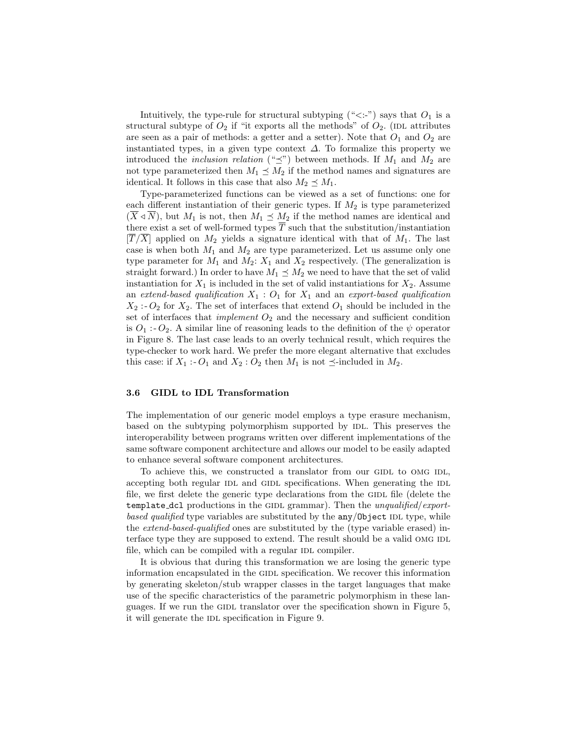Intuitively, the type-rule for structural subtyping ("<:-") says that $O_1$ is a structural subtype of $O_2$ if "it exports all the methods" of $O_2$. (IDL attributes are seen as a pair of methods: a getter and a setter). Note that $O_1$ and $O_2$ are instantiated types, in a given type context $\Delta$. To formalize this property we introduced the *inclusion relation* ("$\preceq$") between methods. If $M_1$ and $M_2$ are not type parameterized then $M_1 \preceq M_2$ if the method names and signatures are identical. It follows in this case that also $M_2 \preceq M_1$.

Type-parameterized functions can be viewed as a set of functions: one for each different instantiation of their generic types. If $M_2$ is type parameterized ($\overline{X} \triangleleft \overline{N}$), but $M_1$ is not, then $M_1 \preceq M_2$ if the method names are identical and there exist a set of well-formed types $\overline{T}$ such that the substitution/instantiation $[\overline{T}/\overline{X}]$ applied on $M_2$ yields a signature identical with that of $M_1$. The last case is when both $M_1$ and $M_2$ are type parameterized. Let us assume only one type parameter for $M_1$ and $M_2$: $X_1$ and $X_2$ respectively. (The generalization is straight forward.) In order to have $M_1 \preceq M_2$ we need to have that the set of valid instantiation for $X_1$ is included in the set of valid instantiations for $X_2$. Assume an *extend-based qualification* $X_1 : O_1$ for $X_1$ and an *export-based qualification* $X_2 :\!- O_2$ for $X_2$. The set of interfaces that extend $O_1$ should be included in the set of interfaces that *implement* $O_2$ and the necessary and sufficient condition is $O_1 :\!- O_2$. A similar line of reasoning leads to the definition of the $\psi$ operator in Figure 8. The last case leads to an overly technical result, which requires the type-checker to work hard. We prefer the more elegant alternative that excludes this case: if $X_1 :\!- O_1$ and $X_2 : O_2$ then $M_1$ is not $\preceq$-included in $M_2$.

### 3.6 GIDL to IDL Transformation

The implementation of our generic model employs a type erasure mechanism, based on the subtyping polymorphism supported by IDL. This preserves the interoperability between programs written over different implementations of the same software component architecture and allows our model to be easily adapted to enhance several software component architectures.

To achieve this, we constructed a translator from our GIDL to OMG IDL, accepting both regular IDL and GIDL specifications. When generating the IDL file, we first delete the generic type declarations from the GIDL file (delete the `template_dcl` productions in the GIDL grammar). Then the *unqualified/export-based qualified* type variables are substituted by the `any`/`Object` IDL type, while the *extend-based-qualified* ones are substituted by the (type variable erased) interface type they are supposed to extend. The result should be a valid OMG IDL file, which can be compiled with a regular IDL compiler.

It is obvious that during this transformation we are losing the generic type information encapsulated in the GIDL specification. We recover this information by generating skeleton/stub wrapper classes in the target languages that make use of the specific characteristics of the parametric polymorphism in these languages. If we run the GIDL translator over the specification shown in Figure 5, it will generate the IDL specification in Figure 9.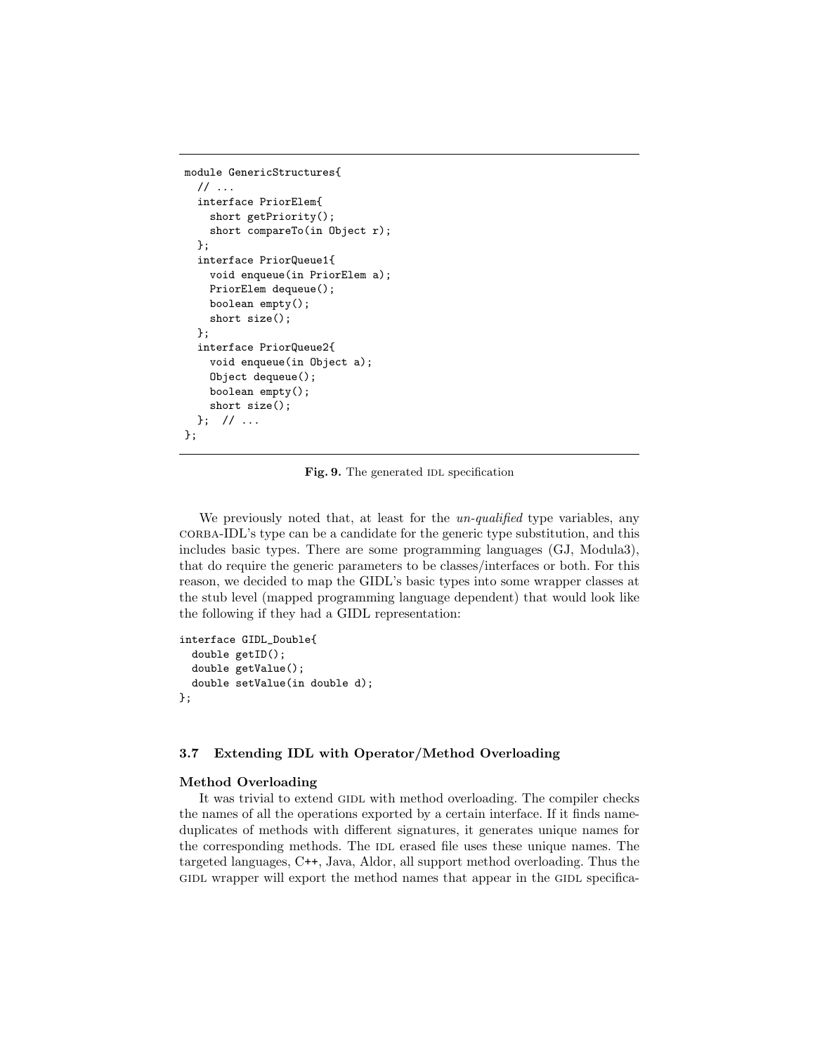```
module GenericStructures{
  // ...
  interface PriorElem{
    short getPriority();
    short compareTo(in Object r);
  };
  interface PriorQueue1{
    void enqueue(in PriorElem a);
    PriorElem dequeue();
    boolean empty();
    short size();
  };
  interface PriorQueue2{
    void enqueue(in Object a);
    Object dequeue();
    boolean empty();
    short size();
  };  // ...
};
```

**Fig. 9.** The generated IDL specification

We previously noted that, at least for the *un-qualified* type variables, any CORBA-IDL's type can be a candidate for the generic type substitution, and this includes basic types. There are some programming languages (GJ, Modula3), that do require the generic parameters to be classes/interfaces or both. For this reason, we decided to map the GIDL's basic types into some wrapper classes at the stub level (mapped programming language dependent) that would look like the following if they had a GIDL representation:

```
interface GIDL_Double{
  double getID();
  double getValue();
  double setValue(in double d);
};
```

### 3.7 Extending IDL with Operator/Method Overloading

**Method Overloading**

It was trivial to extend GIDL with method overloading. The compiler checks the names of all the operations exported by a certain interface. If it finds name-duplicates of methods with different signatures, it generates unique names for the corresponding methods. The IDL erased file uses these unique names. The targeted languages, C++, Java, Aldor, all support method overloading. Thus the GIDL wrapper will export the method names that appear in the GIDL specifica-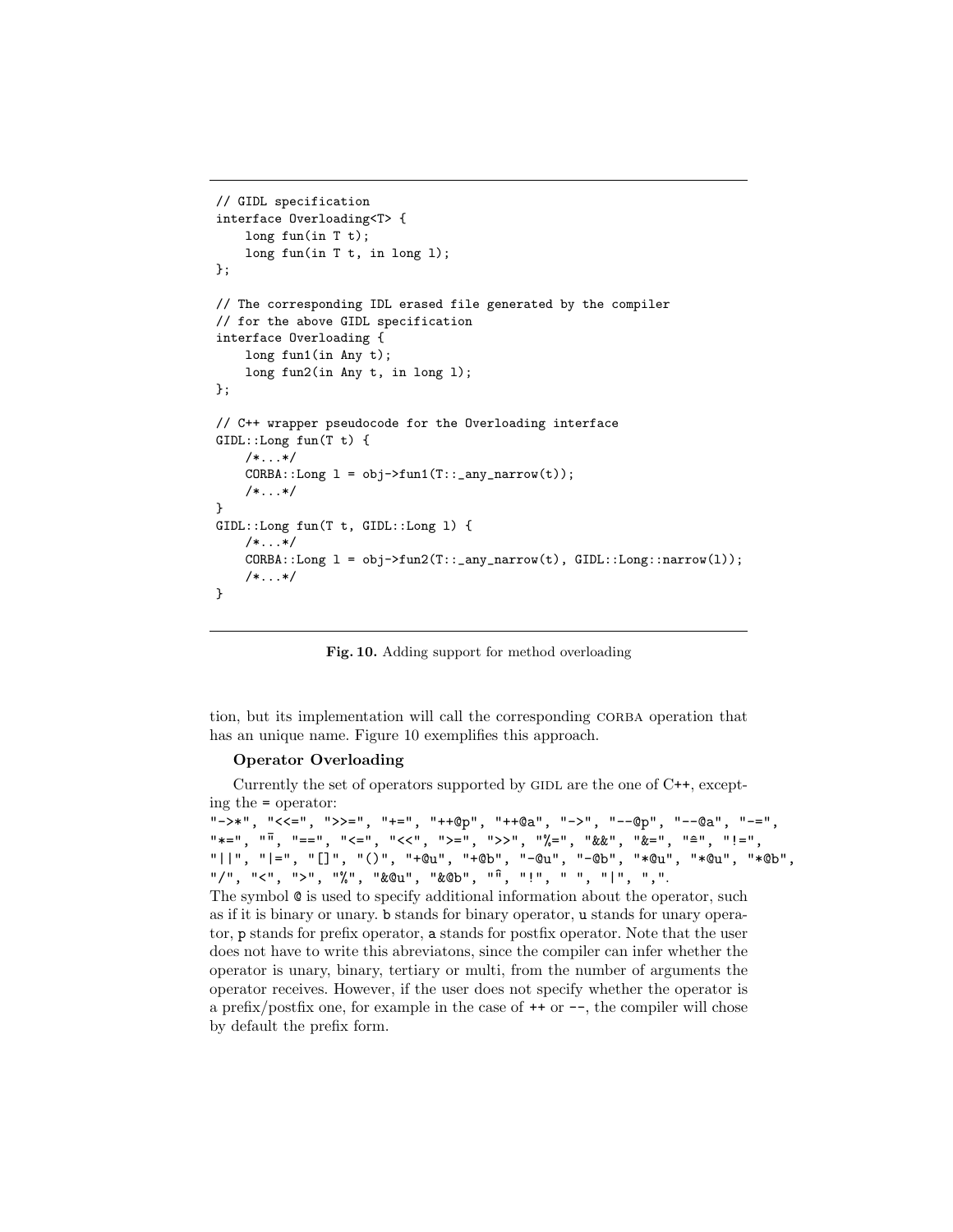```
// GIDL specification
interface Overloading<T> {
    long fun(in T t);
    long fun(in T t, in long l);
};

// The corresponding IDL erased file generated by the compiler
// for the above GIDL specification
interface Overloading {
    long fun1(in Any t);
    long fun2(in Any t, in long l);
};

// C++ wrapper pseudocode for the Overloading interface
GIDL::Long fun(T t) {
    /*...*/
    CORBA::Long l = obj->fun1(T::_any_narrow(t));
    /*...*/
}
GIDL::Long fun(T t, GIDL::Long l) {
    /*...*/
    CORBA::Long l = obj->fun2(T::_any_narrow(t), GIDL::Long::narrow(l));
    /*...*/
}
```

**Fig. 10.** Adding support for method overloading

tion, but its implementation will call the corresponding CORBA operation that has an unique name. Figure 10 exemplifies this approach.

**Operator Overloading**

Currently the set of operators supported by GIDL are the one of C++, excepting the `=` operator:
`"->*"`, `"<<="`, `">>="`, `"+="`, `"++@p"`, `"++@a"`, `"->"`, `"--@p"`, `"--@a"`, `"-="`, `"*="`, `"~"`, `"=="`, `"<="`, `"<<"`, `">="`, `">>"`, `"%="`, `"&&"`, `"&="`, `"^="`, `"!="`, `"||"`, `"|="`, `"[]"`, `"()"`, `"+@u"`, `"+@b"`, `"-@u"`, `"-@b"`, `"*@u"`, `"*@b"`, `"/"`, `"<"`, `">"`, `"%"`, `"&@u"`, `"&@b"`, `"^"`, `"!"`, `" "`, `"|"`, `","`.
The symbol `@` is used to specify additional information about the operator, such as if it is binary or unary. `b` stands for binary operator, `u` stands for unary operator, `p` stands for prefix operator, `a` stands for postfix operator. Note that the user does not have to write this abreviatons, since the compiler can infer whether the operator is unary, binary, tertiary or multi, from the number of arguments the operator receives. However, if the user does not specify whether the operator is a prefix/postfix one, for example in the case of `++` or `--`, the compiler will chose by default the prefix form.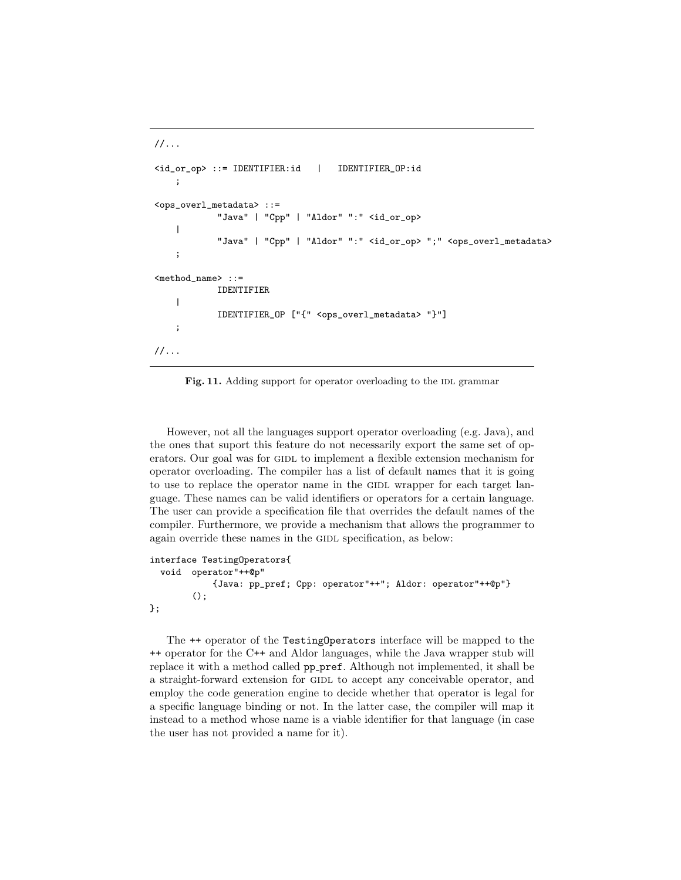```
//...

<id_or_op> ::= IDENTIFIER:id   |   IDENTIFIER_OP:id
    ;

<ops_overl_metadata> ::=
            "Java" | "Cpp" | "Aldor" ":" <id_or_op>
    |
            "Java" | "Cpp" | "Aldor" ":" <id_or_op> ";" <ops_overl_metadata>
    ;

<method_name> ::=
            IDENTIFIER
    |
            IDENTIFIER_OP ["{" <ops_overl_metadata> "}"]
    ;

//...
```

**Fig. 11.** Adding support for operator overloading to the IDL grammar

However, not all the languages support operator overloading (e.g. Java), and the ones that suport this feature do not necessarily export the same set of operators. Our goal was for GIDL to implement a flexible extension mechanism for operator overloading. The compiler has a list of default names that it is going to use to replace the operator name in the GIDL wrapper for each target language. These names can be valid identifiers or operators for a certain language. The user can provide a specification file that overrides the default names of the compiler. Furthermore, we provide a mechanism that allows the programmer to again override these names in the GIDL specification, as below:

```
interface TestingOperators{
  void  operator"++@p"
            {Java: pp_pref; Cpp: operator"++"; Aldor: operator"++@p"}
        ();
};
```

The ++ operator of the TestingOperators interface will be mapped to the ++ operator for the C++ and Aldor languages, while the Java wrapper stub will replace it with a method called pp_pref. Although not implemented, it shall be a straight-forward extension for GIDL to accept any conceivable operator, and employ the code generation engine to decide whether that operator is legal for a specific language binding or not. In the latter case, the compiler will map it instead to a method whose name is a viable identifier for that language (in case the user has not provided a name for it).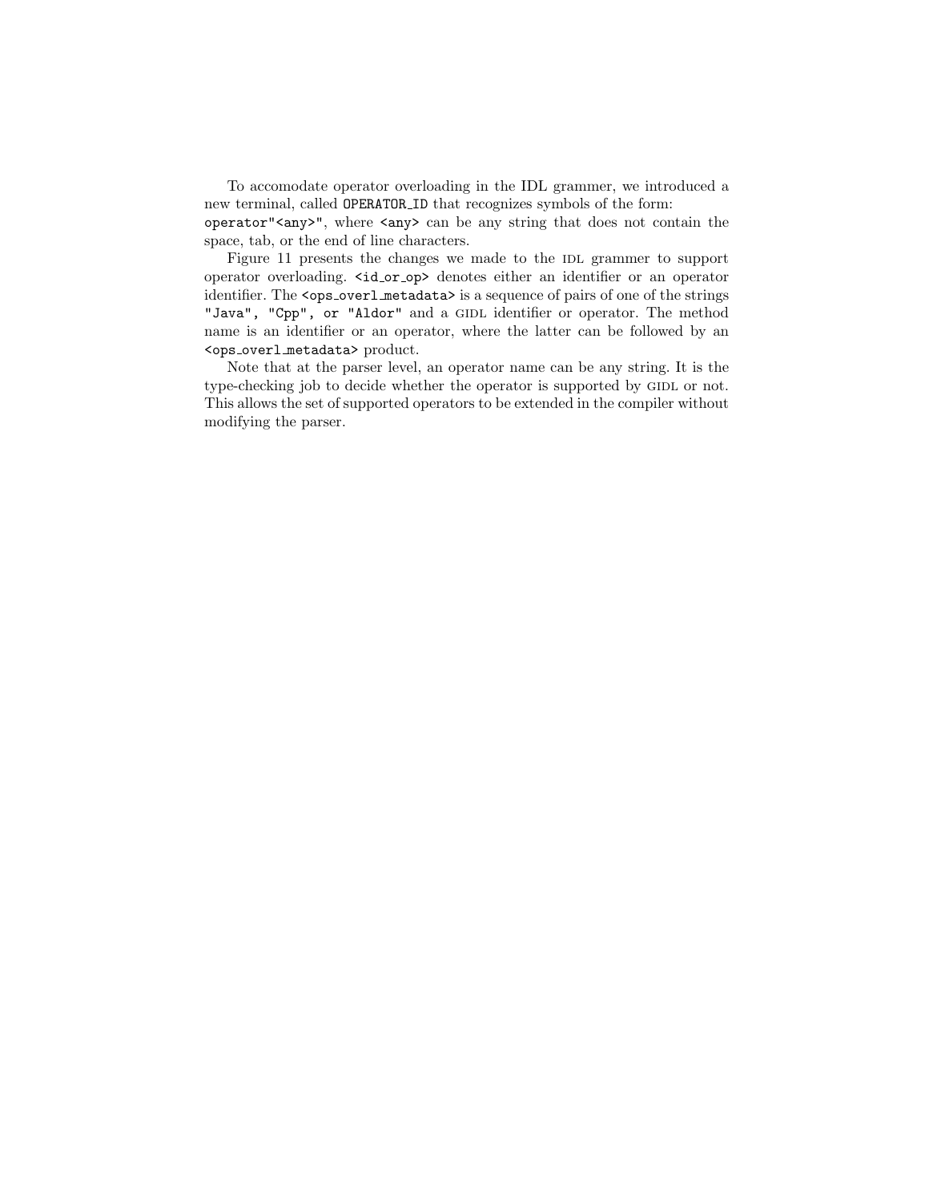To accomodate operator overloading in the IDL grammer, we introduced a new terminal, called `OPERATOR_ID` that recognizes symbols of the form: `operator"<any>"`, where `<any>` can be any string that does not contain the space, tab, or the end of line characters.

Figure 11 presents the changes we made to the IDL grammer to support operator overloading. `<id_or_op>` denotes either an identifier or an operator identifier. The `<ops_overl_metadata>` is a sequence of pairs of one of the strings `"Java", "Cpp", or "Aldor"` and a GIDL identifier or operator. The method name is an identifier or an operator, where the latter can be followed by an `<ops_overl_metadata>` product.

Note that at the parser level, an operator name can be any string. It is the type-checking job to decide whether the operator is supported by GIDL or not. This allows the set of supported operators to be extended in the compiler without modifying the parser.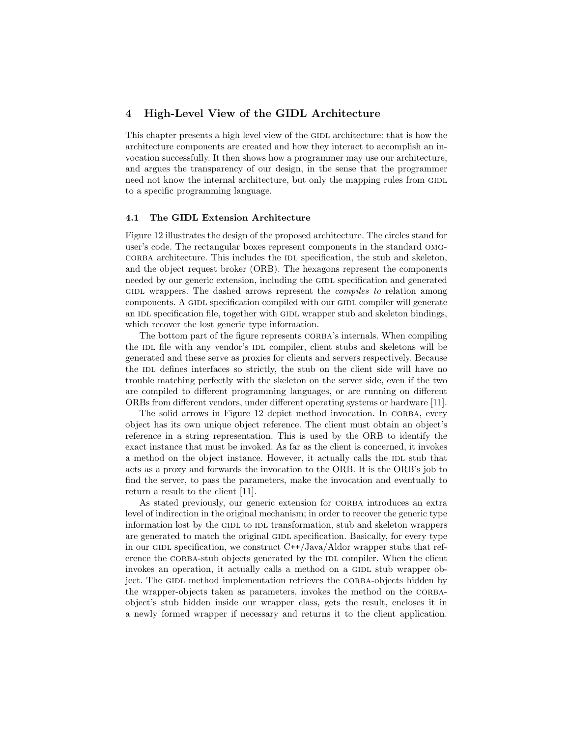## 4 High-Level View of the GIDL Architecture

This chapter presents a high level view of the GIDL architecture: that is how the architecture components are created and how they interact to accomplish an invocation successfully. It then shows how a programmer may use our architecture, and argues the transparency of our design, in the sense that the programmer need not know the internal architecture, but only the mapping rules from GIDL to a specific programming language.

### 4.1 The GIDL Extension Architecture

Figure 12 illustrates the design of the proposed architecture. The circles stand for user's code. The rectangular boxes represent components in the standard OMG-CORBA architecture. This includes the IDL specification, the stub and skeleton, and the object request broker (ORB). The hexagons represent the components needed by our generic extension, including the GIDL specification and generated GIDL wrappers. The dashed arrows represent the *compiles to* relation among components. A GIDL specification compiled with our GIDL compiler will generate an IDL specification file, together with GIDL wrapper stub and skeleton bindings, which recover the lost generic type information.

The bottom part of the figure represents CORBA's internals. When compiling the IDL file with any vendor's IDL compiler, client stubs and skeletons will be generated and these serve as proxies for clients and servers respectively. Because the IDL defines interfaces so strictly, the stub on the client side will have no trouble matching perfectly with the skeleton on the server side, even if the two are compiled to different programming languages, or are running on different ORBs from different vendors, under different operating systems or hardware [11].

The solid arrows in Figure 12 depict method invocation. In CORBA, every object has its own unique object reference. The client must obtain an object's reference in a string representation. This is used by the ORB to identify the exact instance that must be invoked. As far as the client is concerned, it invokes a method on the object instance. However, it actually calls the IDL stub that acts as a proxy and forwards the invocation to the ORB. It is the ORB's job to find the server, to pass the parameters, make the invocation and eventually to return a result to the client [11].

As stated previously, our generic extension for CORBA introduces an extra level of indirection in the original mechanism; in order to recover the generic type information lost by the GIDL to IDL transformation, stub and skeleton wrappers are generated to match the original GIDL specification. Basically, for every type in our GIDL specification, we construct C++/Java/Aldor wrapper stubs that reference the CORBA-stub objects generated by the IDL compiler. When the client invokes an operation, it actually calls a method on a GIDL stub wrapper object. The GIDL method implementation retrieves the CORBA-objects hidden by the wrapper-objects taken as parameters, invokes the method on the CORBA-object's stub hidden inside our wrapper class, gets the result, encloses it in a newly formed wrapper if necessary and returns it to the client application.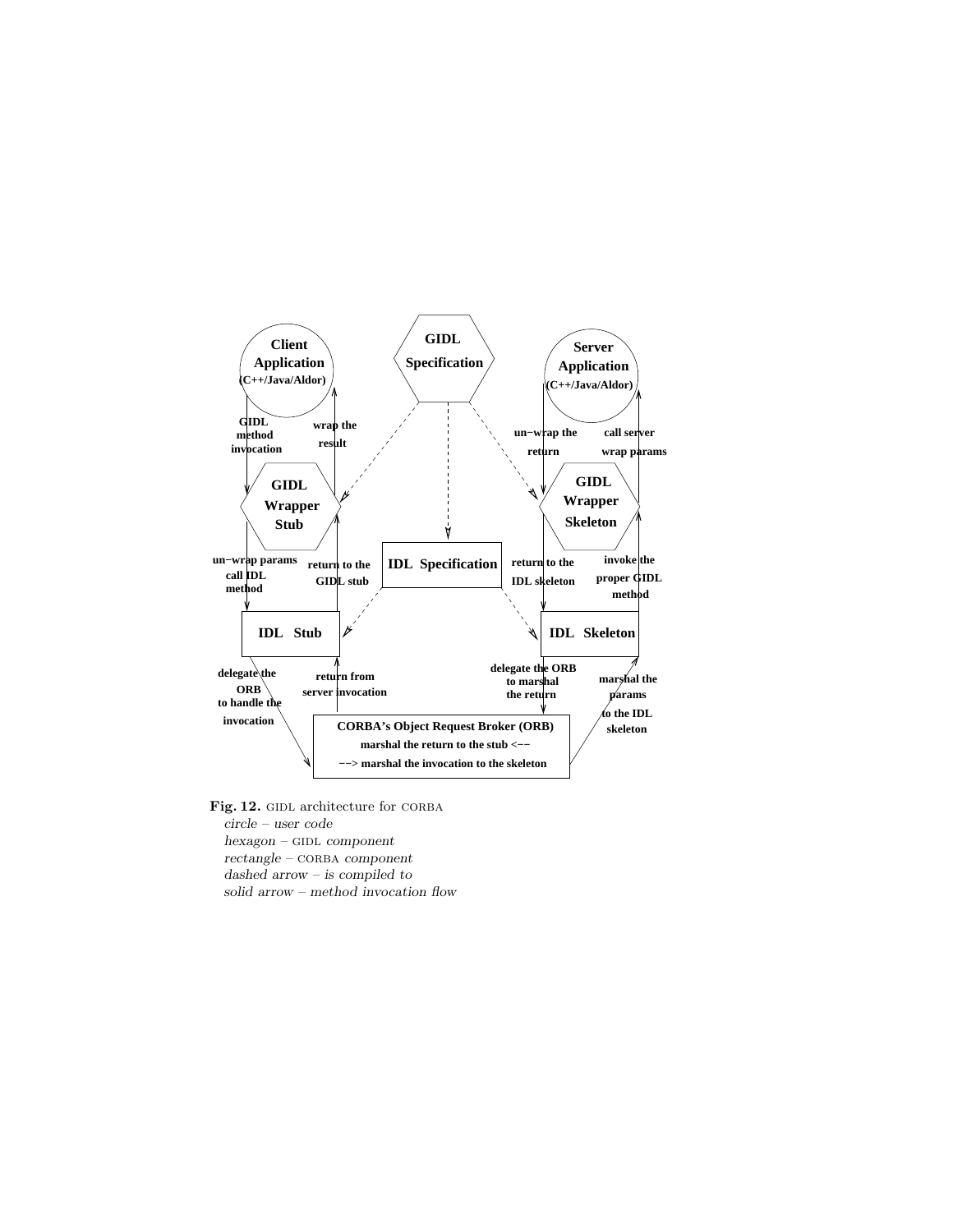Client Application (C++/Java/Aldor)

GIDL Specification

Server Application (C++/Java/Aldor)

GIDL method invocation

wrap the result

un−wrap the return

call server wrap params

GIDL Wrapper Stub

GIDL Wrapper Skeleton

un−wrap params call IDL method

return to the GIDL stub

IDL Specification

return to the IDL skeleton

invoke the proper GIDL method

IDL Stub

IDL Skeleton

delegate the ORB to handle the invocation

return from server invocation

delegate the ORB to marshal the return

marshal the params to the IDL skeleton

CORBA's Object Request Broker (ORB)
marshal the return to the stub <−−
−−> marshal the invocation to the skeleton

**Fig. 12.** GIDL architecture for CORBA
*circle – user code*
*hexagon –* GIDL *component*
*rectangle –* CORBA *component*
*dashed arrow – is compiled to*
*solid arrow – method invocation flow*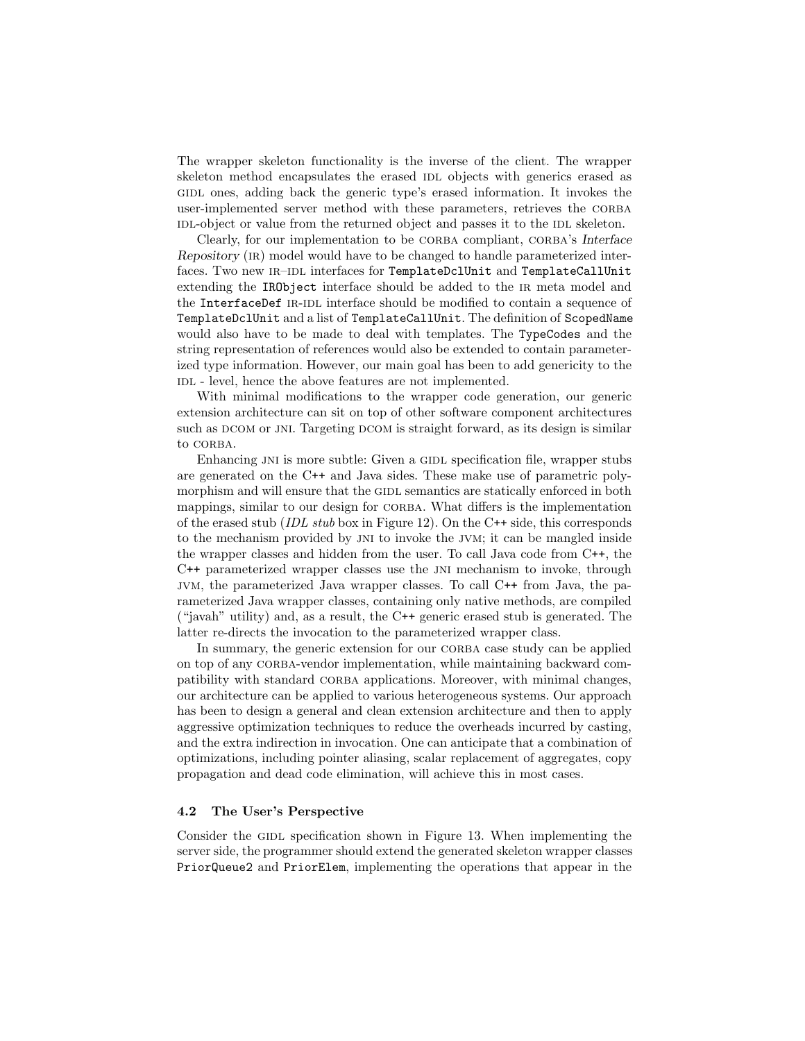The wrapper skeleton functionality is the inverse of the client. The wrapper skeleton method encapsulates the erased IDL objects with generics erased as GIDL ones, adding back the generic type's erased information. It invokes the user-implemented server method with these parameters, retrieves the CORBA IDL-object or value from the returned object and passes it to the IDL skeleton.

Clearly, for our implementation to be CORBA compliant, CORBA's *Interface Repository* (IR) model would have to be changed to handle parameterized interfaces. Two new IR–IDL interfaces for `TemplateDclUnit` and `TemplateCallUnit` extending the `IRObject` interface should be added to the IR meta model and the `InterfaceDef` IR-IDL interface should be modified to contain a sequence of `TemplateDclUnit` and a list of `TemplateCallUnit`. The definition of `ScopedName` would also have to be made to deal with templates. The `TypeCodes` and the string representation of references would also be extended to contain parameterized type information. However, our main goal has been to add genericity to the IDL - level, hence the above features are not implemented.

With minimal modifications to the wrapper code generation, our generic extension architecture can sit on top of other software component architectures such as DCOM or JNI. Targeting DCOM is straight forward, as its design is similar to CORBA.

Enhancing JNI is more subtle: Given a GIDL specification file, wrapper stubs are generated on the C++ and Java sides. These make use of parametric polymorphism and will ensure that the GIDL semantics are statically enforced in both mappings, similar to our design for CORBA. What differs is the implementation of the erased stub (*IDL stub* box in Figure 12). On the C++ side, this corresponds to the mechanism provided by JNI to invoke the JVM; it can be mangled inside the wrapper classes and hidden from the user. To call Java code from C++, the C++ parameterized wrapper classes use the JNI mechanism to invoke, through JVM, the parameterized Java wrapper classes. To call C++ from Java, the parameterized Java wrapper classes, containing only native methods, are compiled ("javah" utility) and, as a result, the C++ generic erased stub is generated. The latter re-directs the invocation to the parameterized wrapper class.

In summary, the generic extension for our CORBA case study can be applied on top of any CORBA-vendor implementation, while maintaining backward compatibility with standard CORBA applications. Moreover, with minimal changes, our architecture can be applied to various heterogeneous systems. Our approach has been to design a general and clean extension architecture and then to apply aggressive optimization techniques to reduce the overheads incurred by casting, and the extra indirection in invocation. One can anticipate that a combination of optimizations, including pointer aliasing, scalar replacement of aggregates, copy propagation and dead code elimination, will achieve this in most cases.

### 4.2 The User's Perspective

Consider the GIDL specification shown in Figure 13. When implementing the server side, the programmer should extend the generated skeleton wrapper classes `PriorQueue2` and `PriorElem`, implementing the operations that appear in the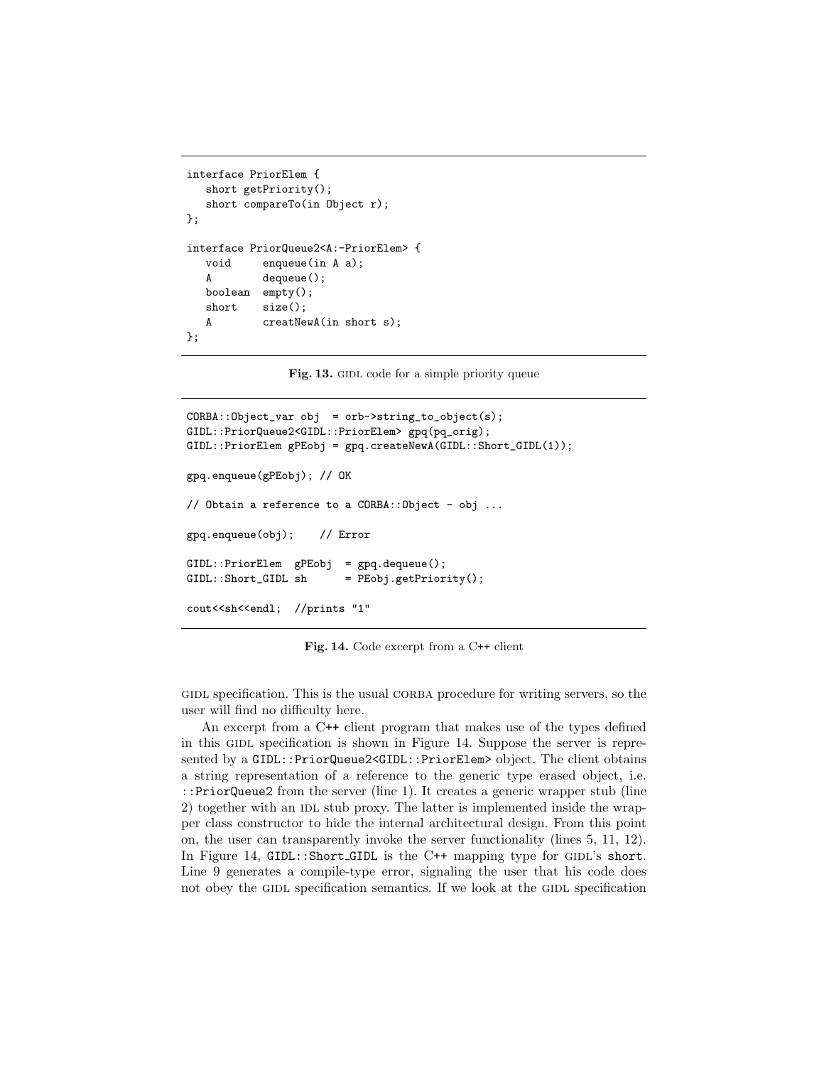```
interface PriorElem {
   short getPriority();
   short compareTo(in Object r);
};

interface PriorQueue2<A:-PriorElem> {
   void     enqueue(in A a);
   A        dequeue();
   boolean  empty();
   short    size();
   A        creatNewA(in short s);
};
```

**Fig. 13.** GIDL code for a simple priority queue

```
CORBA::Object_var obj  = orb->string_to_object(s);
GIDL::PriorQueue2<GIDL::PriorElem> gpq(pq_orig);
GIDL::PriorElem gPEobj = gpq.createNewA(GIDL::Short_GIDL(1));

gpq.enqueue(gPEobj); // OK

// Obtain a reference to a CORBA::Object - obj ...

gpq.enqueue(obj);    // Error

GIDL::PriorElem  gPEobj  = gpq.dequeue();
GIDL::Short_GIDL sh      = PEobj.getPriority();

cout<<sh<<endl;  //prints "1"
```

**Fig. 14.** Code excerpt from a C++ client

GIDL specification. This is the usual CORBA procedure for writing servers, so the user will find no difficulty here.

An excerpt from a C++ client program that makes use of the types defined in this GIDL specification is shown in Figure 14. Suppose the server is represented by a `GIDL::PriorQueue2<GIDL::PriorElem>` object. The client obtains a string representation of a reference to the generic type erased object, i.e. `::PriorQueue2` from the server (line 1). It creates a generic wrapper stub (line 2) together with an IDL stub proxy. The latter is implemented inside the wrapper class constructor to hide the internal architectural design. From this point on, the user can transparently invoke the server functionality (lines 5, 11, 12). In Figure 14, `GIDL::Short_GIDL` is the C++ mapping type for GIDL's `short`. Line 9 generates a compile-type error, signaling the user that his code does not obey the GIDL specification semantics. If we look at the GIDL specification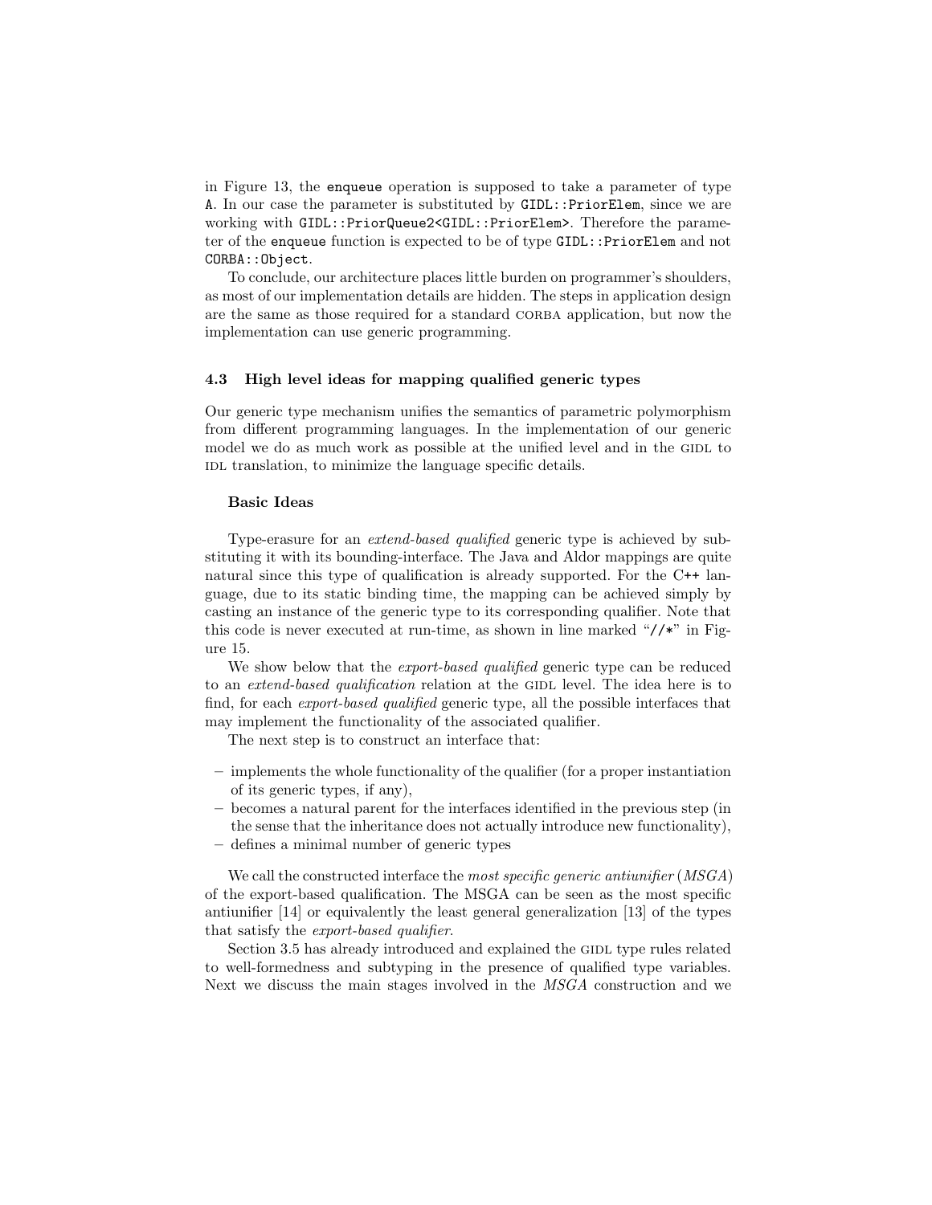in Figure 13, the `enqueue` operation is supposed to take a parameter of type `A`. In our case the parameter is substituted by `GIDL::PriorElem`, since we are working with `GIDL::PriorQueue2<GIDL::PriorElem>`. Therefore the parameter of the `enqueue` function is expected to be of type `GIDL::PriorElem` and not `CORBA::Object`.

To conclude, our architecture places little burden on programmer's shoulders, as most of our implementation details are hidden. The steps in application design are the same as those required for a standard CORBA application, but now the implementation can use generic programming.

### 4.3 High level ideas for mapping qualified generic types

Our generic type mechanism unifies the semantics of parametric polymorphism from different programming languages. In the implementation of our generic model we do as much work as possible at the unified level and in the GIDL to IDL translation, to minimize the language specific details.

#### Basic Ideas

Type-erasure for an *extend-based qualified* generic type is achieved by substituting it with its bounding-interface. The Java and Aldor mappings are quite natural since this type of qualification is already supported. For the C++ language, due to its static binding time, the mapping can be achieved simply by casting an instance of the generic type to its corresponding qualifier. Note that this code is never executed at run-time, as shown in line marked "`//*`" in Figure 15.

We show below that the *export-based qualified* generic type can be reduced to an *extend-based qualification* relation at the GIDL level. The idea here is to find, for each *export-based qualified* generic type, all the possible interfaces that may implement the functionality of the associated qualifier.

The next step is to construct an interface that:

- implements the whole functionality of the qualifier (for a proper instantiation of its generic types, if any),
- becomes a natural parent for the interfaces identified in the previous step (in the sense that the inheritance does not actually introduce new functionality),
- defines a minimal number of generic types

We call the constructed interface the *most specific generic antiunifier* (*MSGA*) of the export-based qualification. The MSGA can be seen as the most specific antiunifier [14] or equivalently the least general generalization [13] of the types that satisfy the *export-based qualifier*.

Section 3.5 has already introduced and explained the GIDL type rules related to well-formedness and subtyping in the presence of qualified type variables. Next we discuss the main stages involved in the *MSGA* construction and we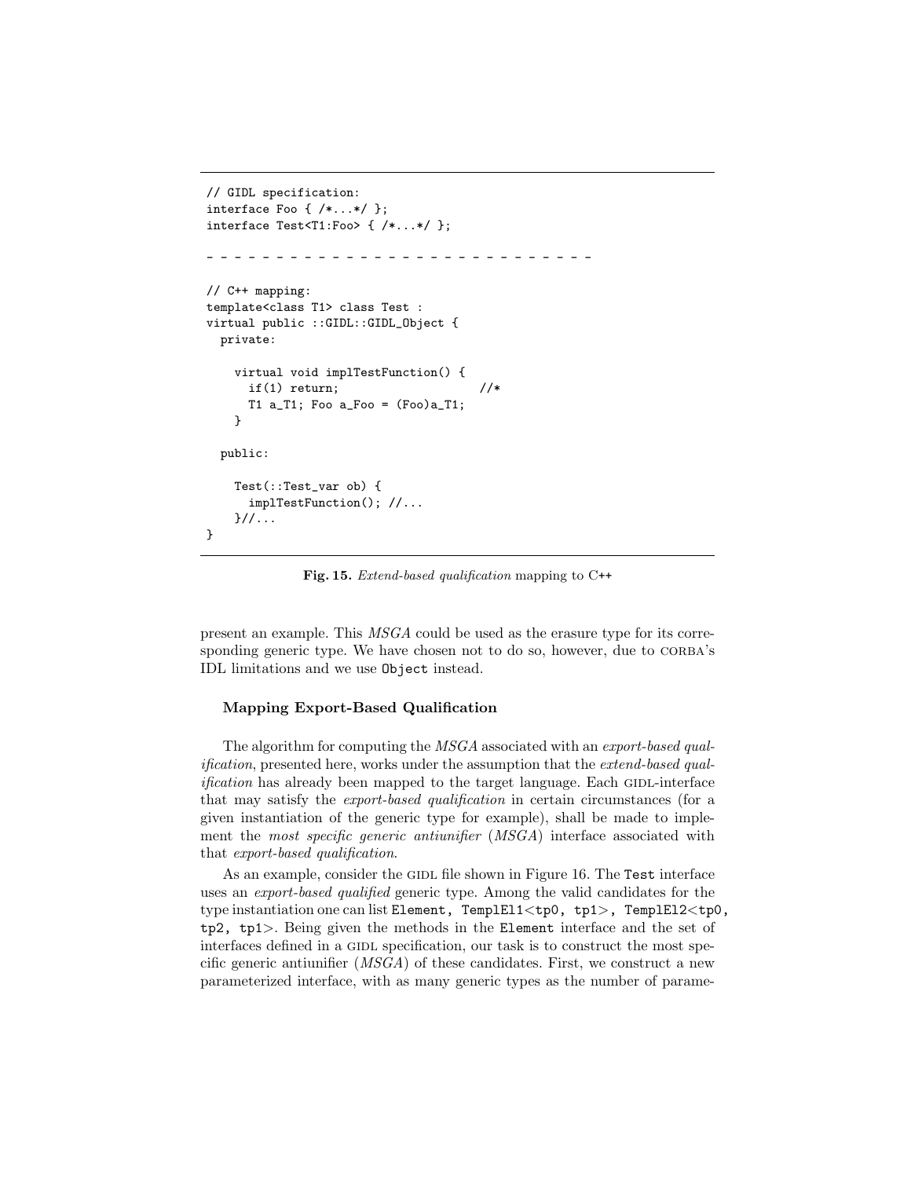```
// GIDL specification:
interface Foo { /*...*/ };
interface Test<T1:Foo> { /*...*/ };

- - - - - - - - - - - - - - - - - - - - - - - - - - -

// C++ mapping:
template<class T1> class Test :
virtual public ::GIDL::GIDL_Object {
  private:

    virtual void implTestFunction() {
      if(1) return;                    //*
      T1 a_T1; Foo a_Foo = (Foo)a_T1;
    }

  public:

    Test(::Test_var ob) {
      implTestFunction(); //...
    }//...
}
```

**Fig. 15.** *Extend-based qualification* mapping to C++

present an example. This *MSGA* could be used as the erasure type for its corresponding generic type. We have chosen not to do so, however, due to CORBA's IDL limitations and we use `Object` instead.

### Mapping Export-Based Qualification

The algorithm for computing the *MSGA* associated with an *export-based qualification*, presented here, works under the assumption that the *extend-based qualification* has already been mapped to the target language. Each GIDL-interface that may satisfy the *export-based qualification* in certain circumstances (for a given instantiation of the generic type for example), shall be made to implement the *most specific generic antiunifier* (*MSGA*) interface associated with that *export-based qualification*.

As an example, consider the GIDL file shown in Figure 16. The `Test` interface uses an *export-based qualified* generic type. Among the valid candidates for the type instantiation one can list `Element, TemplEl1<tp0, tp1>, TemplEl2<tp0, tp2, tp1>`. Being given the methods in the `Element` interface and the set of interfaces defined in a GIDL specification, our task is to construct the most specific generic antiunifier (*MSGA*) of these candidates. First, we construct a new parameterized interface, with as many generic types as the number of parame-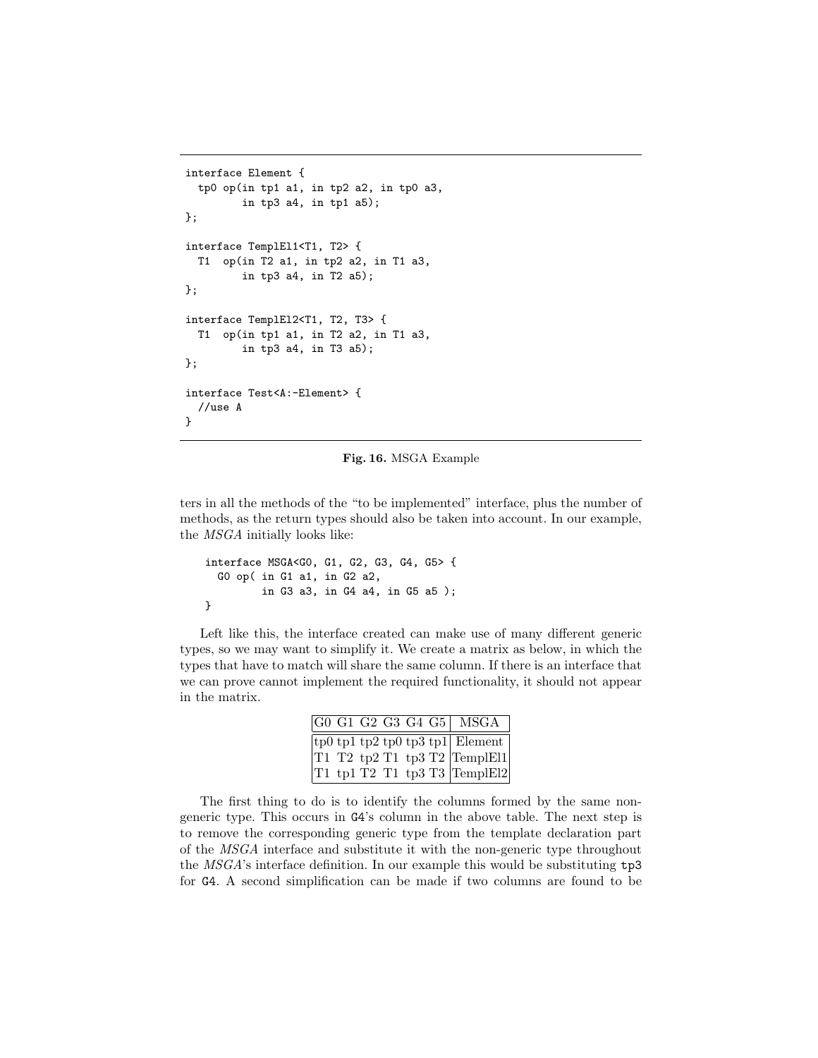```
interface Element {
  tp0 op(in tp1 a1, in tp2 a2, in tp0 a3,
         in tp3 a4, in tp1 a5);
};

interface TemplEl1<T1, T2> {
  T1  op(in T2 a1, in tp2 a2, in T1 a3,
         in tp3 a4, in T2 a5);
};

interface TemplEl2<T1, T2, T3> {
  T1  op(in tp1 a1, in T2 a2, in T1 a3,
         in tp3 a4, in T3 a5);
};

interface Test<A:-Element> {
  //use A
}
```

**Fig. 16.** MSGA Example

ters in all the methods of the "to be implemented" interface, plus the number of methods, as the return types should also be taken into account. In our example, the *MSGA* initially looks like:

```
interface MSGA<G0, G1, G2, G3, G4, G5> {
  G0 op( in G1 a1, in G2 a2,
         in G3 a3, in G4 a4, in G5 a5 );
}
```

Left like this, the interface created can make use of many different generic types, so we may want to simplify it. We create a matrix as below, in which the types that have to match will share the same column. If there is an interface that we can prove cannot implement the required functionality, it should not appear in the matrix.

| G0 | G1 | G2 | G3 | G4 | G5 | MSGA |
|---|---|---|---|---|---|---|
| tp0 | tp1 | tp2 | tp0 | tp3 | tp1 | Element |
| T1 | T2 | tp2 | T1 | tp3 | T2 | TemplEl1 |
| T1 | tp1 | T2 | T1 | tp3 | T3 | TemplEl2 |

The first thing to do is to identify the columns formed by the same non-generic type. This occurs in `G4`'s column in the above table. The next step is to remove the corresponding generic type from the template declaration part of the *MSGA* interface and substitute it with the non-generic type throughout the *MSGA*'s interface definition. In our example this would be substituting `tp3` for `G4`. A second simplification can be made if two columns are found to be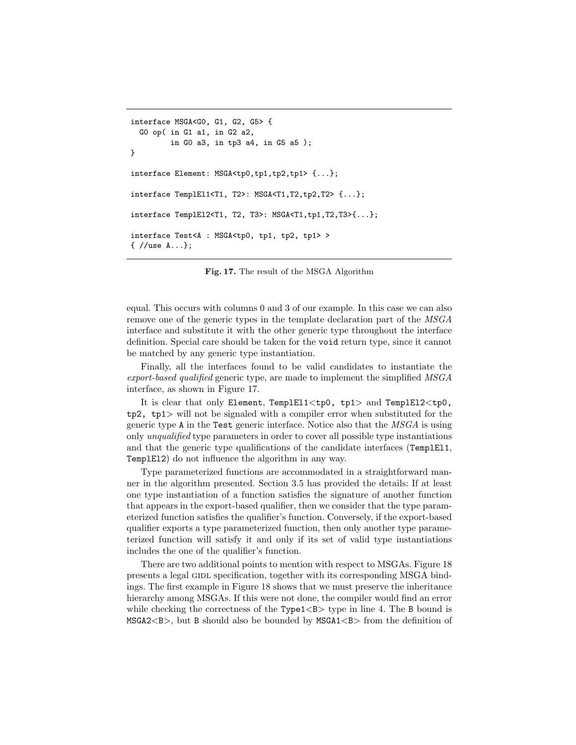```
interface MSGA<G0, G1, G2, G5> {
  G0 op( in G1 a1, in G2 a2,
         in G0 a3, in tp3 a4, in G5 a5 );
}

interface Element: MSGA<tp0,tp1,tp2,tp1> {...};

interface TemplEl1<T1, T2>: MSGA<T1,T2,tp2,T2> {...};

interface TemplEl2<T1, T2, T3>: MSGA<T1,tp1,T2,T3>{...};

interface Test<A : MSGA<tp0, tp1, tp2, tp1> >
{ //use A...};
```

**Fig. 17.** The result of the MSGA Algorithm

equal. This occurs with columns 0 and 3 of our example. In this case we can also remove one of the generic types in the template declaration part of the *MSGA* interface and substitute it with the other generic type throughout the interface definition. Special care should be taken for the `void` return type, since it cannot be matched by any generic type instantiation.

Finally, all the interfaces found to be valid candidates to instantiate the *export-based qualified* generic type, are made to implement the simplified *MSGA* interface, as shown in Figure 17.

It is clear that only `Element`, `TemplEl1<tp0, tp1>` and `TemplEl2<tp0, tp2, tp1>` will not be signaled with a compiler error when substituted for the generic type `A` in the `Test` generic interface. Notice also that the *MSGA* is using only *unqualified* type parameters in order to cover all possible type instantiations and that the generic type qualifications of the candidate interfaces (`TemplEl1`, `TemplEl2`) do not influence the algorithm in any way.

Type parameterized functions are accommodated in a straightforward manner in the algorithm presented. Section 3.5 has provided the details: If at least one type instantiation of a function satisfies the signature of another function that appears in the export-based qualifier, then we consider that the type parameterized function satisfies the qualifier's function. Conversely, if the export-based qualifier exports a type parameterized function, then only another type parameterized function will satisfy it and only if its set of valid type instantiations includes the one of the qualifier's function.

There are two additional points to mention with respect to MSGAs. Figure 18 presents a legal GIDL specification, together with its corresponding MSGA bindings. The first example in Figure 18 shows that we must preserve the inheritance hierarchy among MSGAs. If this were not done, the compiler would find an error while checking the correctness of the `Type1<B>` type in line 4. The `B` bound is `MSGA2<B>`, but `B` should also be bounded by `MSGA1<B>` from the definition of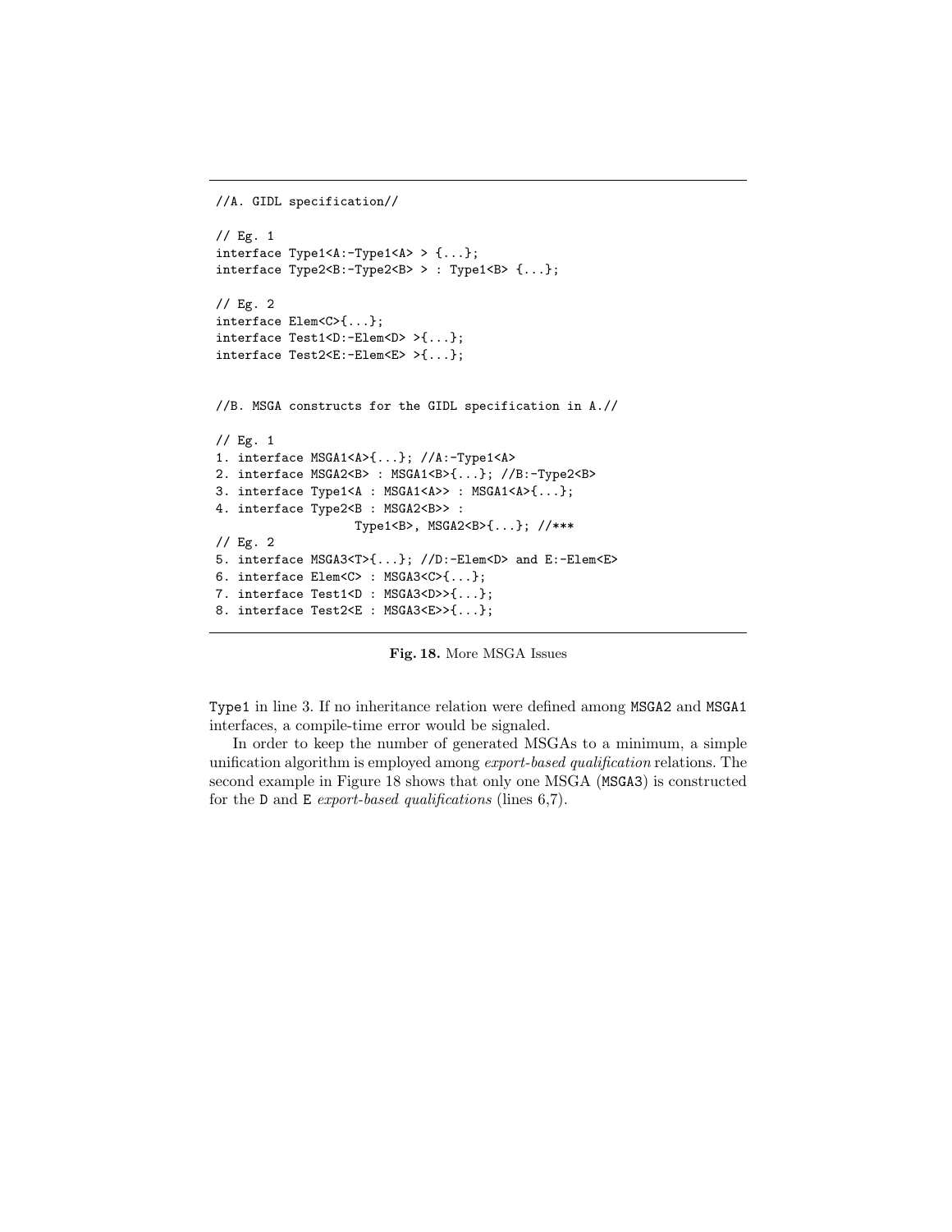```
//A. GIDL specification//

// Eg. 1
interface Type1<A:-Type1<A> > {...};
interface Type2<B:-Type2<B> > : Type1<B> {...};

// Eg. 2
interface Elem<C>{...};
interface Test1<D:-Elem<D> >{...};
interface Test2<E:-Elem<E> >{...};


//B. MSGA constructs for the GIDL specification in A.//

// Eg. 1
1. interface MSGA1<A>{...}; //A:-Type1<A>
2. interface MSGA2<B> : MSGA1<B>{...}; //B:-Type2<B>
3. interface Type1<A : MSGA1<A>> : MSGA1<A>{...};
4. interface Type2<B : MSGA2<B>> :
                 Type1<B>, MSGA2<B>{...}; //***
// Eg. 2
5. interface MSGA3<T>{...}; //D:-Elem<D> and E:-Elem<E>
6. interface Elem<C> : MSGA3<C>{...};
7. interface Test1<D : MSGA3<D>>{...};
8. interface Test2<E : MSGA3<E>>{...};
```

**Fig. 18.** More MSGA Issues

`Type1` in line 3. If no inheritance relation were defined among `MSGA2` and `MSGA1` interfaces, a compile-time error would be signaled.

In order to keep the number of generated MSGAs to a minimum, a simple unification algorithm is employed among *export-based qualification* relations. The second example in Figure 18 shows that only one MSGA (`MSGA3`) is constructed for the `D` and `E` *export-based qualifications* (lines 6,7).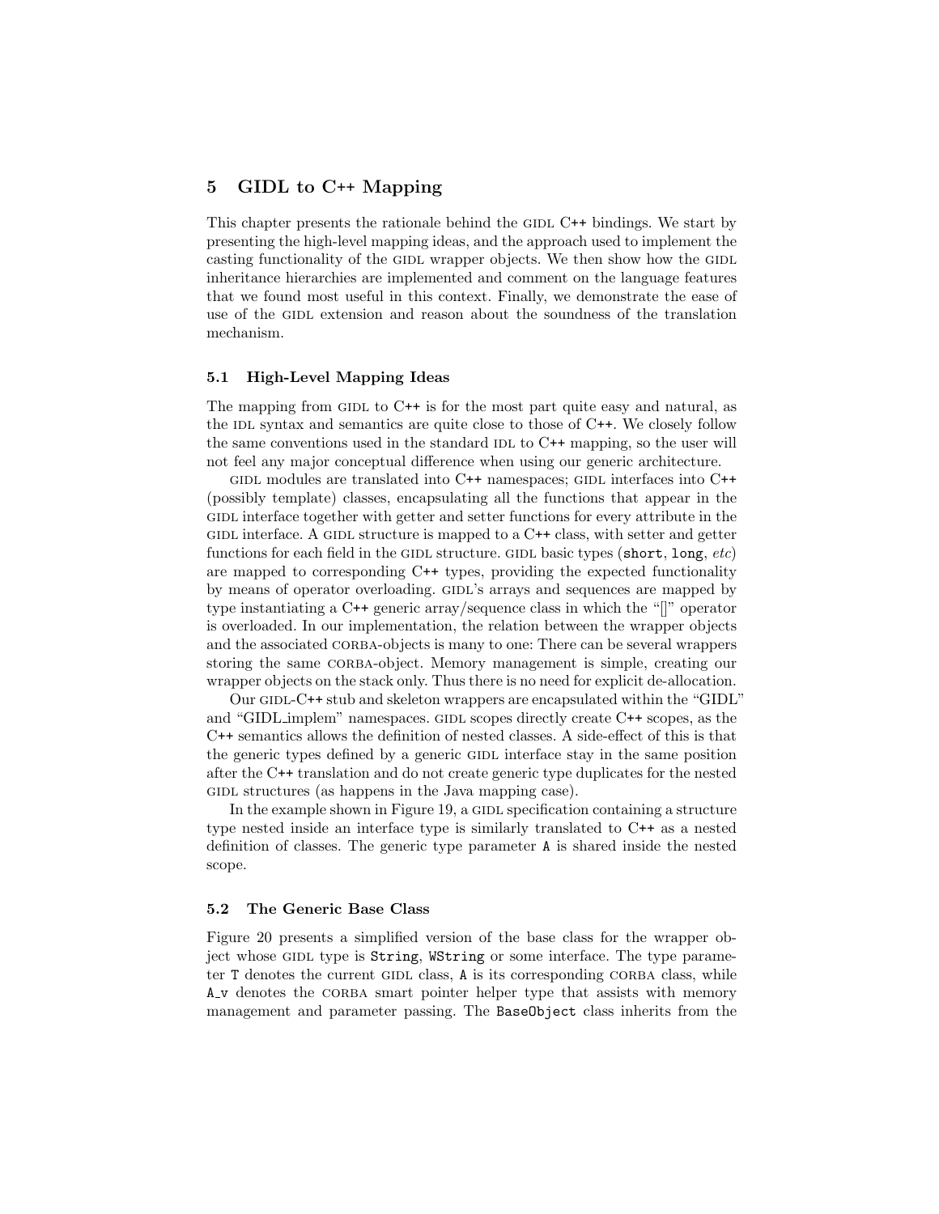## 5 GIDL to C++ Mapping

This chapter presents the rationale behind the GIDL C++ bindings. We start by presenting the high-level mapping ideas, and the approach used to implement the casting functionality of the GIDL wrapper objects. We then show how the GIDL inheritance hierarchies are implemented and comment on the language features that we found most useful in this context. Finally, we demonstrate the ease of use of the GIDL extension and reason about the soundness of the translation mechanism.

### 5.1 High-Level Mapping Ideas

The mapping from GIDL to C++ is for the most part quite easy and natural, as the IDL syntax and semantics are quite close to those of C++. We closely follow the same conventions used in the standard IDL to C++ mapping, so the user will not feel any major conceptual difference when using our generic architecture.

GIDL modules are translated into C++ namespaces; GIDL interfaces into C++ (possibly template) classes, encapsulating all the functions that appear in the GIDL interface together with getter and setter functions for every attribute in the GIDL interface. A GIDL structure is mapped to a C++ class, with setter and getter functions for each field in the GIDL structure. GIDL basic types (`short`, `long`, *etc*) are mapped to corresponding C++ types, providing the expected functionality by means of operator overloading. GIDL's arrays and sequences are mapped by type instantiating a C++ generic array/sequence class in which the "[]" operator is overloaded. In our implementation, the relation between the wrapper objects and the associated CORBA-objects is many to one: There can be several wrappers storing the same CORBA-object. Memory management is simple, creating our wrapper objects on the stack only. Thus there is no need for explicit de-allocation.

Our GIDL-C++ stub and skeleton wrappers are encapsulated within the "GIDL" and "GIDL_implem" namespaces. GIDL scopes directly create C++ scopes, as the C++ semantics allows the definition of nested classes. A side-effect of this is that the generic types defined by a generic GIDL interface stay in the same position after the C++ translation and do not create generic type duplicates for the nested GIDL structures (as happens in the Java mapping case).

In the example shown in Figure 19, a GIDL specification containing a structure type nested inside an interface type is similarly translated to C++ as a nested definition of classes. The generic type parameter `A` is shared inside the nested scope.

### 5.2 The Generic Base Class

Figure 20 presents a simplified version of the base class for the wrapper object whose GIDL type is `String`, `WString` or some interface. The type parameter `T` denotes the current GIDL class, `A` is its corresponding CORBA class, while `A_v` denotes the CORBA smart pointer helper type that assists with memory management and parameter passing. The `BaseObject` class inherits from the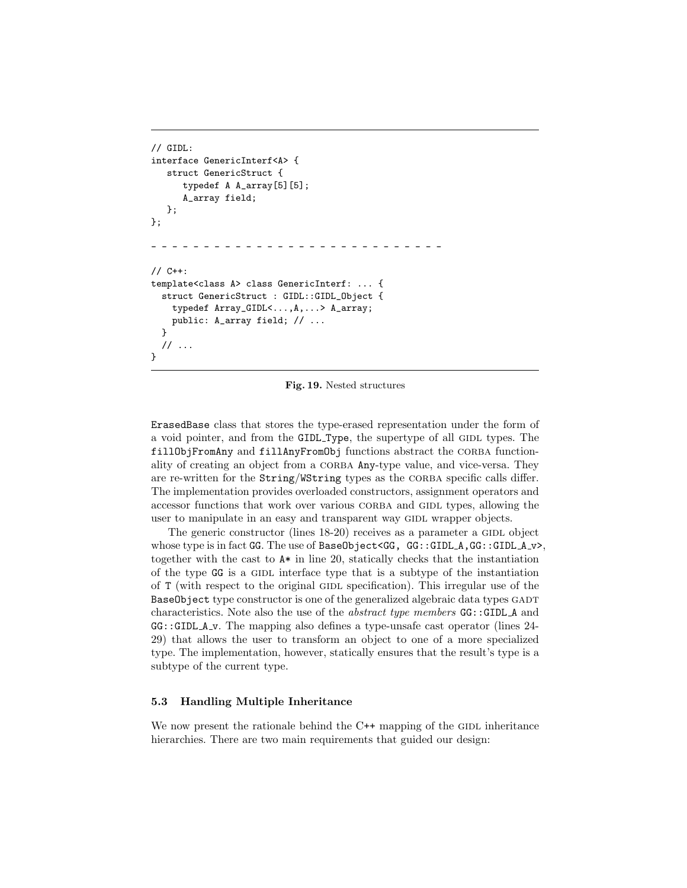```
// GIDL:
interface GenericInterf<A> {
   struct GenericStruct {
      typedef A A_array[5][5];
      A_array field;
   };
};

- - - - - - - - - - - - - - - - - - - - - - - - - - -

// C++:
template<class A> class GenericInterf: ... {
  struct GenericStruct : GIDL::GIDL_Object {
    typedef Array_GIDL<...,A,...> A_array;
    public: A_array field; // ...
  }
  // ...
}
```

**Fig. 19.** Nested structures

ErasedBase class that stores the type-erased representation under the form of a void pointer, and from the GIDL_Type, the supertype of all GIDL types. The fillObjFromAny and fillAnyFromObj functions abstract the CORBA functionality of creating an object from a CORBA Any-type value, and vice-versa. They are re-written for the String/WString types as the CORBA specific calls differ. The implementation provides overloaded constructors, assignment operators and accessor functions that work over various CORBA and GIDL types, allowing the user to manipulate in an easy and transparent way GIDL wrapper objects.

The generic constructor (lines 18-20) receives as a parameter a GIDL object whose type is in fact GG. The use of BaseObject<GG, GG::GIDL_A,GG::GIDL_A_v>, together with the cast to A* in line 20, statically checks that the instantiation of the type GG is a GIDL interface type that is a subtype of the instantiation of T (with respect to the original GIDL specification). This irregular use of the BaseObject type constructor is one of the generalized algebraic data types GADT characteristics. Note also the use of the *abstract type members* GG::GIDL_A and GG::GIDL_A_v. The mapping also defines a type-unsafe cast operator (lines 24-29) that allows the user to transform an object to one of a more specialized type. The implementation, however, statically ensures that the result's type is a subtype of the current type.

### 5.3 Handling Multiple Inheritance

We now present the rationale behind the C++ mapping of the GIDL inheritance hierarchies. There are two main requirements that guided our design: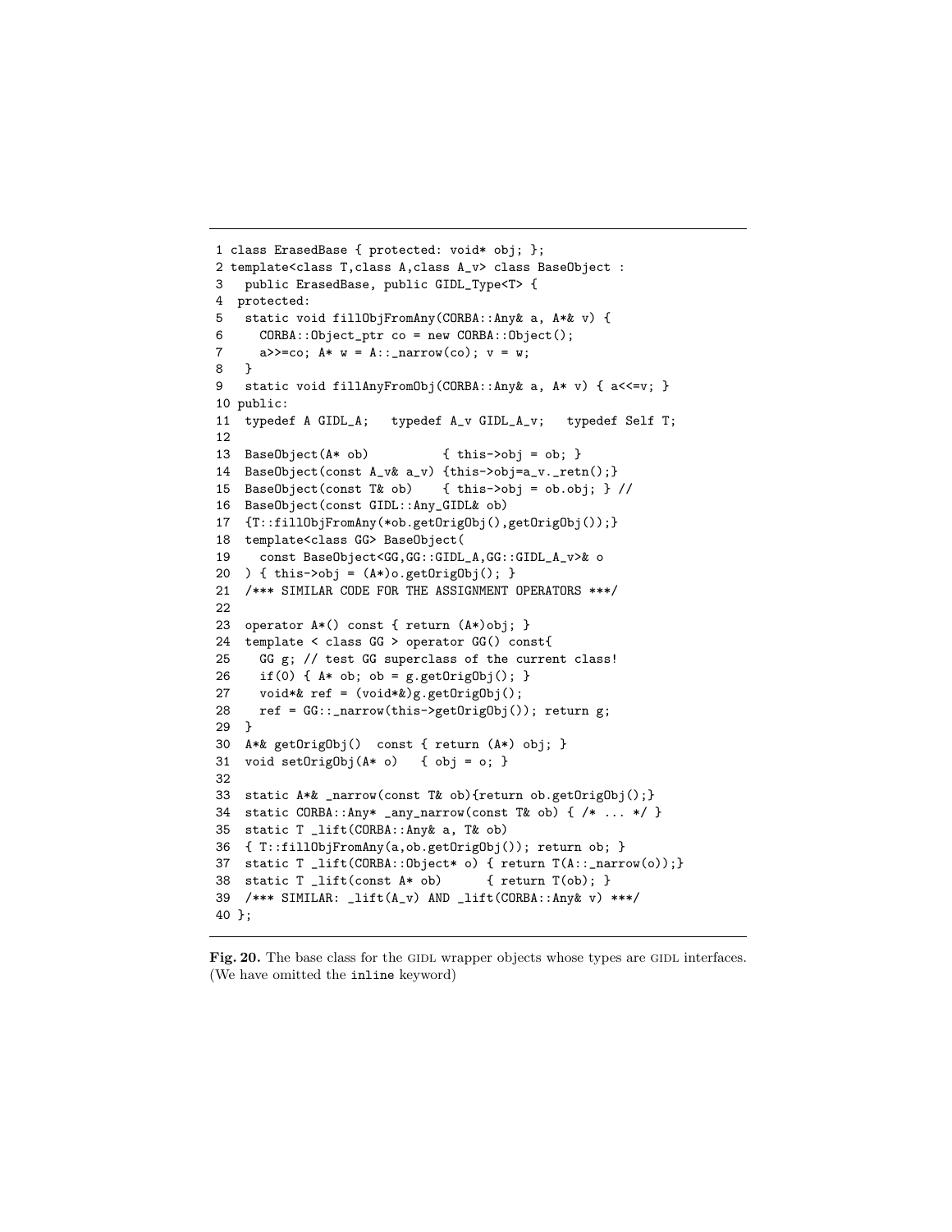```
1 class ErasedBase { protected: void* obj; };
2 template<class T,class A,class A_v> class BaseObject :
3   public ErasedBase, public GIDL_Type<T> {
4  protected:
5   static void fillObjFromAny(CORBA::Any& a, A*& v) {
6     CORBA::Object_ptr co = new CORBA::Object();
7     a>>=co; A* w = A::_narrow(co); v = w;
8   }
9   static void fillAnyFromObj(CORBA::Any& a, A* v) { a<<=v; }
10 public:
11  typedef A GIDL_A;   typedef A_v GIDL_A_v;   typedef Self T;
12
13  BaseObject(A* ob)          { this->obj = ob; }
14  BaseObject(const A_v& a_v) {this->obj=a_v._retn();}
15  BaseObject(const T& ob)    { this->obj = ob.obj; } //
16  BaseObject(const GIDL::Any_GIDL& ob)
17  {T::fillObjFromAny(*ob.getOrigObj(),getOrigObj());}
18  template<class GG> BaseObject(
19    const BaseObject<GG,GG::GIDL_A,GG::GIDL_A_v>& o
20  ) { this->obj = (A*)o.getOrigObj(); }
21  /*** SIMILAR CODE FOR THE ASSIGNMENT OPERATORS ***/
22
23  operator A*() const { return (A*)obj; }
24  template < class GG > operator GG() const{
25    GG g; // test GG superclass of the current class!
26    if(0) { A* ob; ob = g.getOrigObj(); }
27    void*& ref = (void*&)g.getOrigObj();
28    ref = GG::_narrow(this->getOrigObj()); return g;
29  }
30  A*& getOrigObj()  const { return (A*) obj; }
31  void setOrigObj(A* o)   { obj = o; }
32
33  static A*& _narrow(const T& ob){return ob.getOrigObj();}
34  static CORBA::Any* _any_narrow(const T& ob) { /* ... */ }
35  static T _lift(CORBA::Any& a, T& ob)
36  { T::fillObjFromAny(a,ob.getOrigObj()); return ob; }
37  static T _lift(CORBA::Object* o) { return T(A::_narrow(o));}
38  static T _lift(const A* ob)      { return T(ob); }
39  /*** SIMILAR: _lift(A_v) AND _lift(CORBA::Any& v) ***/
40 };
```

**Fig. 20.** The base class for the GIDL wrapper objects whose types are GIDL interfaces. (We have omitted the `inline` keyword)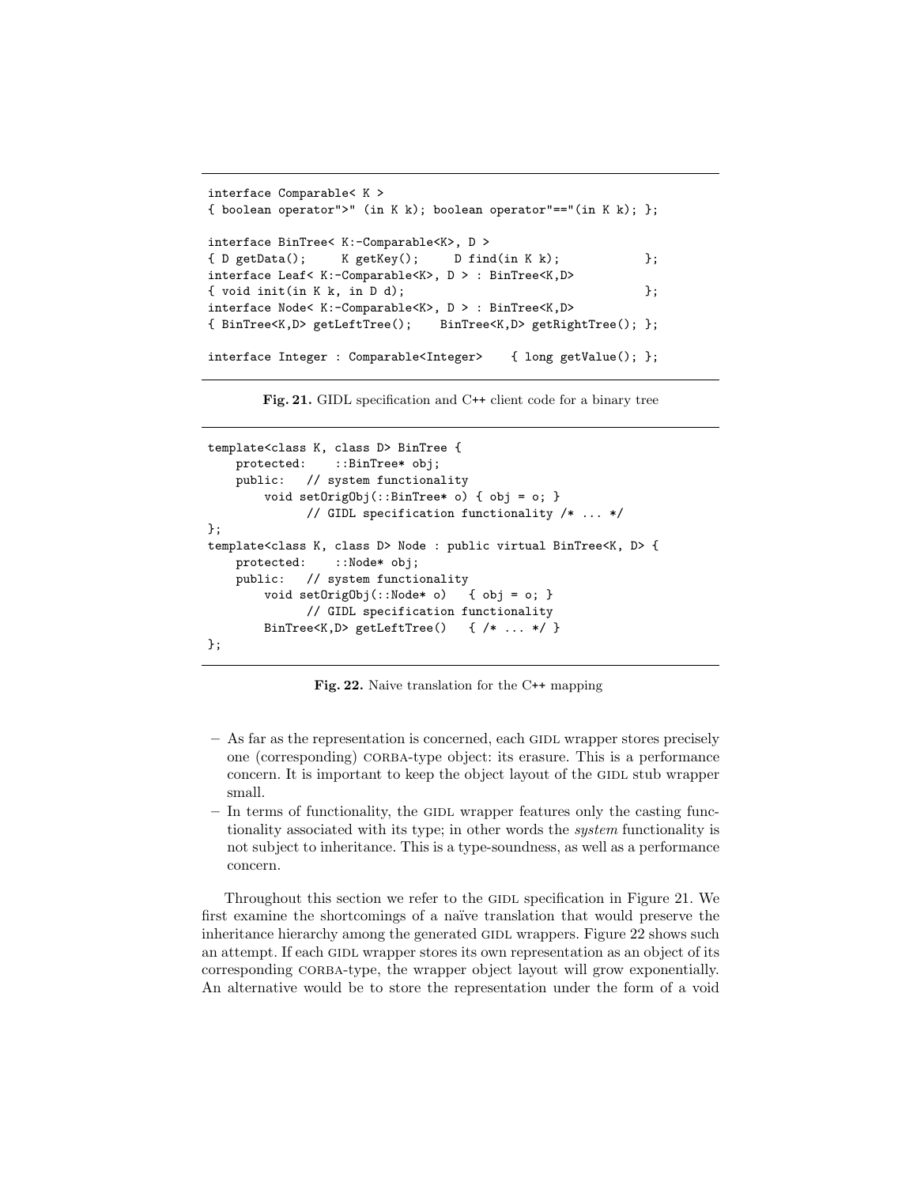```
interface Comparable< K >
{ boolean operator">" (in K k); boolean operator"=="(in K k); };

interface BinTree< K:-Comparable<K>, D >
{ D getData();     K getKey();     D find(in K k);            };
interface Leaf< K:-Comparable<K>, D > : BinTree<K,D>
{ void init(in K k, in D d);                                  };
interface Node< K:-Comparable<K>, D > : BinTree<K,D>
{ BinTree<K,D> getLeftTree();    BinTree<K,D> getRightTree(); };

interface Integer : Comparable<Integer>    { long getValue(); };
```

**Fig. 21.** GIDL specification and C++ client code for a binary tree

```
template<class K, class D> BinTree {
    protected:    ::BinTree* obj;
    public:   // system functionality
        void setOrigObj(::BinTree* o) { obj = o; }
              // GIDL specification functionality /* ... */
};
template<class K, class D> Node : public virtual BinTree<K, D> {
    protected:    ::Node* obj;
    public:   // system functionality
        void setOrigObj(::Node* o)   { obj = o; }
              // GIDL specification functionality
        BinTree<K,D> getLeftTree()   { /* ... */ }
};
```

**Fig. 22.** Naive translation for the C++ mapping

- As far as the representation is concerned, each GIDL wrapper stores precisely one (corresponding) CORBA-type object: its erasure. This is a performance concern. It is important to keep the object layout of the GIDL stub wrapper small.
- In terms of functionality, the GIDL wrapper features only the casting functionality associated with its type; in other words the *system* functionality is not subject to inheritance. This is a type-soundness, as well as a performance concern.

Throughout this section we refer to the GIDL specification in Figure 21. We first examine the shortcomings of a naïve translation that would preserve the inheritance hierarchy among the generated GIDL wrappers. Figure 22 shows such an attempt. If each GIDL wrapper stores its own representation as an object of its corresponding CORBA-type, the wrapper object layout will grow exponentially. An alternative would be to store the representation under the form of a void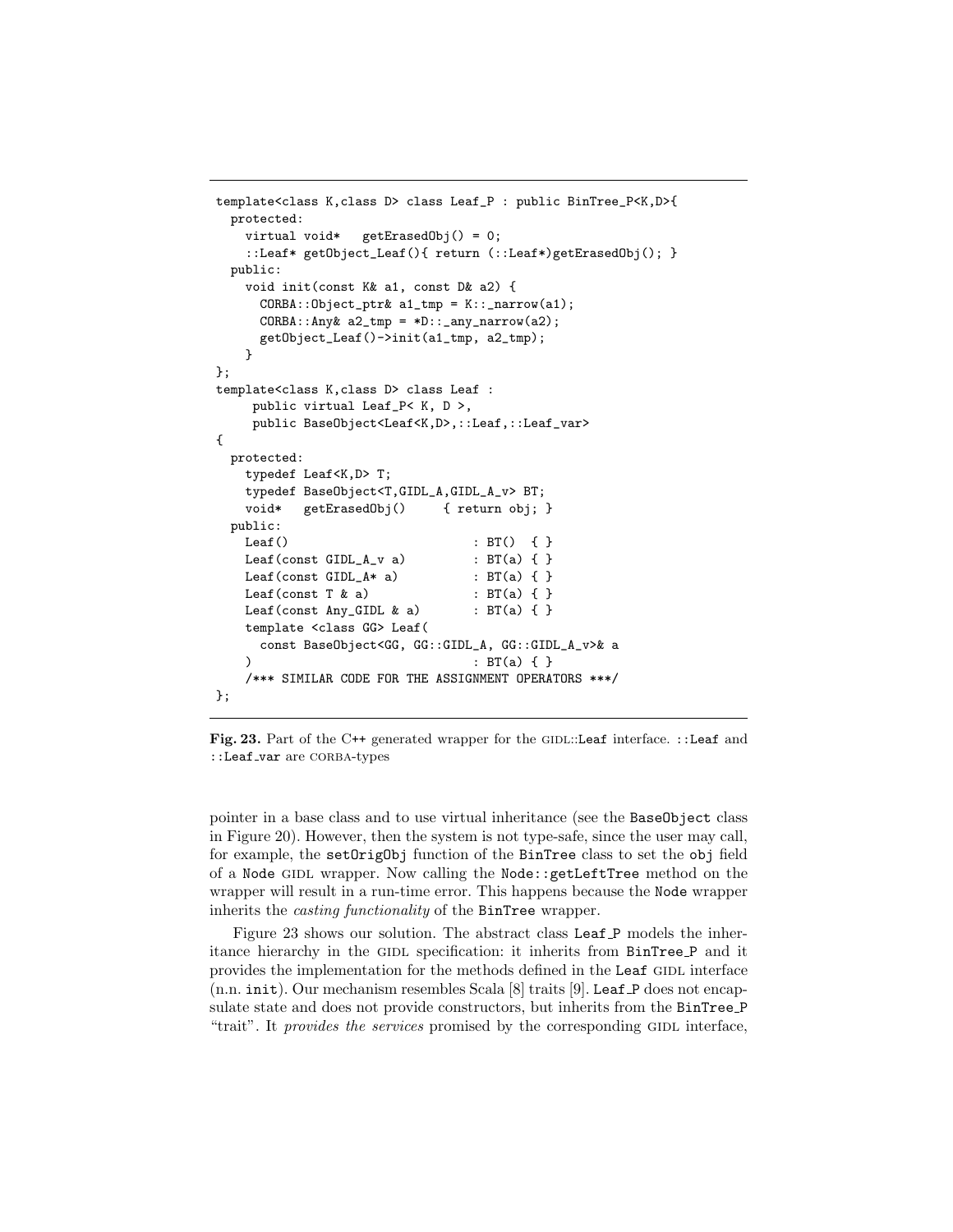```
template<class K,class D> class Leaf_P : public BinTree_P<K,D>{
  protected:
    virtual void*   getErasedObj() = 0;
    ::Leaf* getObject_Leaf(){ return (::Leaf*)getErasedObj(); }
  public:
    void init(const K& a1, const D& a2) {
      CORBA::Object_ptr& a1_tmp = K::_narrow(a1);
      CORBA::Any& a2_tmp = *D::_any_narrow(a2);
      getObject_Leaf()->init(a1_tmp, a2_tmp);
    }
};
template<class K,class D> class Leaf :
     public virtual Leaf_P< K, D >,
     public BaseObject<Leaf<K,D>,::Leaf,::Leaf_var>
{
  protected:
    typedef Leaf<K,D> T;
    typedef BaseObject<T,GIDL_A,GIDL_A_v> BT;
    void*   getErasedObj()     { return obj; }
  public:
    Leaf()                          : BT()  { }
    Leaf(const GIDL_A_v a)          : BT(a) { }
    Leaf(const GIDL_A* a)           : BT(a) { }
    Leaf(const T & a)               : BT(a) { }
    Leaf(const Any_GIDL & a)        : BT(a) { }
    template <class GG> Leaf(
      const BaseObject<GG, GG::GIDL_A, GG::GIDL_A_v>& a
    )                               : BT(a) { }
    /*** SIMILAR CODE FOR THE ASSIGNMENT OPERATORS ***/
};
```

**Fig. 23.** Part of the C++ generated wrapper for the GIDL::Leaf interface. ::Leaf and ::Leaf_var are CORBA-types

pointer in a base class and to use virtual inheritance (see the BaseObject class in Figure 20). However, then the system is not type-safe, since the user may call, for example, the setOrigObj function of the BinTree class to set the obj field of a Node GIDL wrapper. Now calling the Node::getLeftTree method on the wrapper will result in a run-time error. This happens because the Node wrapper inherits the *casting functionality* of the BinTree wrapper.

Figure 23 shows our solution. The abstract class Leaf_P models the inheritance hierarchy in the GIDL specification: it inherits from BinTree_P and it provides the implementation for the methods defined in the Leaf GIDL interface (n.n. init). Our mechanism resembles Scala [8] traits [9]. Leaf_P does not encapsulate state and does not provide constructors, but inherits from the BinTree_P "trait". It *provides the services* promised by the corresponding GIDL interface,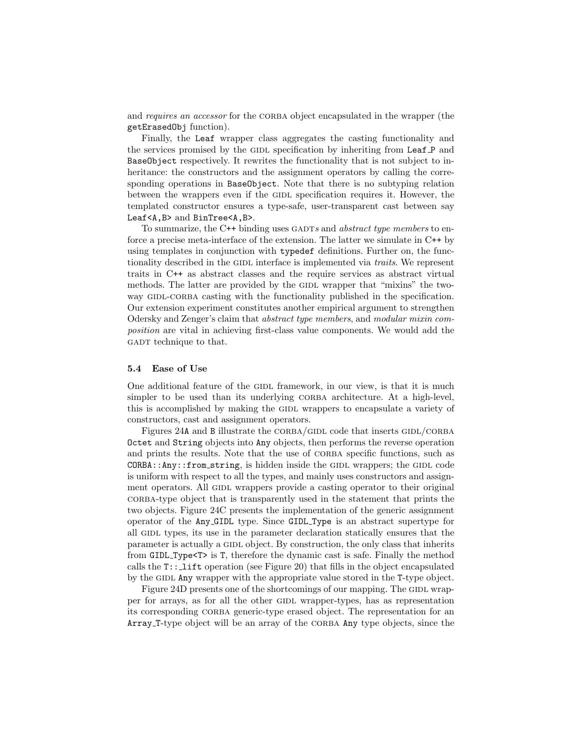and *requires an accessor* for the CORBA object encapsulated in the wrapper (the getErasedObj function).

Finally, the Leaf wrapper class aggregates the casting functionality and the services promised by the GIDL specification by inheriting from Leaf_P and BaseObject respectively. It rewrites the functionality that is not subject to inheritance: the constructors and the assignment operators by calling the corresponding operations in BaseObject. Note that there is no subtyping relation between the wrappers even if the GIDL specification requires it. However, the templated constructor ensures a type-safe, user-transparent cast between say Leaf<A,B> and BinTree<A,B>.

To summarize, the C++ binding uses GADTs and *abstract type members* to enforce a precise meta-interface of the extension. The latter we simulate in C++ by using templates in conjunction with typedef definitions. Further on, the functionality described in the GIDL interface is implemented via *traits*. We represent traits in C++ as abstract classes and the require services as abstract virtual methods. The latter are provided by the GIDL wrapper that "mixins" the two-way GIDL-CORBA casting with the functionality published in the specification. Our extension experiment constitutes another empirical argument to strengthen Odersky and Zenger's claim that *abstract type members*, and *modular mixin composition* are vital in achieving first-class value components. We would add the GADT technique to that.

### 5.4 Ease of Use

One additional feature of the GIDL framework, in our view, is that it is much simpler to be used than its underlying CORBA architecture. At a high-level, this is accomplished by making the GIDL wrappers to encapsulate a variety of constructors, cast and assignment operators.

Figures 24A and B illustrate the CORBA/GIDL code that inserts GIDL/CORBA Octet and String objects into Any objects, then performs the reverse operation and prints the results. Note that the use of CORBA specific functions, such as CORBA::Any::from_string, is hidden inside the GIDL wrappers; the GIDL code is uniform with respect to all the types, and mainly uses constructors and assignment operators. All GIDL wrappers provide a casting operator to their original CORBA-type object that is transparently used in the statement that prints the two objects. Figure 24C presents the implementation of the generic assignment operator of the Any_GIDL type. Since GIDL_Type is an abstract supertype for all GIDL types, its use in the parameter declaration statically ensures that the parameter is actually a GIDL object. By construction, the only class that inherits from GIDL_Type<T> is T, therefore the dynamic cast is safe. Finally the method calls the T::_lift operation (see Figure 20) that fills in the object encapsulated by the GIDL Any wrapper with the appropriate value stored in the T-type object.

Figure 24D presents one of the shortcomings of our mapping. The GIDL wrapper for arrays, as for all the other GIDL wrapper-types, has as representation its corresponding CORBA generic-type erased object. The representation for an Array_T-type object will be an array of the CORBA Any type objects, since the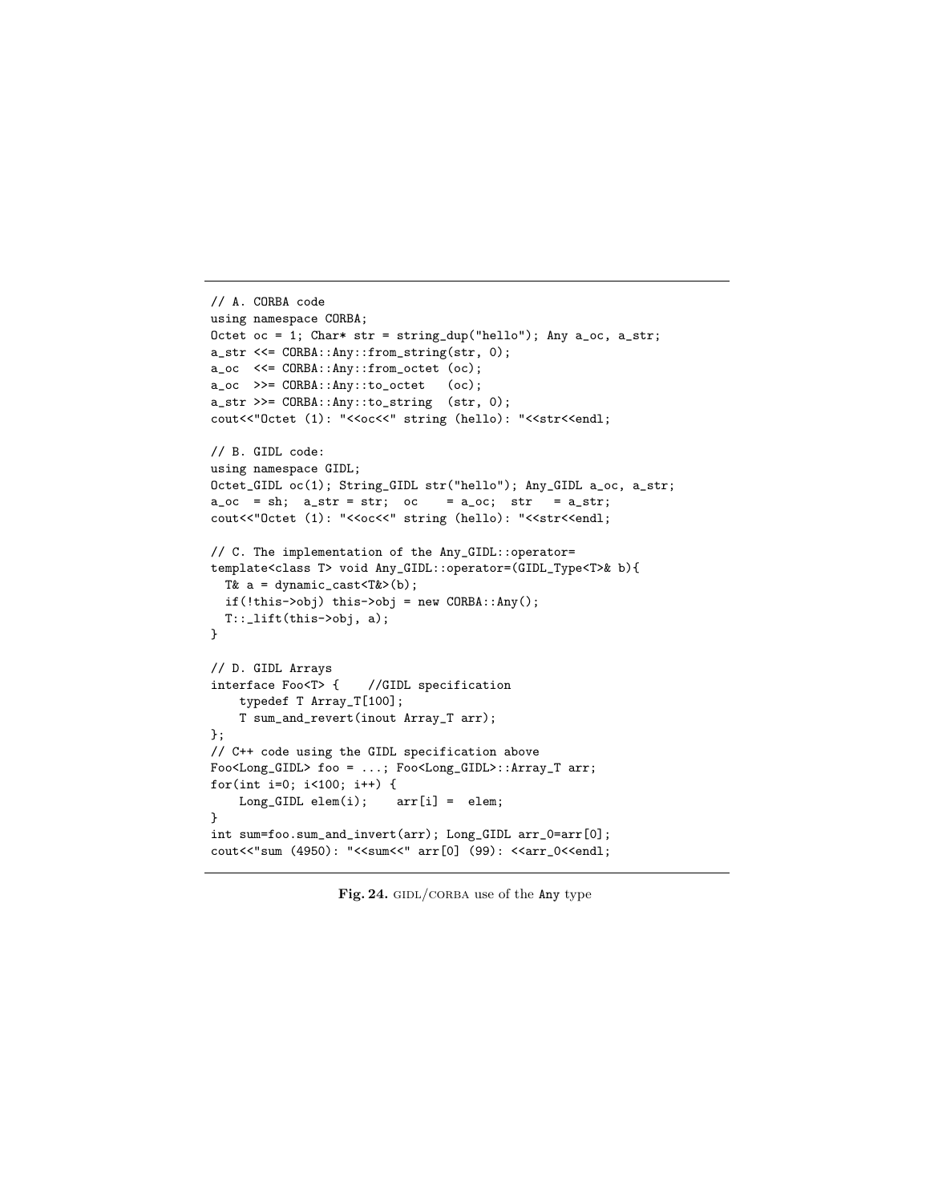```
// A. CORBA code
using namespace CORBA;
Octet oc = 1; Char* str = string_dup("hello"); Any a_oc, a_str;
a_str <<= CORBA::Any::from_string(str, 0);
a_oc  <<= CORBA::Any::from_octet (oc);
a_oc  >>= CORBA::Any::to_octet   (oc);
a_str >>= CORBA::Any::to_string  (str, 0);
cout<<"Octet (1): "<<oc<<" string (hello): "<<str<<endl;

// B. GIDL code:
using namespace GIDL;
Octet_GIDL oc(1); String_GIDL str("hello"); Any_GIDL a_oc, a_str;
a_oc  = sh;  a_str = str;  oc    = a_oc;  str   = a_str;
cout<<"Octet (1): "<<oc<<" string (hello): "<<str<<endl;

// C. The implementation of the Any_GIDL::operator=
template<class T> void Any_GIDL::operator=(GIDL_Type<T>& b){
  T& a = dynamic_cast<T&>(b);
  if(!this->obj) this->obj = new CORBA::Any();
  T::_lift(this->obj, a);
}

// D. GIDL Arrays
interface Foo<T> {    //GIDL specification
    typedef T Array_T[100];
    T sum_and_revert(inout Array_T arr);
};
// C++ code using the GIDL specification above
Foo<Long_GIDL> foo = ...; Foo<Long_GIDL>::Array_T arr;
for(int i=0; i<100; i++) {
    Long_GIDL elem(i);    arr[i] =  elem;
}
int sum=foo.sum_and_invert(arr); Long_GIDL arr_0=arr[0];
cout<<"sum (4950): "<<sum<<" arr[0] (99): <<arr_0<<endl;
```

**Fig. 24.** GIDL/CORBA use of the Any type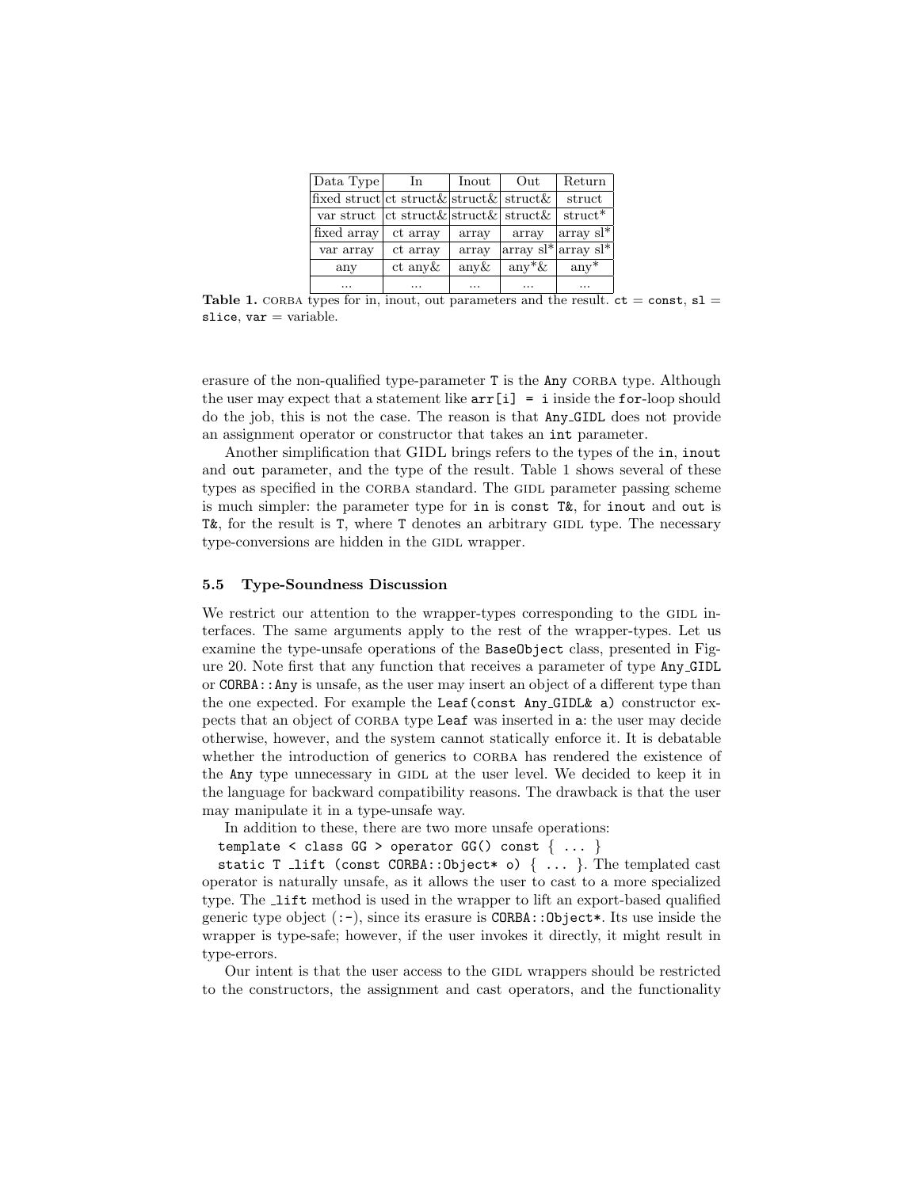| Data Type | In | Inout | Out | Return |
|---|---|---|---|---|
| fixed struct | ct struct& | struct& | struct& | struct |
| var struct | ct struct& | struct& | struct& | struct* |
| fixed array | ct array | array | array | array sl* |
| var array | ct array | array | array sl* | array sl* |
| any | ct any& | any& | any*& | any* |
| ... | ... | ... | ... | ... |

**Table 1.** CORBA types for in, inout, out parameters and the result. `ct` = `const`, `sl` = `slice`, `var` = variable.

erasure of the non-qualified type-parameter `T` is the `Any` CORBA type. Although the user may expect that a statement like `arr[i] = i` inside the `for`-loop should do the job, this is not the case. The reason is that `Any_GIDL` does not provide an assignment operator or constructor that takes an `int` parameter.

Another simplification that GIDL brings refers to the types of the `in`, `inout` and `out` parameter, and the type of the result. Table 1 shows several of these types as specified in the CORBA standard. The GIDL parameter passing scheme is much simpler: the parameter type for `in` is `const T&`, for `inout` and `out` is `T&`, for the result is `T`, where `T` denotes an arbitrary GIDL type. The necessary type-conversions are hidden in the GIDL wrapper.

### 5.5 Type-Soundness Discussion

We restrict our attention to the wrapper-types corresponding to the GIDL interfaces. The same arguments apply to the rest of the wrapper-types. Let us examine the type-unsafe operations of the `BaseObject` class, presented in Figure 20. Note first that any function that receives a parameter of type `Any_GIDL` or `CORBA::Any` is unsafe, as the user may insert an object of a different type than the one expected. For example the `Leaf(const Any_GIDL& a)` constructor expects that an object of CORBA type `Leaf` was inserted in `a`: the user may decide otherwise, however, and the system cannot statically enforce it. It is debatable whether the introduction of generics to CORBA has rendered the existence of the `Any` type unnecessary in GIDL at the user level. We decided to keep it in the language for backward compatibility reasons. The drawback is that the user may manipulate it in a type-unsafe way.

In addition to these, there are two more unsafe operations:

`template < class GG > operator GG() const { ... }`

`static T _lift (const CORBA::Object* o) { ... }`. The templated cast operator is naturally unsafe, as it allows the user to cast to a more specialized type. The `_lift` method is used in the wrapper to lift an export-based qualified generic type object (:-), since its erasure is `CORBA::Object*`. Its use inside the wrapper is type-safe; however, if the user invokes it directly, it might result in type-errors.

Our intent is that the user access to the GIDL wrappers should be restricted to the constructors, the assignment and cast operators, and the functionality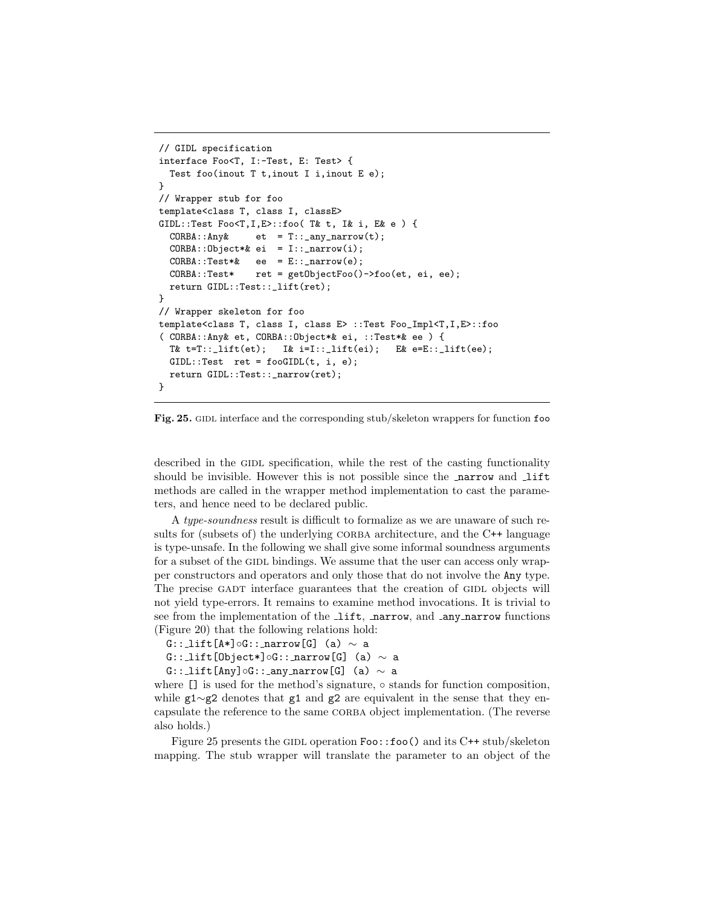```
// GIDL specification
interface Foo<T, I:-Test, E: Test> {
  Test foo(inout T t,inout I i,inout E e);
}
// Wrapper stub for foo
template<class T, class I, classE>
GIDL::Test Foo<T,I,E>::foo( T& t, I& i, E& e ) {
  CORBA::Any&     et  = T::_any_narrow(t);
  CORBA::Object*& ei  = I::_narrow(i);
  CORBA::Test*&   ee  = E::_narrow(e);
  CORBA::Test*    ret = getObjectFoo()->foo(et, ei, ee);
  return GIDL::Test::_lift(ret);
}
// Wrapper skeleton for foo
template<class T, class I, class E> ::Test Foo_Impl<T,I,E>::foo
( CORBA::Any& et, CORBA::Object*& ei, ::Test*& ee ) {
  T& t=T::_lift(et);   I& i=I::_lift(ei);   E& e=E::_lift(ee);
  GIDL::Test  ret = fooGIDL(t, i, e);
  return GIDL::Test::_narrow(ret);
}
```

**Fig. 25.** GIDL interface and the corresponding stub/skeleton wrappers for function `foo`

described in the GIDL specification, while the rest of the casting functionality should be invisible. However this is not possible since the `_narrow` and `_lift` methods are called in the wrapper method implementation to cast the parameters, and hence need to be declared public.

A *type-soundness* result is difficult to formalize as we are unaware of such results for (subsets of) the underlying CORBA architecture, and the C++ language is type-unsafe. In the following we shall give some informal soundness arguments for a subset of the GIDL bindings. We assume that the user can access only wrapper constructors and operators and only those that do not involve the `Any` type. The precise GADT interface guarantees that the creation of GIDL objects will not yield type-errors. It remains to examine method invocations. It is trivial to see from the implementation of the `_lift`, `_narrow`, and `_any_narrow` functions (Figure 20) that the following relations hold:

`G::_lift[A*]`$\circ$`G::_narrow[G] (a)` $\sim$ `a`

`G::_lift[Object*]`$\circ$`G::_narrow[G] (a)` $\sim$ `a`

`G::_lift[Any]`$\circ$`G::_any_narrow[G] (a)` $\sim$ `a`

where `[]` is used for the method's signature, $\circ$ stands for function composition, while `g1`$\sim$`g2` denotes that `g1` and `g2` are equivalent in the sense that they encapsulate the reference to the same CORBA object implementation. (The reverse also holds.)

Figure 25 presents the GIDL operation `Foo::foo()` and its C++ stub/skeleton mapping. The stub wrapper will translate the parameter to an object of the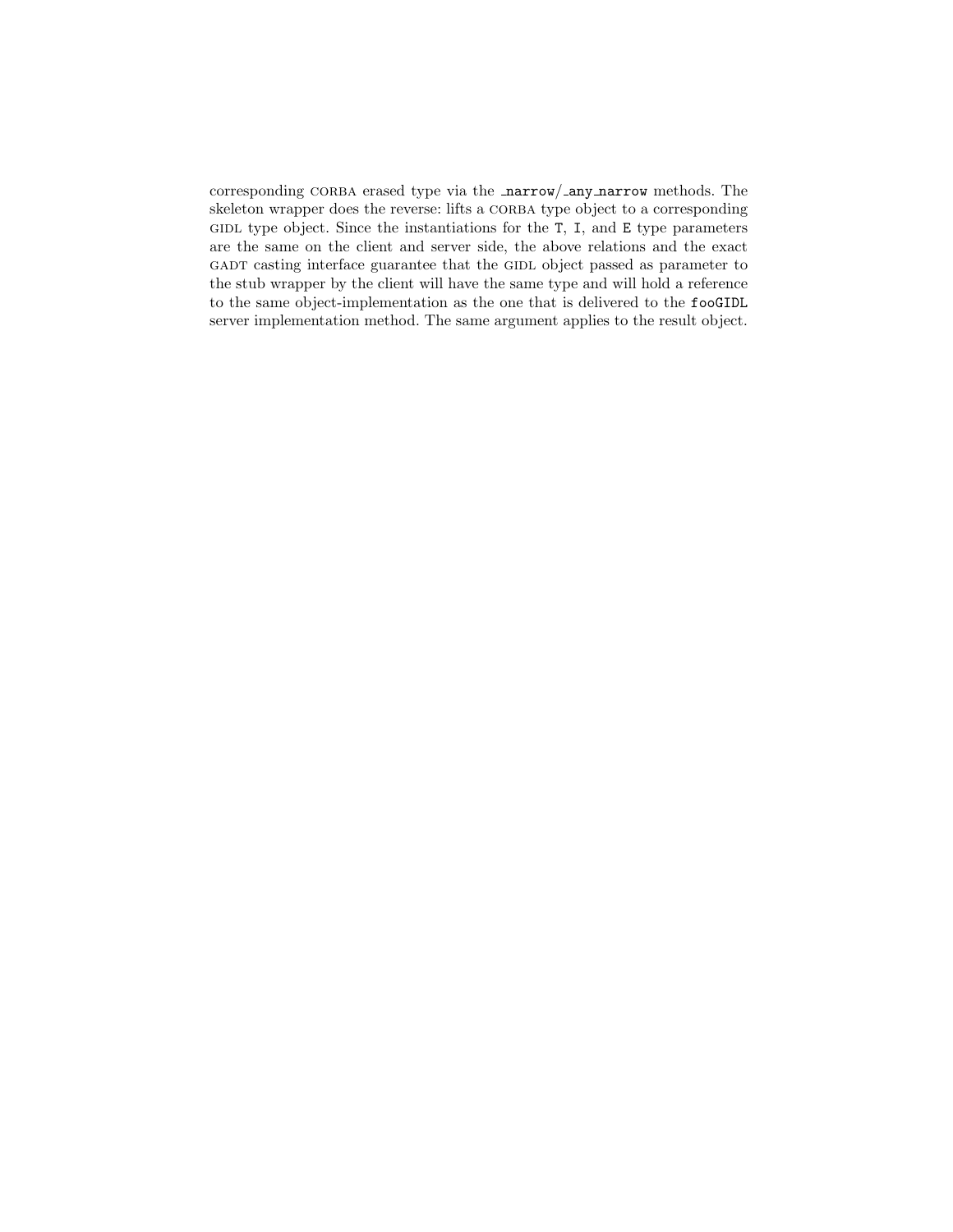corresponding CORBA erased type via the `_narrow`/`_any_narrow` methods. The skeleton wrapper does the reverse: lifts a CORBA type object to a corresponding GIDL type object. Since the instantiations for the `T`, `I`, and `E` type parameters are the same on the client and server side, the above relations and the exact GADT casting interface guarantee that the GIDL object passed as parameter to the stub wrapper by the client will have the same type and will hold a reference to the same object-implementation as the one that is delivered to the `fooGIDL` server implementation method. The same argument applies to the result object.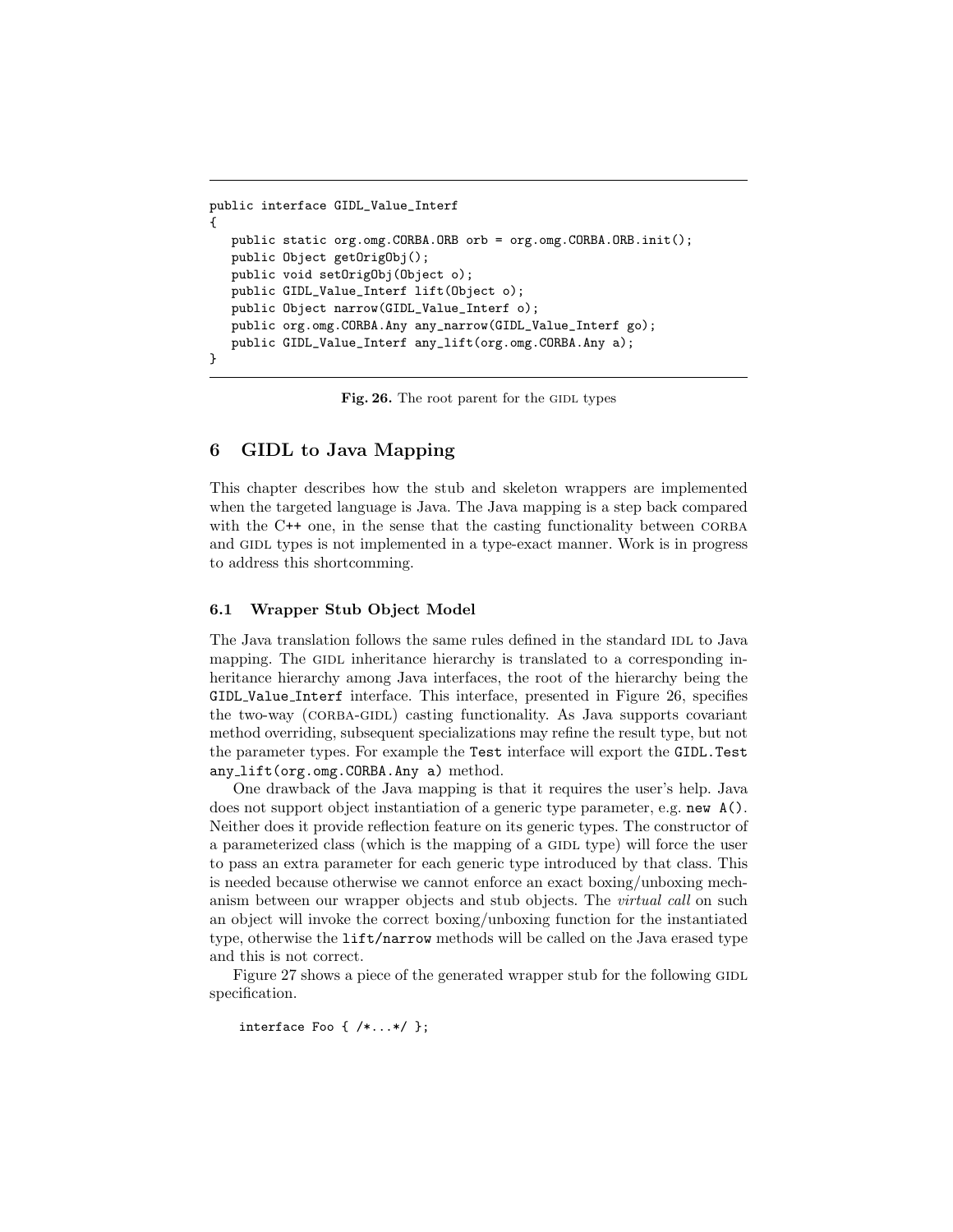```
public interface GIDL_Value_Interf
{
   public static org.omg.CORBA.ORB orb = org.omg.CORBA.ORB.init();
   public Object getOrigObj();
   public void setOrigObj(Object o);
   public GIDL_Value_Interf lift(Object o);
   public Object narrow(GIDL_Value_Interf o);
   public org.omg.CORBA.Any any_narrow(GIDL_Value_Interf go);
   public GIDL_Value_Interf any_lift(org.omg.CORBA.Any a);
}
```

**Fig. 26.** The root parent for the GIDL types

## 6 GIDL to Java Mapping

This chapter describes how the stub and skeleton wrappers are implemented when the targeted language is Java. The Java mapping is a step back compared with the C++ one, in the sense that the casting functionality between CORBA and GIDL types is not implemented in a type-exact manner. Work is in progress to address this shortcomming.

### 6.1 Wrapper Stub Object Model

The Java translation follows the same rules defined in the standard IDL to Java mapping. The GIDL inheritance hierarchy is translated to a corresponding inheritance hierarchy among Java interfaces, the root of the hierarchy being the `GIDL_Value_Interf` interface. This interface, presented in Figure 26, specifies the two-way (CORBA-GIDL) casting functionality. As Java supports covariant method overriding, subsequent specializations may refine the result type, but not the parameter types. For example the `Test` interface will export the `GIDL.Test any_lift(org.omg.CORBA.Any a)` method.

One drawback of the Java mapping is that it requires the user's help. Java does not support object instantiation of a generic type parameter, e.g. `new A()`. Neither does it provide reflection feature on its generic types. The constructor of a parameterized class (which is the mapping of a GIDL type) will force the user to pass an extra parameter for each generic type introduced by that class. This is needed because otherwise we cannot enforce an exact boxing/unboxing mechanism between our wrapper objects and stub objects. The *virtual call* on such an object will invoke the correct boxing/unboxing function for the instantiated type, otherwise the `lift/narrow` methods will be called on the Java erased type and this is not correct.

Figure 27 shows a piece of the generated wrapper stub for the following GIDL specification.

```
interface Foo { /*...*/ };
```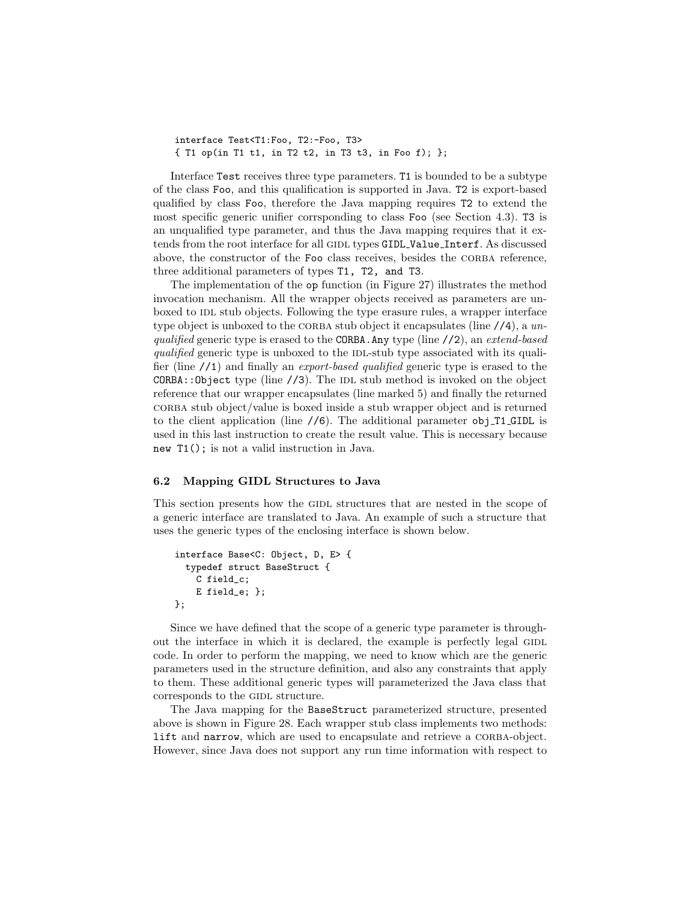```
interface Test<T1:Foo, T2:-Foo, T3>
{ T1 op(in T1 t1, in T2 t2, in T3 t3, in Foo f); };
```

Interface `Test` receives three type parameters. `T1` is bounded to be a subtype of the class `Foo`, and this qualification is supported in Java. `T2` is export-based qualified by class `Foo`, therefore the Java mapping requires `T2` to extend the most specific generic unifier corrsponding to class `Foo` (see Section 4.3). `T3` is an unqualified type parameter, and thus the Java mapping requires that it extends from the root interface for all GIDL types `GIDL_Value_Interf`. As discussed above, the constructor of the `Foo` class receives, besides the CORBA reference, three additional parameters of types `T1, T2, and T3`.

The implementation of the `op` function (in Figure 27) illustrates the method invocation mechanism. All the wrapper objects received as parameters are unboxed to IDL stub objects. Following the type erasure rules, a wrapper interface type object is unboxed to the CORBA stub object it encapsulates (line `//4`), a *unqualified* generic type is erased to the `CORBA.Any` type (line `//2`), an *extend-based qualified* generic type is unboxed to the IDL-stub type associated with its qualifier (line `//1`) and finally an *export-based qualified* generic type is erased to the `CORBA::Object` type (line `//3`). The IDL stub method is invoked on the object reference that our wrapper encapsulates (line marked 5) and finally the returned CORBA stub object/value is boxed inside a stub wrapper object and is returned to the client application (line `//6`). The additional parameter `obj_T1_GIDL` is used in this last instruction to create the result value. This is necessary because `new T1();` is not a valid instruction in Java.

### 6.2 Mapping GIDL Structures to Java

This section presents how the GIDL structures that are nested in the scope of a generic interface are translated to Java. An example of such a structure that uses the generic types of the enclosing interface is shown below.

```
interface Base<C: Object, D, E> {
  typedef struct BaseStruct {
    C field_c;
    E field_e; };
};
```

Since we have defined that the scope of a generic type parameter is throughout the interface in which it is declared, the example is perfectly legal GIDL code. In order to perform the mapping, we need to know which are the generic parameters used in the structure definition, and also any constraints that apply to them. These additional generic types will parameterized the Java class that corresponds to the GIDL structure.

The Java mapping for the `BaseStruct` parameterized structure, presented above is shown in Figure 28. Each wrapper stub class implements two methods: `lift` and `narrow`, which are used to encapsulate and retrieve a CORBA-object. However, since Java does not support any run time information with respect to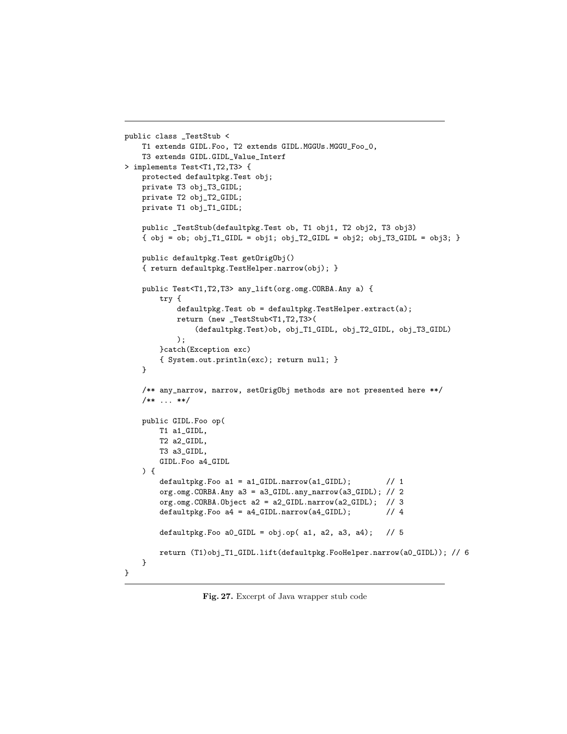```java
public class _TestStub <
    T1 extends GIDL.Foo, T2 extends GIDL.MGGUs.MGGU_Foo_0,
    T3 extends GIDL.GIDL_Value_Interf
> implements Test<T1,T2,T3> {
    protected defaultpkg.Test obj;
    private T3 obj_T3_GIDL;
    private T2 obj_T2_GIDL;
    private T1 obj_T1_GIDL;

    public _TestStub(defaultpkg.Test ob, T1 obj1, T2 obj2, T3 obj3)
    { obj = ob; obj_T1_GIDL = obj1; obj_T2_GIDL = obj2; obj_T3_GIDL = obj3; }

    public defaultpkg.Test getOrigObj()
    { return defaultpkg.TestHelper.narrow(obj); }

    public Test<T1,T2,T3> any_lift(org.omg.CORBA.Any a) {
        try {
            defaultpkg.Test ob = defaultpkg.TestHelper.extract(a);
            return (new _TestStub<T1,T2,T3>(
                (defaultpkg.Test)ob, obj_T1_GIDL, obj_T2_GIDL, obj_T3_GIDL)
            );
        }catch(Exception exc)
        { System.out.println(exc); return null; }
    }

    /** any_narrow, narrow, setOrigObj methods are not presented here **/
    /** ... **/

    public GIDL.Foo op(
        T1 a1_GIDL,
        T2 a2_GIDL,
        T3 a3_GIDL,
        GIDL.Foo a4_GIDL
    ) {
        defaultpkg.Foo a1 = a1_GIDL.narrow(a1_GIDL);        // 1
        org.omg.CORBA.Any a3 = a3_GIDL.any_narrow(a3_GIDL); // 2
        org.omg.CORBA.Object a2 = a2_GIDL.narrow(a2_GIDL);  // 3
        defaultpkg.Foo a4 = a4_GIDL.narrow(a4_GIDL);        // 4

        defaultpkg.Foo a0_GIDL = obj.op( a1, a2, a3, a4);   // 5

        return (T1)obj_T1_GIDL.lift(defaultpkg.FooHelper.narrow(a0_GIDL)); // 6
    }
}
```

**Fig. 27.** Excerpt of Java wrapper stub code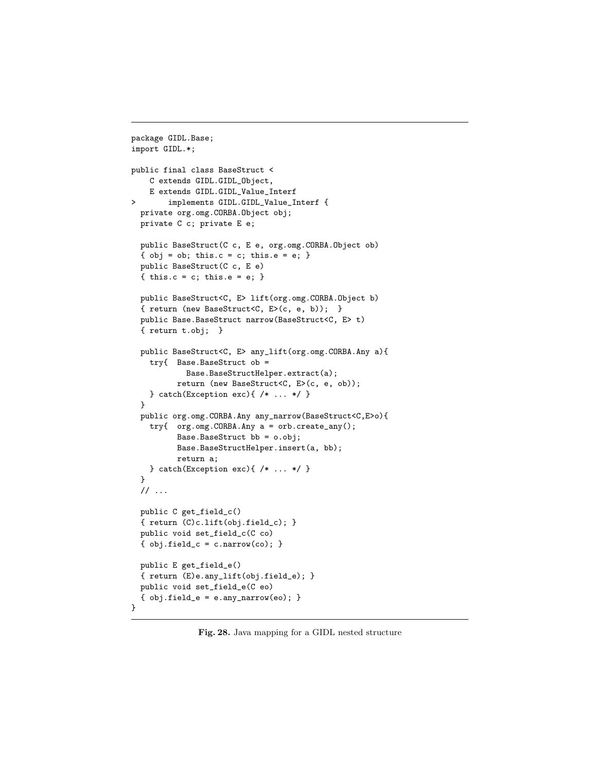```
package GIDL.Base;
import GIDL.*;

public final class BaseStruct <
    C extends GIDL.GIDL_Object,
    E extends GIDL.GIDL_Value_Interf
>       implements GIDL.GIDL_Value_Interf {
  private org.omg.CORBA.Object obj;
  private C c; private E e;

  public BaseStruct(C c, E e, org.omg.CORBA.Object ob)
  { obj = ob; this.c = c; this.e = e; }
  public BaseStruct(C c, E e)
  { this.c = c; this.e = e; }

  public BaseStruct<C, E> lift(org.omg.CORBA.Object b)
  { return (new BaseStruct<C, E>(c, e, b));  }
  public Base.BaseStruct narrow(BaseStruct<C, E> t)
  { return t.obj;  }

  public BaseStruct<C, E> any_lift(org.omg.CORBA.Any a){
    try{  Base.BaseStruct ob =
            Base.BaseStructHelper.extract(a);
          return (new BaseStruct<C, E>(c, e, ob));
    } catch(Exception exc){ /* ... */ }
  }
  public org.omg.CORBA.Any any_narrow(BaseStruct<C,E>o){
    try{  org.omg.CORBA.Any a = orb.create_any();
          Base.BaseStruct bb = o.obj;
          Base.BaseStructHelper.insert(a, bb);
          return a;
    } catch(Exception exc){ /* ... */ }
  }
  // ...

  public C get_field_c()
  { return (C)c.lift(obj.field_c); }
  public void set_field_c(C co)
  { obj.field_c = c.narrow(co); }

  public E get_field_e()
  { return (E)e.any_lift(obj.field_e); }
  public void set_field_e(C eo)
  { obj.field_e = e.any_narrow(eo); }
}
```

**Fig. 28.** Java mapping for a GIDL nested structure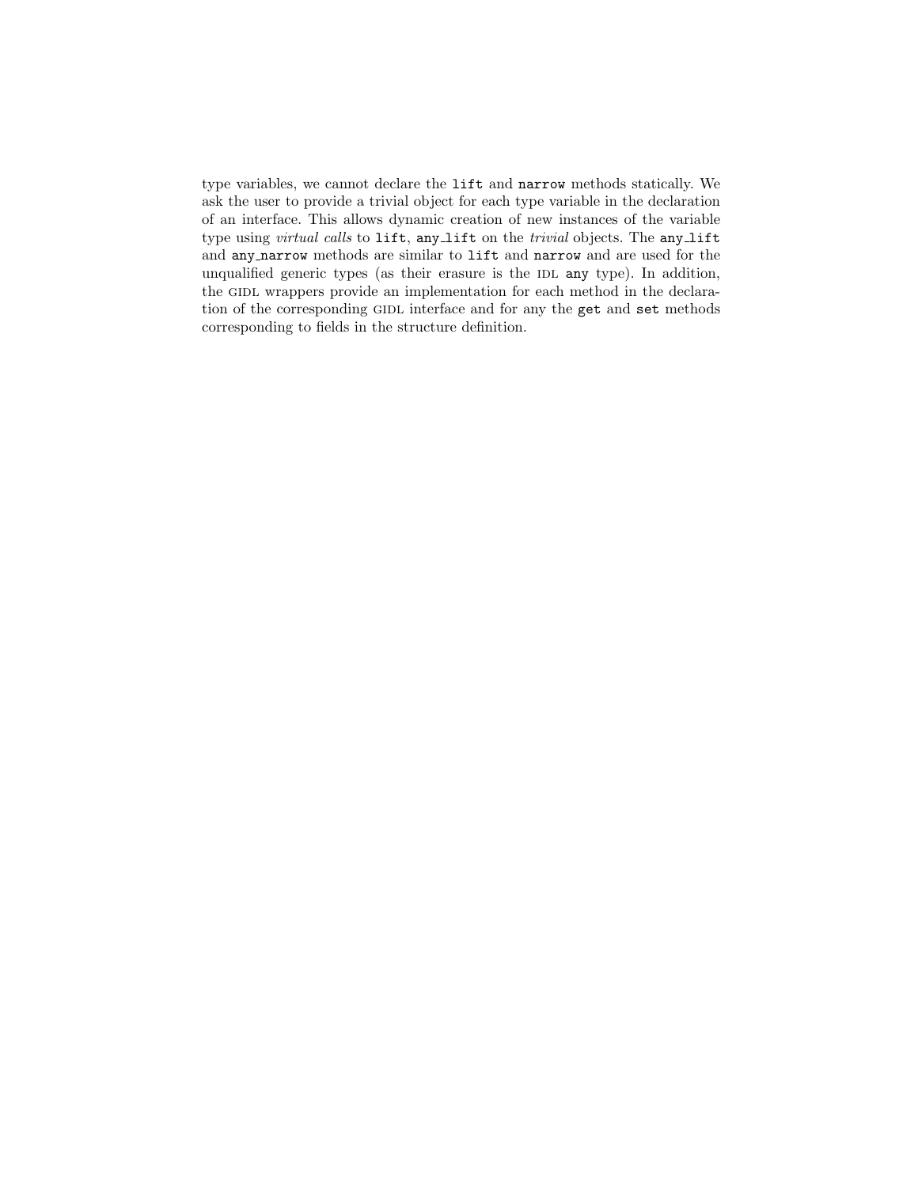type variables, we cannot declare the `lift` and `narrow` methods statically. We ask the user to provide a trivial object for each type variable in the declaration of an interface. This allows dynamic creation of new instances of the variable type using *virtual calls* to `lift`, `any_lift` on the *trivial* objects. The `any_lift` and `any_narrow` methods are similar to `lift` and `narrow` and are used for the unqualified generic types (as their erasure is the IDL `any` type). In addition, the GIDL wrappers provide an implementation for each method in the declaration of the corresponding GIDL interface and for any the `get` and `set` methods corresponding to fields in the structure definition.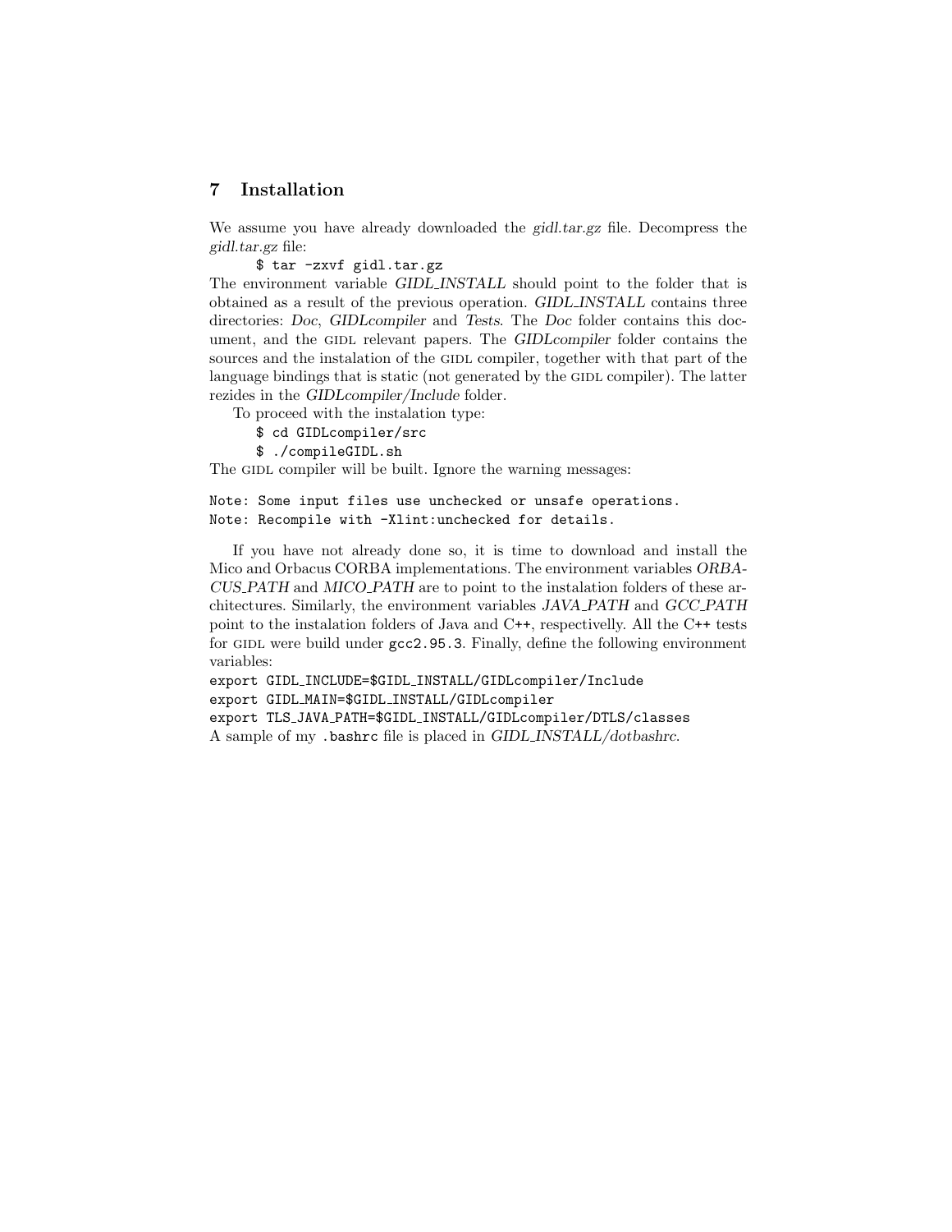## 7 Installation

We assume you have already downloaded the *gidl.tar.gz* file. Decompress the *gidl.tar.gz* file:

```
$ tar -zxvf gidl.tar.gz
```

The environment variable *GIDL_INSTALL* should point to the folder that is obtained as a result of the previous operation. *GIDL_INSTALL* contains three directories: *Doc*, *GIDLcompiler* and *Tests*. The *Doc* folder contains this document, and the GIDL relevant papers. The *GIDLcompiler* folder contains the sources and the instalation of the GIDL compiler, together with that part of the language bindings that is static (not generated by the GIDL compiler). The latter rezides in the *GIDLcompiler/Include* folder.

To proceed with the instalation type:

```
$ cd GIDLcompiler/src
$ ./compileGIDL.sh
```

The GIDL compiler will be built. Ignore the warning messages:

```
Note: Some input files use unchecked or unsafe operations.
Note: Recompile with -Xlint:unchecked for details.
```

If you have not already done so, it is time to download and install the Mico and Orbacus CORBA implementations. The environment variables *ORBACUS_PATH* and *MICO_PATH* are to point to the instalation folders of these architectures. Similarly, the environment variables *JAVA_PATH* and *GCC_PATH* point to the instalation folders of Java and C++, respectivelly. All the C++ tests for GIDL were build under `gcc2.95.3`. Finally, define the following environment variables:

```
export GIDL_INCLUDE=$GIDL_INSTALL/GIDLcompiler/Include
export GIDL_MAIN=$GIDL_INSTALL/GIDLcompiler
export TLS_JAVA_PATH=$GIDL_INSTALL/GIDLcompiler/DTLS/classes
```

A sample of my `.bashrc` file is placed in *GIDL_INSTALL/dotbashrc*.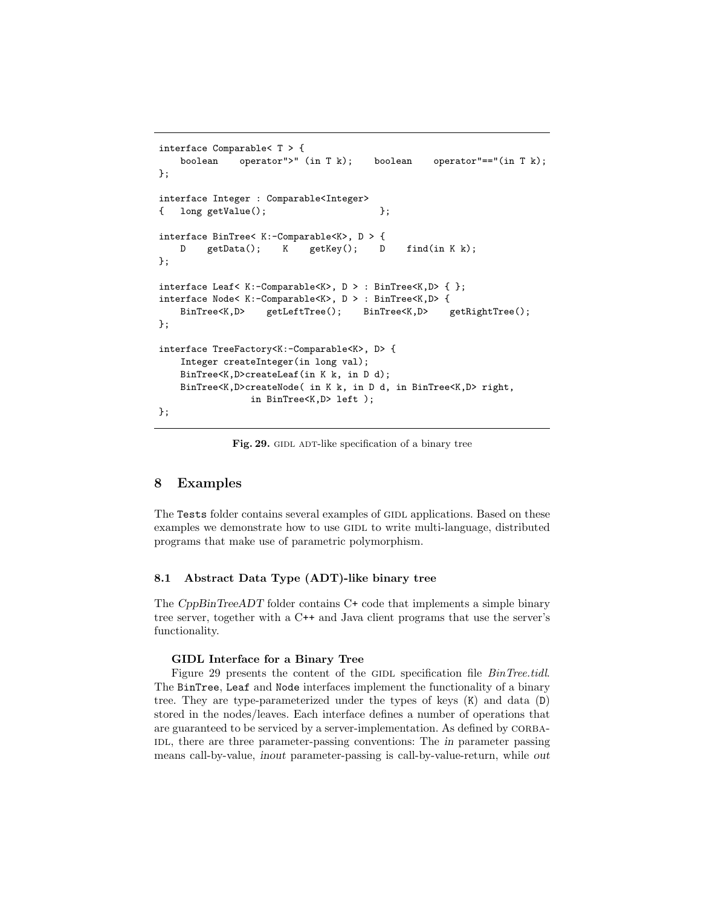```
interface Comparable< T > {
    boolean    operator">" (in T k);    boolean    operator"=="(in T k);
};

interface Integer : Comparable<Integer>
{   long getValue();                     };

interface BinTree< K:-Comparable<K>, D > {
    D    getData();    K    getKey();    D    find(in K k);
};

interface Leaf< K:-Comparable<K>, D > : BinTree<K,D> { };
interface Node< K:-Comparable<K>, D > : BinTree<K,D> {
    BinTree<K,D>    getLeftTree();    BinTree<K,D>    getRightTree();
};

interface TreeFactory<K:-Comparable<K>, D> {
    Integer createInteger(in long val);
    BinTree<K,D>createLeaf(in K k, in D d);
    BinTree<K,D>createNode( in K k, in D d, in BinTree<K,D> right,
                in BinTree<K,D> left );
};
```

**Fig. 29.** GIDL ADT-like specification of a binary tree

## 8 Examples

The Tests folder contains several examples of GIDL applications. Based on these examples we demonstrate how to use GIDL to write multi-language, distributed programs that make use of parametric polymorphism.

### 8.1 Abstract Data Type (ADT)-like binary tree

The *CppBinTreeADT* folder contains C+ code that implements a simple binary tree server, together with a C++ and Java client programs that use the server's functionality.

**GIDL Interface for a Binary Tree**

Figure 29 presents the content of the GIDL specification file *BinTree.tidl*. The BinTree, Leaf and Node interfaces implement the functionality of a binary tree. They are type-parameterized under the types of keys (K) and data (D) stored in the nodes/leaves. Each interface defines a number of operations that are guaranteed to be serviced by a server-implementation. As defined by CORBA-IDL, there are three parameter-passing conventions: The *in* parameter passing means call-by-value, *inout* parameter-passing is call-by-value-return, while *out*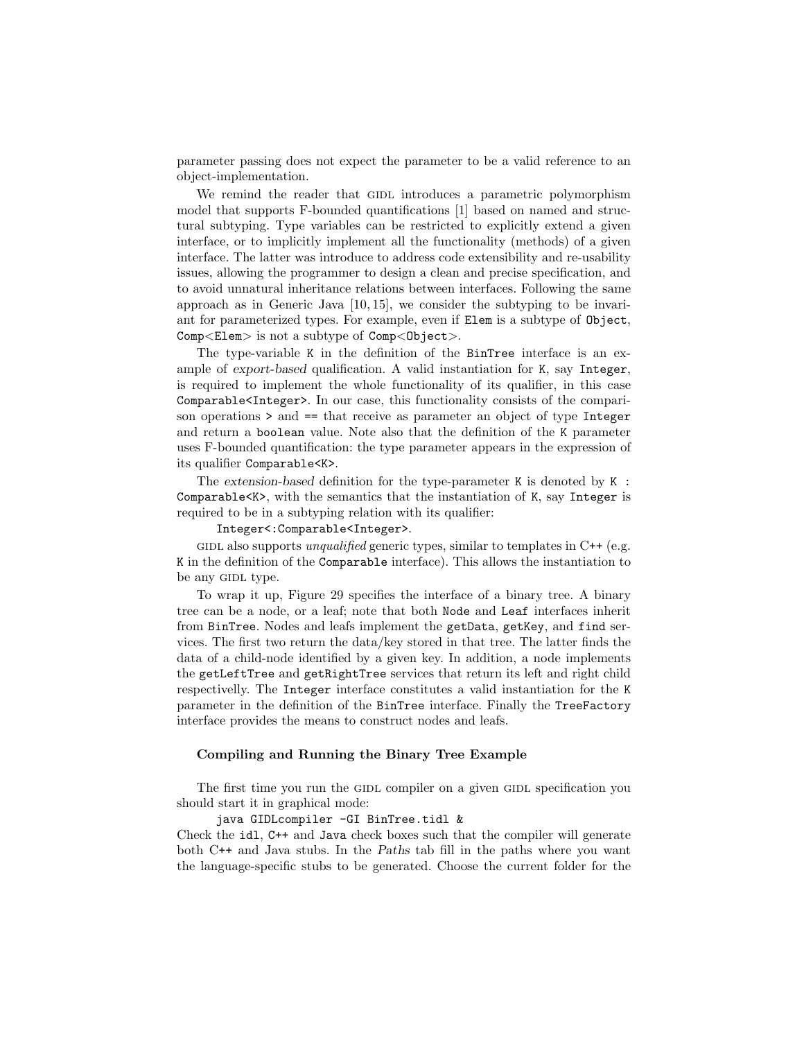parameter passing does not expect the parameter to be a valid reference to an object-implementation.

We remind the reader that GIDL introduces a parametric polymorphism model that supports F-bounded quantifications [1] based on named and structural subtyping. Type variables can be restricted to explicitly extend a given interface, or to implicitly implement all the functionality (methods) of a given interface. The latter was introduce to address code extensibility and re-usability issues, allowing the programmer to design a clean and precise specification, and to avoid unnatural inheritance relations between interfaces. Following the same approach as in Generic Java [10, 15], we consider the subtyping to be invariant for parameterized types. For example, even if `Elem` is a subtype of `Object`, `Comp<Elem>` is not a subtype of `Comp<Object>`.

The type-variable `K` in the definition of the `BinTree` interface is an example of *export-based* qualification. A valid instantiation for `K`, say `Integer`, is required to implement the whole functionality of its qualifier, in this case `Comparable<Integer>`. In our case, this functionality consists of the comparison operations `>` and `==` that receive as parameter an object of type `Integer` and return a `boolean` value. Note also that the definition of the `K` parameter uses F-bounded quantification: the type parameter appears in the expression of its qualifier `Comparable<K>`.

The *extension-based* definition for the type-parameter `K` is denoted by `K : Comparable<K>`, with the semantics that the instantiation of `K`, say `Integer` is required to be in a subtyping relation with its qualifier:

`Integer<:Comparable<Integer>`.

GIDL also supports *unqualified* generic types, similar to templates in C++ (e.g. `K` in the definition of the `Comparable` interface). This allows the instantiation to be any GIDL type.

To wrap it up, Figure 29 specifies the interface of a binary tree. A binary tree can be a node, or a leaf; note that both `Node` and `Leaf` interfaces inherit from `BinTree`. Nodes and leafs implement the `getData`, `getKey`, and `find` services. The first two return the data/key stored in that tree. The latter finds the data of a child-node identified by a given key. In addition, a node implements the `getLeftTree` and `getRightTree` services that return its left and right child respectivelly. The `Integer` interface constitutes a valid instantiation for the `K` parameter in the definition of the `BinTree` interface. Finally the `TreeFactory` interface provides the means to construct nodes and leafs.

#### Compiling and Running the Binary Tree Example

The first time you run the GIDL compiler on a given GIDL specification you should start it in graphical mode:

```
java GIDLcompiler -GI BinTree.tidl &
```

Check the `idl`, `C++` and `Java` check boxes such that the compiler will generate both C++ and Java stubs. In the *Paths* tab fill in the paths where you want the language-specific stubs to be generated. Choose the current folder for the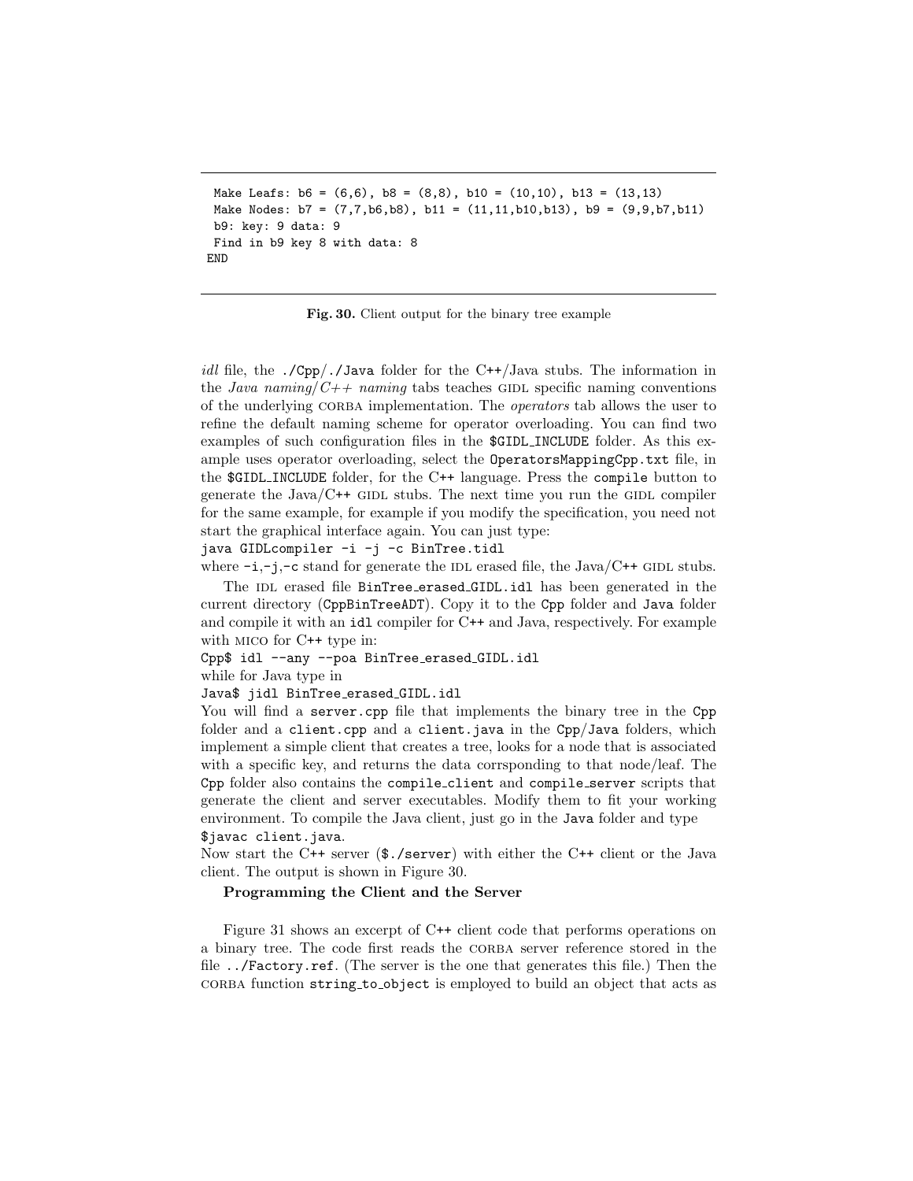```
 Make Leafs: b6 = (6,6), b8 = (8,8), b10 = (10,10), b13 = (13,13)
 Make Nodes: b7 = (7,7,b6,b8), b11 = (11,11,b10,b13), b9 = (9,9,b7,b11)
 b9: key: 9 data: 9
 Find in b9 key 8 with data: 8
END
```

**Fig. 30.** Client output for the binary tree example

*idl* file, the ./Cpp/./Java folder for the C++/Java stubs. The information in the *Java naming/C++ naming* tabs teaches GIDL specific naming conventions of the underlying CORBA implementation. The *operators* tab allows the user to refine the default naming scheme for operator overloading. You can find two examples of such configuration files in the $GIDL_INCLUDE folder. As this example uses operator overloading, select the OperatorsMappingCpp.txt file, in the $GIDL_INCLUDE folder, for the C++ language. Press the compile button to generate the Java/C++ GIDL stubs. The next time you run the GIDL compiler for the same example, for example if you modify the specification, you need not start the graphical interface again. You can just type:

java GIDLcompiler -i -j -c BinTree.tidl

where -i,-j,-c stand for generate the IDL erased file, the Java/C++ GIDL stubs.

The IDL erased file BinTree_erased_GIDL.idl has been generated in the current directory (CppBinTreeADT). Copy it to the Cpp folder and Java folder and compile it with an idl compiler for C++ and Java, respectively. For example with MICO for C++ type in:

Cpp$ idl --any --poa BinTree_erased_GIDL.idl

while for Java type in

Java$ jidl BinTree_erased_GIDL.idl

You will find a server.cpp file that implements the binary tree in the Cpp folder and a client.cpp and a client.java in the Cpp/Java folders, which implement a simple client that creates a tree, looks for a node that is associated with a specific key, and returns the data corrsponding to that node/leaf. The Cpp folder also contains the compile_client and compile_server scripts that generate the client and server executables. Modify them to fit your working environment. To compile the Java client, just go in the Java folder and type $javac client.java.

Now start the C++ server ($./server) with either the C++ client or the Java client. The output is shown in Figure 30.

**Programming the Client and the Server**

Figure 31 shows an excerpt of C++ client code that performs operations on a binary tree. The code first reads the CORBA server reference stored in the file ../Factory.ref. (The server is the one that generates this file.) Then the CORBA function string_to_object is employed to build an object that acts as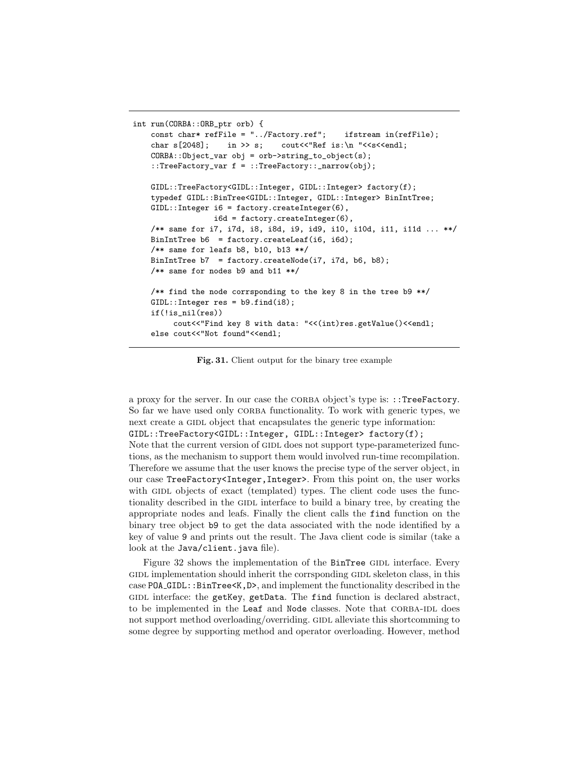```
int run(CORBA::ORB_ptr orb) {
    const char* refFile = "../Factory.ref";    ifstream in(refFile);
    char s[2048];    in >> s;    cout<<"Ref is:\n "<<s<<endl;
    CORBA::Object_var obj = orb->string_to_object(s);
    ::TreeFactory_var f = ::TreeFactory::_narrow(obj);

    GIDL::TreeFactory<GIDL::Integer, GIDL::Integer> factory(f);
    typedef GIDL::BinTree<GIDL::Integer, GIDL::Integer> BinIntTree;
    GIDL::Integer i6 = factory.createInteger(6),
                  i6d = factory.createInteger(6),
    /** same for i7, i7d, i8, i8d, i9, id9, i10, i10d, i11, i11d ... **/
    BinIntTree b6  = factory.createLeaf(i6, i6d);
    /** same for leafs b8, b10, b13 **/
    BinIntTree b7  = factory.createNode(i7, i7d, b6, b8);
    /** same for nodes b9 and b11 **/

    /** find the node corrsponding to the key 8 in the tree b9 **/
    GIDL::Integer res = b9.find(i8);
    if(!is_nil(res))
        cout<<"Find key 8 with data: "<<(int)res.getValue()<<endl;
    else cout<<"Not found"<<endl;
```

**Fig. 31.** Client output for the binary tree example

a proxy for the server. In our case the CORBA object's type is: `::TreeFactory`. So far we have used only CORBA functionality. To work with generic types, we next create a GIDL object that encapsulates the generic type information:
`GIDL::TreeFactory<GIDL::Integer, GIDL::Integer> factory(f);`
Note that the current version of GIDL does not support type-parameterized functions, as the mechanism to support them would involved run-time recompilation. Therefore we assume that the user knows the precise type of the server object, in our case `TreeFactory<Integer,Integer>`. From this point on, the user works with GIDL objects of exact (templated) types. The client code uses the functionality described in the GIDL interface to build a binary tree, by creating the appropriate nodes and leafs. Finally the client calls the `find` function on the binary tree object `b9` to get the data associated with the node identified by a key of value `9` and prints out the result. The Java client code is similar (take a look at the `Java/client.java` file).

Figure 32 shows the implementation of the `BinTree` GIDL interface. Every GIDL implementation should inherit the corrsponding GIDL skeleton class, in this case `POA_GIDL::BinTree<K,D>`, and implement the functionality described in the GIDL interface: the `getKey`, `getData`. The `find` function is declared abstract, to be implemented in the `Leaf` and `Node` classes. Note that CORBA-IDL does not support method overloading/overriding. GIDL alleviate this shortcomming to some degree by supporting method and operator overloading. However, method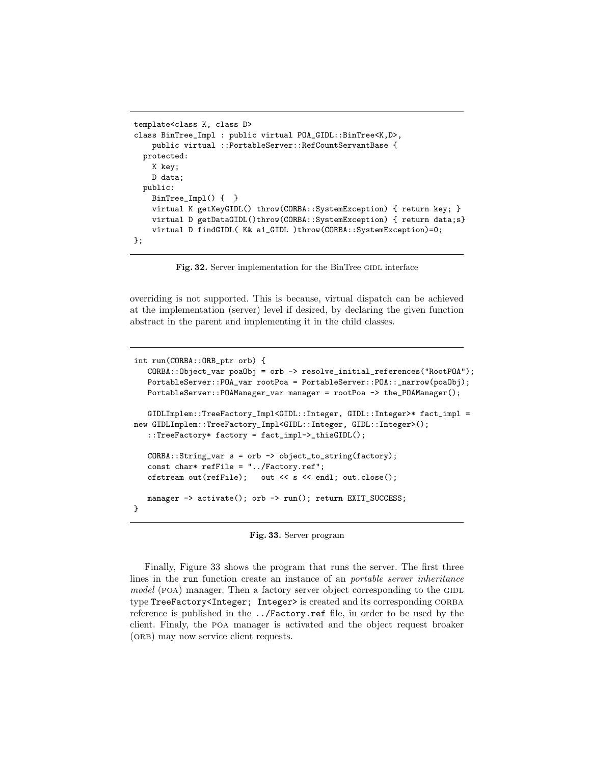```
template<class K, class D>
class BinTree_Impl : public virtual POA_GIDL::BinTree<K,D>,
    public virtual ::PortableServer::RefCountServantBase {
  protected:
    K key;
    D data;
  public:
    BinTree_Impl() {  }
    virtual K getKeyGIDL() throw(CORBA::SystemException) { return key; }
    virtual D getDataGIDL()throw(CORBA::SystemException) { return data;s}
    virtual D findGIDL( K& a1_GIDL )throw(CORBA::SystemException)=0;
};
```

**Fig. 32.** Server implementation for the BinTree GIDL interface

overriding is not supported. This is because, virtual dispatch can be achieved at the implementation (server) level if desired, by declaring the given function abstract in the parent and implementing it in the child classes.

```
int run(CORBA::ORB_ptr orb) {
   CORBA::Object_var poaObj = orb -> resolve_initial_references("RootPOA");
   PortableServer::POA_var rootPoa = PortableServer::POA::_narrow(poaObj);
   PortableServer::POAManager_var manager = rootPoa -> the_POAManager();

   GIDLImplem::TreeFactory_Impl<GIDL::Integer, GIDL::Integer>* fact_impl =
new GIDLImplem::TreeFactory_Impl<GIDL::Integer, GIDL::Integer>();
   ::TreeFactory* factory = fact_impl->_thisGIDL();

   CORBA::String_var s = orb -> object_to_string(factory);
   const char* refFile = "../Factory.ref";
   ofstream out(refFile);   out << s << endl; out.close();

   manager -> activate(); orb -> run(); return EXIT_SUCCESS;
}
```

**Fig. 33.** Server program

Finally, Figure 33 shows the program that runs the server. The first three lines in the `run` function create an instance of an *portable server inheritance model* (POA) manager. Then a factory server object corresponding to the GIDL type `TreeFactory<Integer; Integer>` is created and its corresponding CORBA reference is published in the `../Factory.ref` file, in order to be used by the client. Finaly, the POA manager is activated and the object request broaker (ORB) may now service client requests.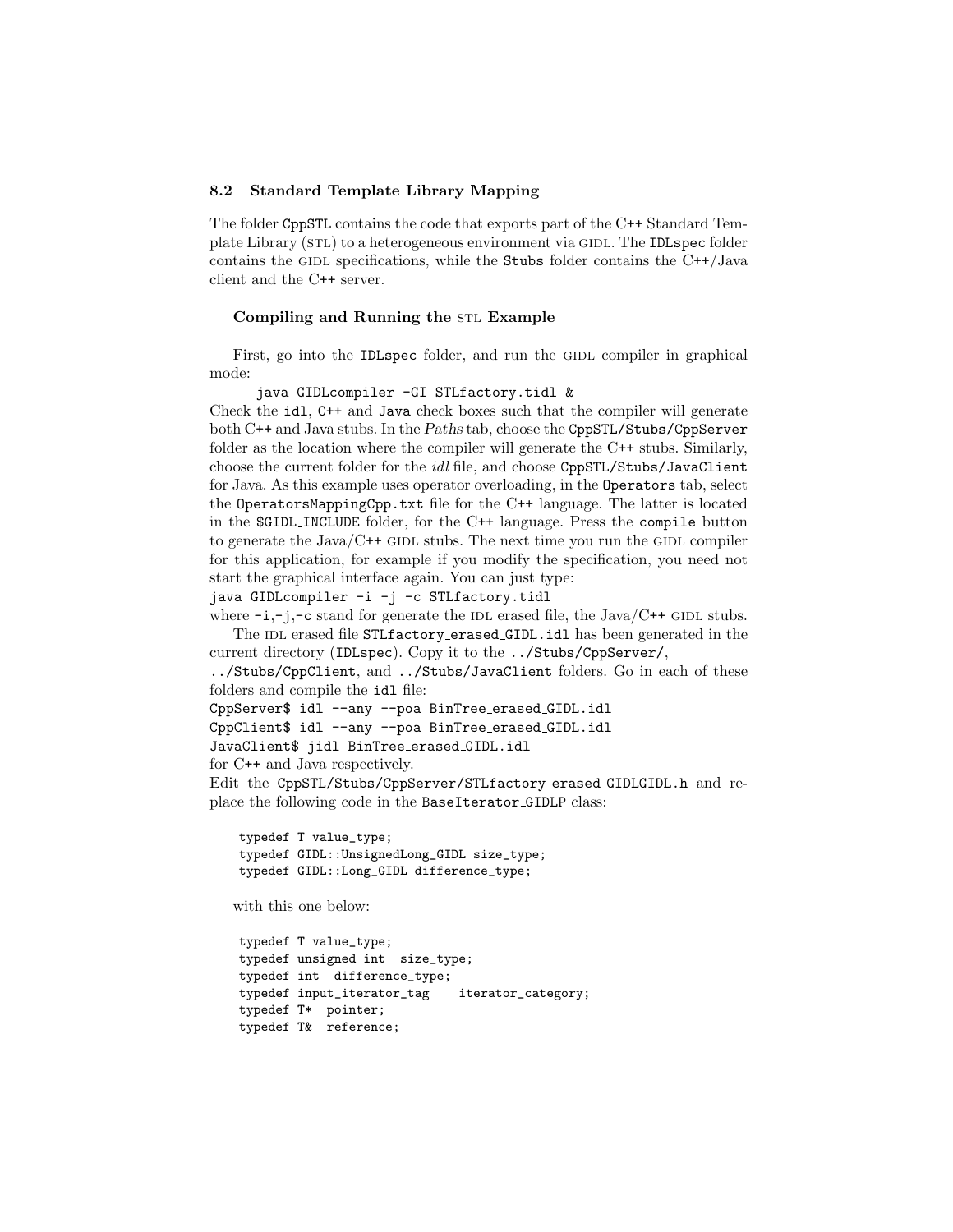### 8.2 Standard Template Library Mapping

The folder CppSTL contains the code that exports part of the C++ Standard Template Library (STL) to a heterogeneous environment via GIDL. The IDLspec folder contains the GIDL specifications, while the Stubs folder contains the C++/Java client and the C++ server.

#### Compiling and Running the STL Example

First, go into the IDLspec folder, and run the GIDL compiler in graphical mode:

```
java GIDLcompiler -GI STLfactory.tidl &
```

Check the idl, C++ and Java check boxes such that the compiler will generate both C++ and Java stubs. In the *Paths* tab, choose the CppSTL/Stubs/CppServer folder as the location where the compiler will generate the C++ stubs. Similarly, choose the current folder for the *idl* file, and choose CppSTL/Stubs/JavaClient for Java. As this example uses operator overloading, in the Operators tab, select the OperatorsMappingCpp.txt file for the C++ language. The latter is located in the $GIDL_INCLUDE folder, for the C++ language. Press the compile button to generate the Java/C++ GIDL stubs. The next time you run the GIDL compiler for this application, for example if you modify the specification, you need not start the graphical interface again. You can just type:

```
java GIDLcompiler -i -j -c STLfactory.tidl
```

where -i,-j,-c stand for generate the IDL erased file, the Java/C++ GIDL stubs.

The IDL erased file STLfactory_erased_GIDL.idl has been generated in the current directory (IDLspec). Copy it to the ../Stubs/CppServer/, ../Stubs/CppClient, and ../Stubs/JavaClient folders. Go in each of these folders and compile the idl file:

```
CppServer$ idl --any --poa BinTree_erased_GIDL.idl
CppClient$ idl --any --poa BinTree_erased_GIDL.idl
JavaClient$ jidl BinTree_erased_GIDL.idl
```

for C++ and Java respectively.

Edit the CppSTL/Stubs/CppServer/STLfactory_erased_GIDLGIDL.h and replace the following code in the BaseIterator_GIDLP class:

```
typedef T value_type;
typedef GIDL::UnsignedLong_GIDL size_type;
typedef GIDL::Long_GIDL difference_type;
```

with this one below:

```
typedef T value_type;
typedef unsigned int  size_type;
typedef int  difference_type;
typedef input_iterator_tag    iterator_category;
typedef T*  pointer;
typedef T&  reference;
```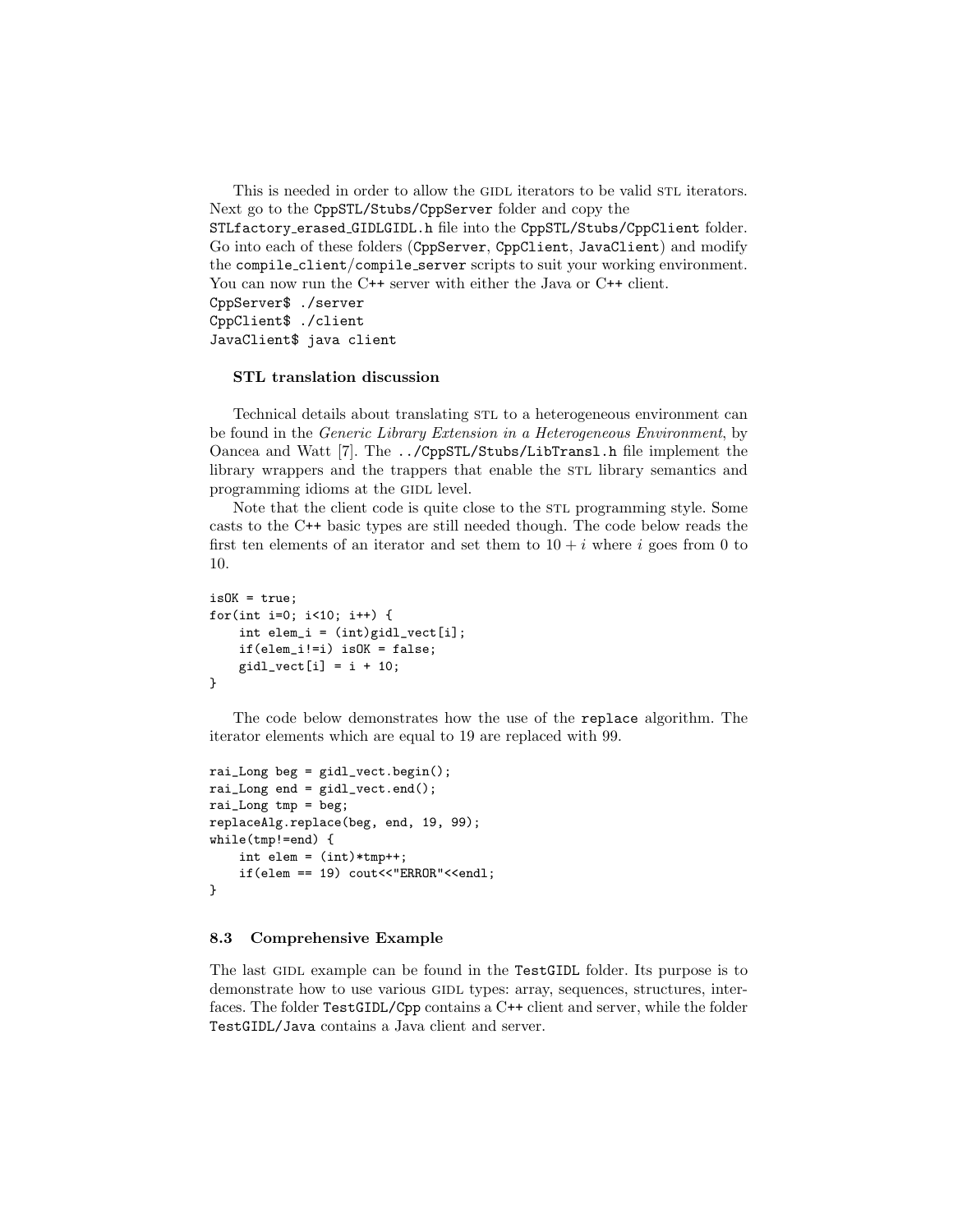This is needed in order to allow the GIDL iterators to be valid STL iterators. Next go to the `CppSTL/Stubs/CppServer` folder and copy the `STLfactory_erased_GIDLGIDL.h` file into the `CppSTL/Stubs/CppClient` folder. Go into each of these folders (`CppServer`, `CppClient`, `JavaClient`) and modify the `compile_client`/`compile_server` scripts to suit your working environment. You can now run the C++ server with either the Java or C++ client.

```
CppServer$ ./server
CppClient$ ./client
JavaClient$ java client
```

**STL translation discussion**

Technical details about translating STL to a heterogeneous environment can be found in the *Generic Library Extension in a Heterogeneous Environment*, by Oancea and Watt [7]. The `../CppSTL/Stubs/LibTransl.h` file implement the library wrappers and the trappers that enable the STL library semantics and programming idioms at the GIDL level.

Note that the client code is quite close to the STL programming style. Some casts to the C++ basic types are still needed though. The code below reads the first ten elements of an iterator and set them to $10 + i$ where $i$ goes from 0 to 10.

```
isOK = true;
for(int i=0; i<10; i++) {
    int elem_i = (int)gidl_vect[i];
    if(elem_i!=i) isOK = false;
    gidl_vect[i] = i + 10;
}
```

The code below demonstrates how the use of the `replace` algorithm. The iterator elements which are equal to 19 are replaced with 99.

```
rai_Long beg = gidl_vect.begin();
rai_Long end = gidl_vect.end();
rai_Long tmp = beg;
replaceAlg.replace(beg, end, 19, 99);
while(tmp!=end) {
    int elem = (int)*tmp++;
    if(elem == 19) cout<<"ERROR"<<endl;
}
```

### 8.3 Comprehensive Example

The last GIDL example can be found in the `TestGIDL` folder. Its purpose is to demonstrate how to use various GIDL types: array, sequences, structures, interfaces. The folder `TestGIDL/Cpp` contains a C++ client and server, while the folder `TestGIDL/Java` contains a Java client and server.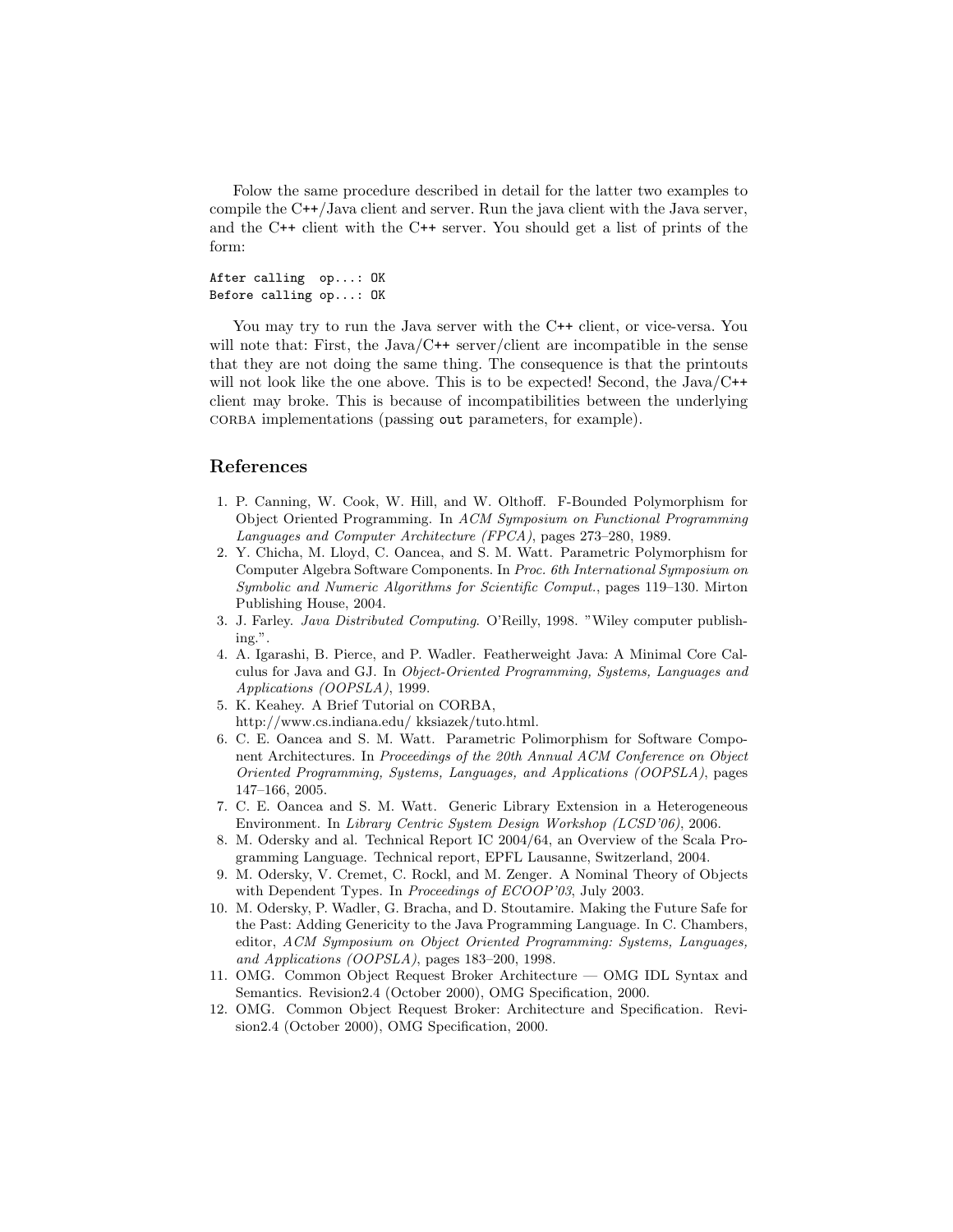Folow the same procedure described in detail for the latter two examples to compile the C++/Java client and server. Run the java client with the Java server, and the C++ client with the C++ server. You should get a list of prints of the form:

```
After calling  op...: OK
Before calling op...: OK
```

You may try to run the Java server with the C++ client, or vice-versa. You will note that: First, the Java/C++ server/client are incompatible in the sense that they are not doing the same thing. The consequence is that the printouts will not look like the one above. This is to be expected! Second, the Java/C++ client may broke. This is because of incompatibilities between the underlying CORBA implementations (passing `out` parameters, for example).

## References

1. P. Canning, W. Cook, W. Hill, and W. Olthoff. F-Bounded Polymorphism for Object Oriented Programming. In *ACM Symposium on Functional Programming Languages and Computer Architecture (FPCA)*, pages 273–280, 1989.
2. Y. Chicha, M. Lloyd, C. Oancea, and S. M. Watt. Parametric Polymorphism for Computer Algebra Software Components. In *Proc. 6th International Symposium on Symbolic and Numeric Algorithms for Scientific Comput.*, pages 119–130. Mirton Publishing House, 2004.
3. J. Farley. *Java Distributed Computing*. O'Reilly, 1998. "Wiley computer publishing.".
4. A. Igarashi, B. Pierce, and P. Wadler. Featherweight Java: A Minimal Core Calculus for Java and GJ. In *Object-Oriented Programming, Systems, Languages and Applications (OOPSLA)*, 1999.
5. K. Keahey. A Brief Tutorial on CORBA, http://www.cs.indiana.edu/ kksiazek/tuto.html.
6. C. E. Oancea and S. M. Watt. Parametric Polimorphism for Software Component Architectures. In *Proceedings of the 20th Annual ACM Conference on Object Oriented Programming, Systems, Languages, and Applications (OOPSLA)*, pages 147–166, 2005.
7. C. E. Oancea and S. M. Watt. Generic Library Extension in a Heterogeneous Environment. In *Library Centric System Design Workshop (LCSD'06)*, 2006.
8. M. Odersky and al. Technical Report IC 2004/64, an Overview of the Scala Programming Language. Technical report, EPFL Lausanne, Switzerland, 2004.
9. M. Odersky, V. Cremet, C. Rockl, and M. Zenger. A Nominal Theory of Objects with Dependent Types. In *Proceedings of ECOOP'03*, July 2003.
10. M. Odersky, P. Wadler, G. Bracha, and D. Stoutamire. Making the Future Safe for the Past: Adding Genericity to the Java Programming Language. In C. Chambers, editor, *ACM Symposium on Object Oriented Programming: Systems, Languages, and Applications (OOPSLA)*, pages 183–200, 1998.
11. OMG. Common Object Request Broker Architecture — OMG IDL Syntax and Semantics. Revision2.4 (October 2000), OMG Specification, 2000.
12. OMG. Common Object Request Broker: Architecture and Specification. Revision2.4 (October 2000), OMG Specification, 2000.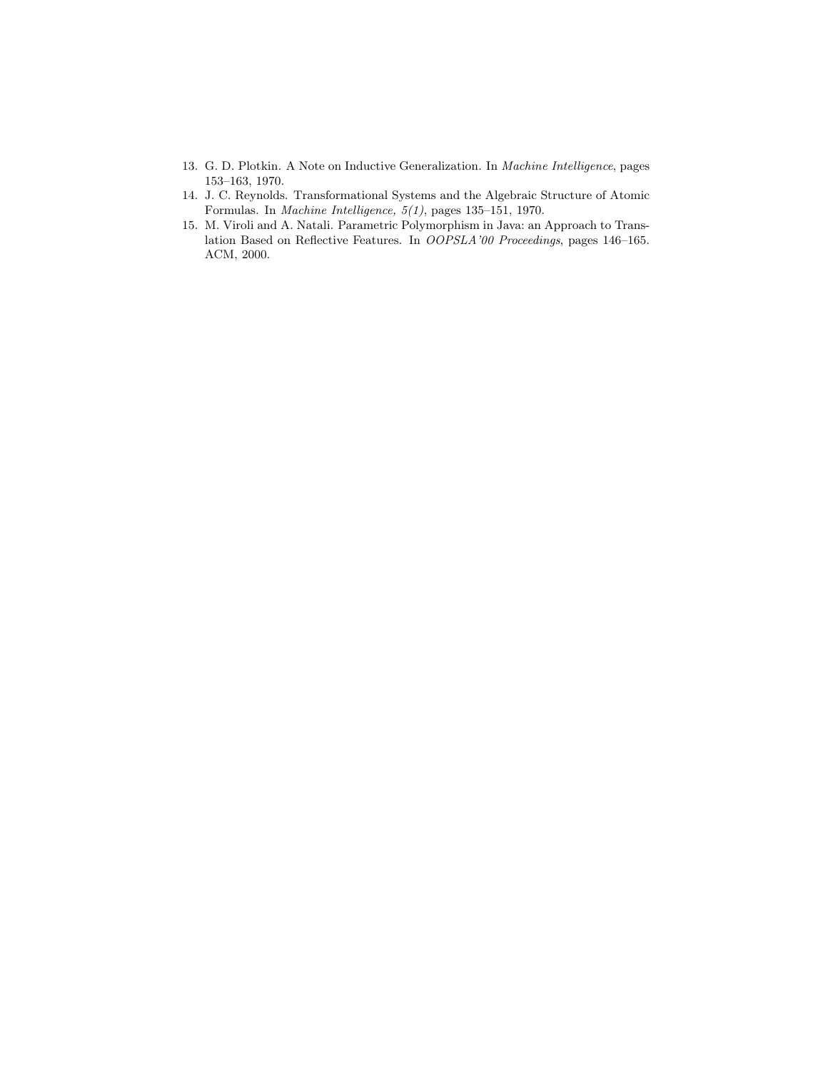13. G. D. Plotkin. A Note on Inductive Generalization. In *Machine Intelligence*, pages 153–163, 1970.
14. J. C. Reynolds. Transformational Systems and the Algebraic Structure of Atomic Formulas. In *Machine Intelligence, 5(1)*, pages 135–151, 1970.
15. M. Viroli and A. Natali. Parametric Polymorphism in Java: an Approach to Translation Based on Reflective Features. In *OOPSLA'00 Proceedings*, pages 146–165. ACM, 2000.